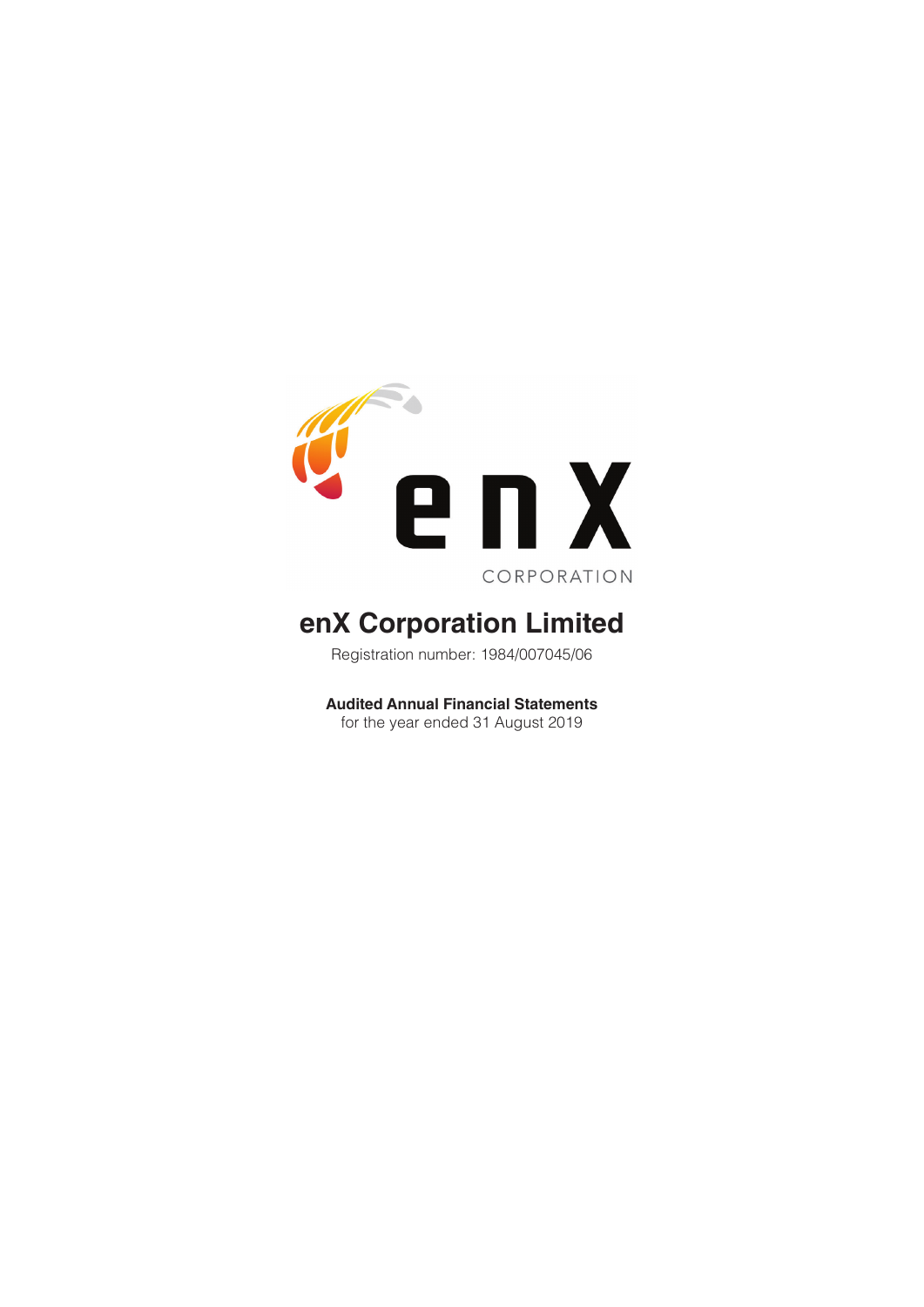# enX Corporation Limited

Registration number: 1984/007045/06

**Audited Annual Financial Statements**
for the year ended 31 August 2019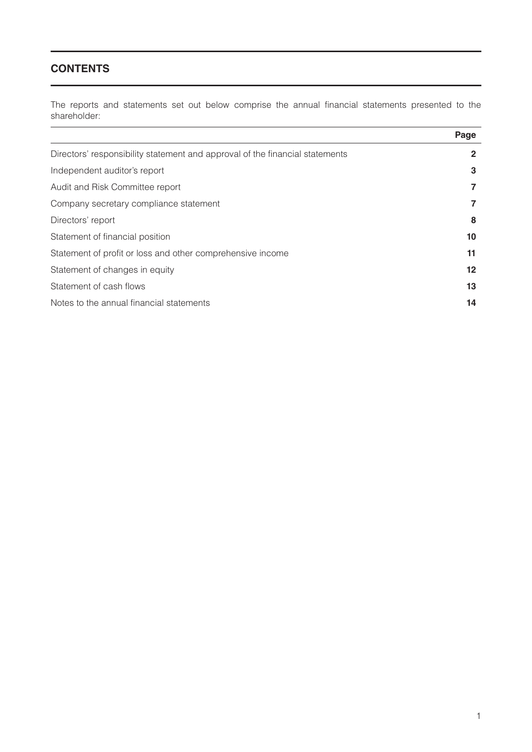## CONTENTS

The reports and statements set out below comprise the annual financial statements presented to the shareholder:

| | Page |
|---|---|
| Directors' responsibility statement and approval of the financial statements | 2 |
| Independent auditor's report | 3 |
| Audit and Risk Committee report | 7 |
| Company secretary compliance statement | 7 |
| Directors' report | 8 |
| Statement of financial position | 10 |
| Statement of profit or loss and other comprehensive income | 11 |
| Statement of changes in equity | 12 |
| Statement of cash flows | 13 |
| Notes to the annual financial statements | 14 |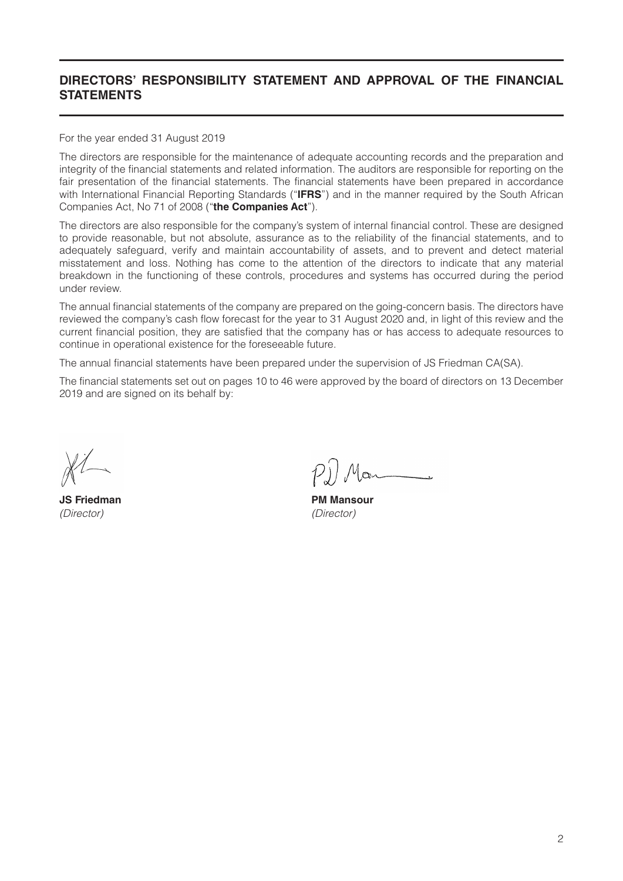# DIRECTORS' RESPONSIBILITY STATEMENT AND APPROVAL OF THE FINANCIAL STATEMENTS

For the year ended 31 August 2019

The directors are responsible for the maintenance of adequate accounting records and the preparation and integrity of the financial statements and related information. The auditors are responsible for reporting on the fair presentation of the financial statements. The financial statements have been prepared in accordance with International Financial Reporting Standards ("**IFRS**") and in the manner required by the South African Companies Act, No 71 of 2008 ("**the Companies Act**").

The directors are also responsible for the company's system of internal financial control. These are designed to provide reasonable, but not absolute, assurance as to the reliability of the financial statements, and to adequately safeguard, verify and maintain accountability of assets, and to prevent and detect material misstatement and loss. Nothing has come to the attention of the directors to indicate that any material breakdown in the functioning of these controls, procedures and systems has occurred during the period under review.

The annual financial statements of the company are prepared on the going-concern basis. The directors have reviewed the company's cash flow forecast for the year to 31 August 2020 and, in light of this review and the current financial position, they are satisfied that the company has or has access to adequate resources to continue in operational existence for the foreseeable future.

The annual financial statements have been prepared under the supervision of JS Friedman CA(SA).

The financial statements set out on pages 10 to 46 were approved by the board of directors on 13 December 2019 and are signed on its behalf by:

**JS Friedman**
*(Director)*

**PM Mansour**
*(Director)*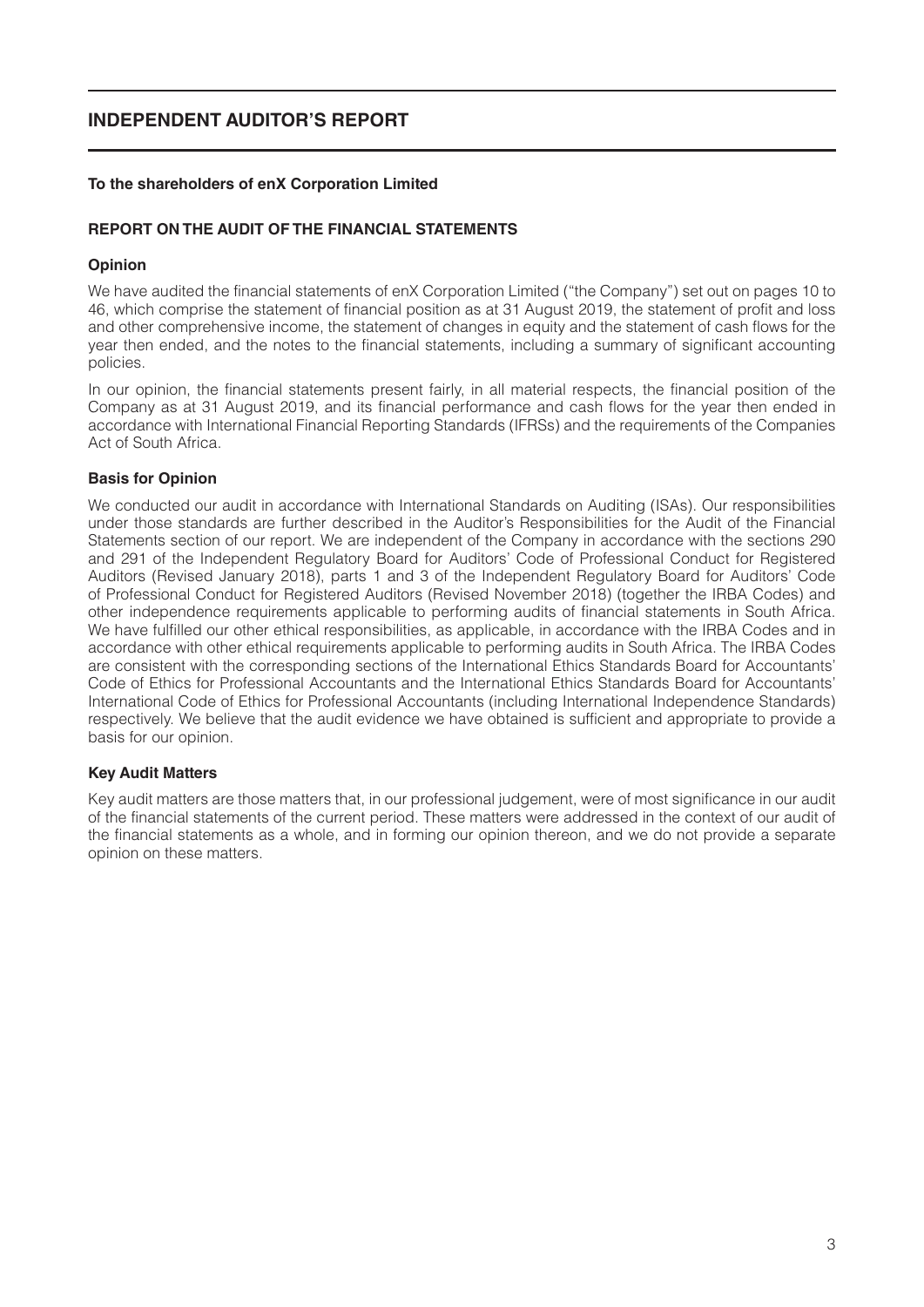# INDEPENDENT AUDITOR'S REPORT

**To the shareholders of enX Corporation Limited**

## REPORT ON THE AUDIT OF THE FINANCIAL STATEMENTS

### Opinion

We have audited the financial statements of enX Corporation Limited ("the Company") set out on pages 10 to 46, which comprise the statement of financial position as at 31 August 2019, the statement of profit and loss and other comprehensive income, the statement of changes in equity and the statement of cash flows for the year then ended, and the notes to the financial statements, including a summary of significant accounting policies.

In our opinion, the financial statements present fairly, in all material respects, the financial position of the Company as at 31 August 2019, and its financial performance and cash flows for the year then ended in accordance with International Financial Reporting Standards (IFRSs) and the requirements of the Companies Act of South Africa.

### Basis for Opinion

We conducted our audit in accordance with International Standards on Auditing (ISAs). Our responsibilities under those standards are further described in the Auditor's Responsibilities for the Audit of the Financial Statements section of our report. We are independent of the Company in accordance with the sections 290 and 291 of the Independent Regulatory Board for Auditors' Code of Professional Conduct for Registered Auditors (Revised January 2018), parts 1 and 3 of the Independent Regulatory Board for Auditors' Code of Professional Conduct for Registered Auditors (Revised November 2018) (together the IRBA Codes) and other independence requirements applicable to performing audits of financial statements in South Africa. We have fulfilled our other ethical responsibilities, as applicable, in accordance with the IRBA Codes and in accordance with other ethical requirements applicable to performing audits in South Africa. The IRBA Codes are consistent with the corresponding sections of the International Ethics Standards Board for Accountants' Code of Ethics for Professional Accountants and the International Ethics Standards Board for Accountants' International Code of Ethics for Professional Accountants (including International Independence Standards) respectively. We believe that the audit evidence we have obtained is sufficient and appropriate to provide a basis for our opinion.

### Key Audit Matters

Key audit matters are those matters that, in our professional judgement, were of most significance in our audit of the financial statements of the current period. These matters were addressed in the context of our audit of the financial statements as a whole, and in forming our opinion thereon, and we do not provide a separate opinion on these matters.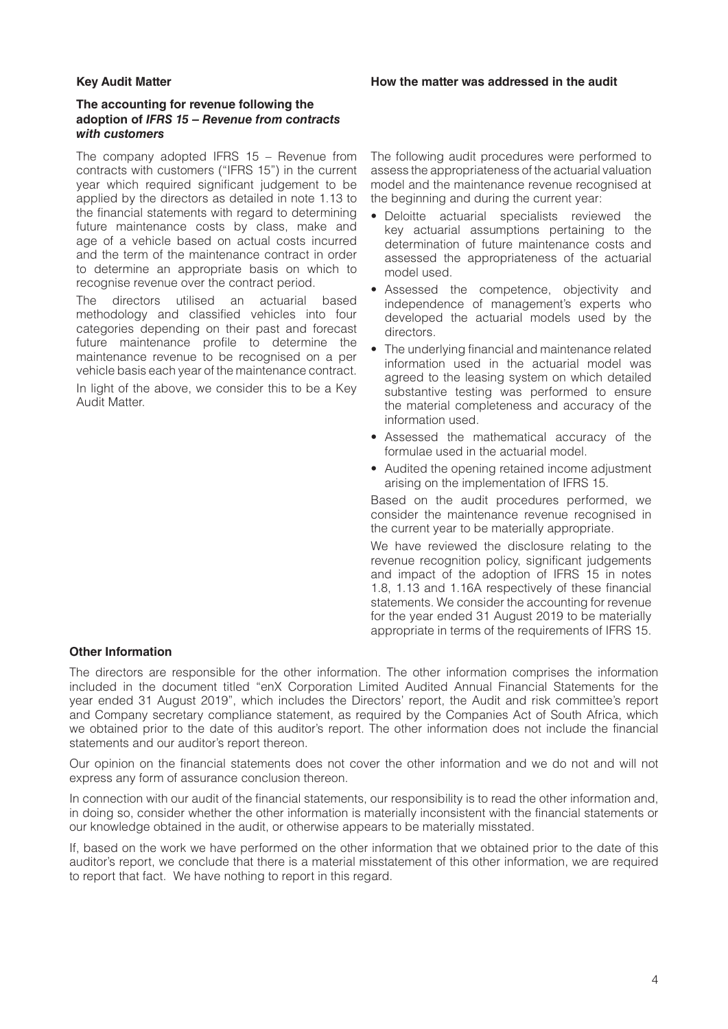| Key Audit Matter | How the matter was addressed in the audit |
|---|---|
| **The accounting for revenue following the adoption of *IFRS 15 – Revenue from contracts with customers*** | |
| The company adopted IFRS 15 – Revenue from contracts with customers ("IFRS 15") in the current year which required significant judgement to be applied by the directors as detailed in note 1.13 to the financial statements with regard to determining future maintenance costs by class, make and age of a vehicle based on actual costs incurred and the term of the maintenance contract in order to determine an appropriate basis on which to recognise revenue over the contract period.<br><br>The directors utilised an actuarial based methodology and classified vehicles into four categories depending on their past and forecast future maintenance profile to determine the maintenance revenue to be recognised on a per vehicle basis each year of the maintenance contract.<br><br>In light of the above, we consider this to be a Key Audit Matter. | The following audit procedures were performed to assess the appropriateness of the actuarial valuation model and the maintenance revenue recognised at the beginning and during the current year:<br>• Deloitte actuarial specialists reviewed the key actuarial assumptions pertaining to the determination of future maintenance costs and assessed the appropriateness of the actuarial model used.<br>• Assessed the competence, objectivity and independence of management's experts who developed the actuarial models used by the directors.<br>• The underlying financial and maintenance related information used in the actuarial model was agreed to the leasing system on which detailed substantive testing was performed to ensure the material completeness and accuracy of the information used.<br>• Assessed the mathematical accuracy of the formulae used in the actuarial model.<br>• Audited the opening retained income adjustment arising on the implementation of IFRS 15.<br><br>Based on the audit procedures performed, we consider the maintenance revenue recognised in the current year to be materially appropriate.<br><br>We have reviewed the disclosure relating to the revenue recognition policy, significant judgements and impact of the adoption of IFRS 15 in notes 1.8, 1.13 and 1.16A respectively of these financial statements. We consider the accounting for revenue for the year ended 31 August 2019 to be materially appropriate in terms of the requirements of IFRS 15. |

### Other Information

The directors are responsible for the other information. The other information comprises the information included in the document titled "enX Corporation Limited Audited Annual Financial Statements for the year ended 31 August 2019", which includes the Directors' report, the Audit and risk committee's report and Company secretary compliance statement, as required by the Companies Act of South Africa, which we obtained prior to the date of this auditor's report. The other information does not include the financial statements and our auditor's report thereon.

Our opinion on the financial statements does not cover the other information and we do not and will not express any form of assurance conclusion thereon.

In connection with our audit of the financial statements, our responsibility is to read the other information and, in doing so, consider whether the other information is materially inconsistent with the financial statements or our knowledge obtained in the audit, or otherwise appears to be materially misstated.

If, based on the work we have performed on the other information that we obtained prior to the date of this auditor's report, we conclude that there is a material misstatement of this other information, we are required to report that fact. We have nothing to report in this regard.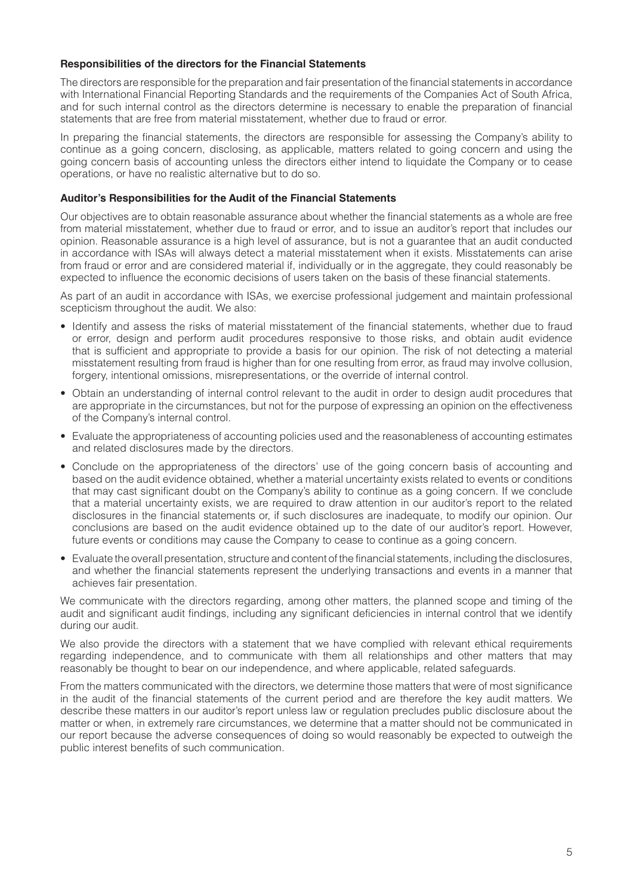**Responsibilities of the directors for the Financial Statements**

The directors are responsible for the preparation and fair presentation of the financial statements in accordance with International Financial Reporting Standards and the requirements of the Companies Act of South Africa, and for such internal control as the directors determine is necessary to enable the preparation of financial statements that are free from material misstatement, whether due to fraud or error.

In preparing the financial statements, the directors are responsible for assessing the Company's ability to continue as a going concern, disclosing, as applicable, matters related to going concern and using the going concern basis of accounting unless the directors either intend to liquidate the Company or to cease operations, or have no realistic alternative but to do so.

**Auditor's Responsibilities for the Audit of the Financial Statements**

Our objectives are to obtain reasonable assurance about whether the financial statements as a whole are free from material misstatement, whether due to fraud or error, and to issue an auditor's report that includes our opinion. Reasonable assurance is a high level of assurance, but is not a guarantee that an audit conducted in accordance with ISAs will always detect a material misstatement when it exists. Misstatements can arise from fraud or error and are considered material if, individually or in the aggregate, they could reasonably be expected to influence the economic decisions of users taken on the basis of these financial statements.

As part of an audit in accordance with ISAs, we exercise professional judgement and maintain professional scepticism throughout the audit. We also:

- Identify and assess the risks of material misstatement of the financial statements, whether due to fraud or error, design and perform audit procedures responsive to those risks, and obtain audit evidence that is sufficient and appropriate to provide a basis for our opinion. The risk of not detecting a material misstatement resulting from fraud is higher than for one resulting from error, as fraud may involve collusion, forgery, intentional omissions, misrepresentations, or the override of internal control.
- Obtain an understanding of internal control relevant to the audit in order to design audit procedures that are appropriate in the circumstances, but not for the purpose of expressing an opinion on the effectiveness of the Company's internal control.
- Evaluate the appropriateness of accounting policies used and the reasonableness of accounting estimates and related disclosures made by the directors.
- Conclude on the appropriateness of the directors' use of the going concern basis of accounting and based on the audit evidence obtained, whether a material uncertainty exists related to events or conditions that may cast significant doubt on the Company's ability to continue as a going concern. If we conclude that a material uncertainty exists, we are required to draw attention in our auditor's report to the related disclosures in the financial statements or, if such disclosures are inadequate, to modify our opinion. Our conclusions are based on the audit evidence obtained up to the date of our auditor's report. However, future events or conditions may cause the Company to cease to continue as a going concern.
- Evaluate the overall presentation, structure and content of the financial statements, including the disclosures, and whether the financial statements represent the underlying transactions and events in a manner that achieves fair presentation.

We communicate with the directors regarding, among other matters, the planned scope and timing of the audit and significant audit findings, including any significant deficiencies in internal control that we identify during our audit.

We also provide the directors with a statement that we have complied with relevant ethical requirements regarding independence, and to communicate with them all relationships and other matters that may reasonably be thought to bear on our independence, and where applicable, related safeguards.

From the matters communicated with the directors, we determine those matters that were of most significance in the audit of the financial statements of the current period and are therefore the key audit matters. We describe these matters in our auditor's report unless law or regulation precludes public disclosure about the matter or when, in extremely rare circumstances, we determine that a matter should not be communicated in our report because the adverse consequences of doing so would reasonably be expected to outweigh the public interest benefits of such communication.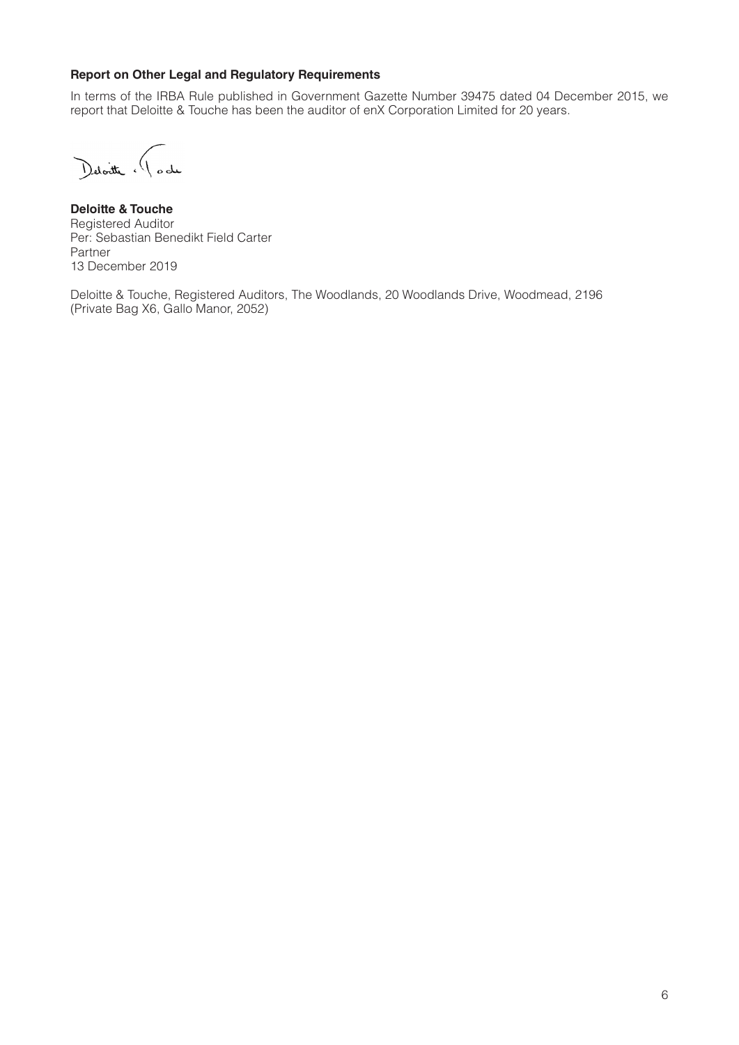**Report on Other Legal and Regulatory Requirements**

In terms of the IRBA Rule published in Government Gazette Number 39475 dated 04 December 2015, we report that Deloitte & Touche has been the auditor of enX Corporation Limited for 20 years.

Deloitte & Touche

**Deloitte & Touche**
Registered Auditor
Per: Sebastian Benedikt Field Carter
Partner
13 December 2019

Deloitte & Touche, Registered Auditors, The Woodlands, 20 Woodlands Drive, Woodmead, 2196
(Private Bag X6, Gallo Manor, 2052)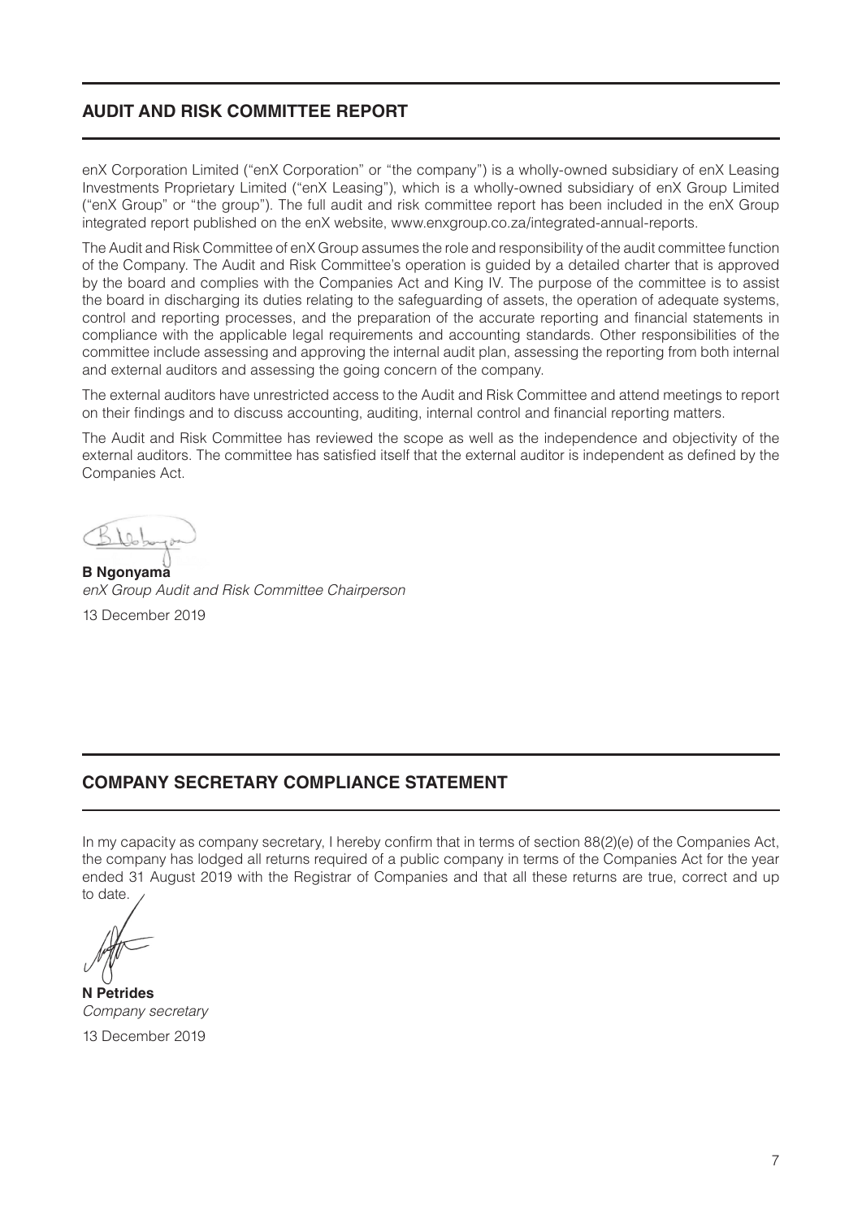## AUDIT AND RISK COMMITTEE REPORT

enX Corporation Limited ("enX Corporation" or "the company") is a wholly-owned subsidiary of enX Leasing Investments Proprietary Limited ("enX Leasing"), which is a wholly-owned subsidiary of enX Group Limited ("enX Group" or "the group"). The full audit and risk committee report has been included in the enX Group integrated report published on the enX website, www.enxgroup.co.za/integrated-annual-reports.

The Audit and Risk Committee of enX Group assumes the role and responsibility of the audit committee function of the Company. The Audit and Risk Committee's operation is guided by a detailed charter that is approved by the board and complies with the Companies Act and King IV. The purpose of the committee is to assist the board in discharging its duties relating to the safeguarding of assets, the operation of adequate systems, control and reporting processes, and the preparation of the accurate reporting and financial statements in compliance with the applicable legal requirements and accounting standards. Other responsibilities of the committee include assessing and approving the internal audit plan, assessing the reporting from both internal and external auditors and assessing the going concern of the company.

The external auditors have unrestricted access to the Audit and Risk Committee and attend meetings to report on their findings and to discuss accounting, auditing, internal control and financial reporting matters.

The Audit and Risk Committee has reviewed the scope as well as the independence and objectivity of the external auditors. The committee has satisfied itself that the external auditor is independent as defined by the Companies Act.

**B Ngonyama**
*enX Group Audit and Risk Committee Chairperson*
13 December 2019

## COMPANY SECRETARY COMPLIANCE STATEMENT

In my capacity as company secretary, I hereby confirm that in terms of section 88(2)(e) of the Companies Act, the company has lodged all returns required of a public company in terms of the Companies Act for the year ended 31 August 2019 with the Registrar of Companies and that all these returns are true, correct and up to date.

**N Petrides**
*Company secretary*
13 December 2019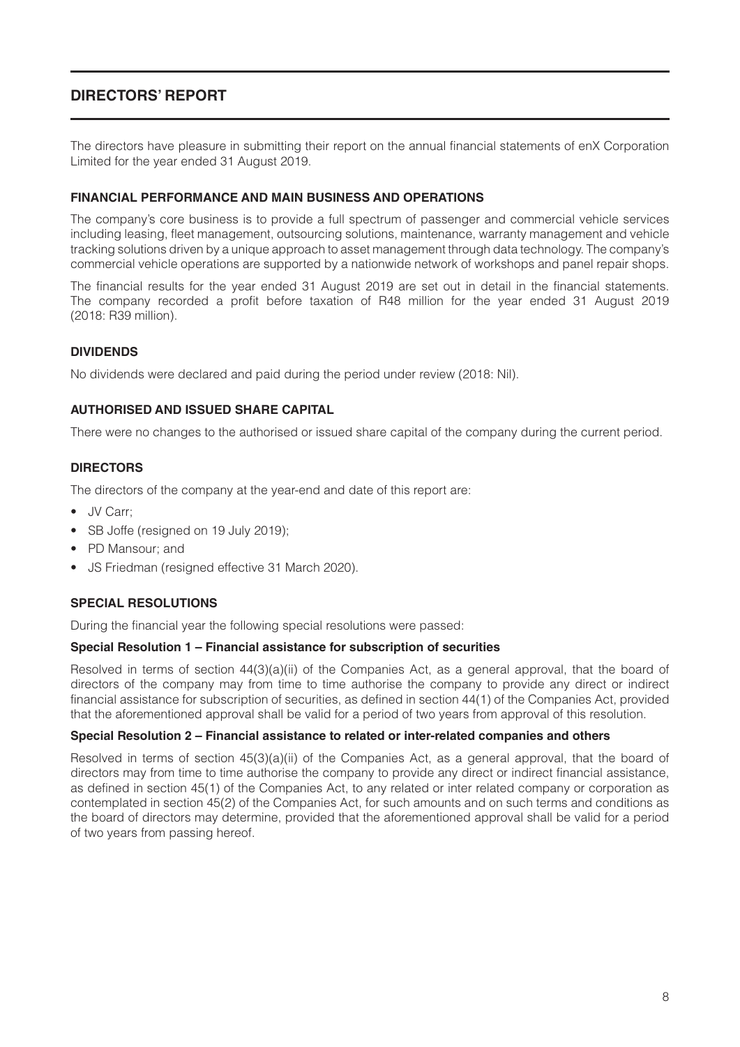# DIRECTORS' REPORT

The directors have pleasure in submitting their report on the annual financial statements of enX Corporation Limited for the year ended 31 August 2019.

## FINANCIAL PERFORMANCE AND MAIN BUSINESS AND OPERATIONS

The company's core business is to provide a full spectrum of passenger and commercial vehicle services including leasing, fleet management, outsourcing solutions, maintenance, warranty management and vehicle tracking solutions driven by a unique approach to asset management through data technology. The company's commercial vehicle operations are supported by a nationwide network of workshops and panel repair shops.

The financial results for the year ended 31 August 2019 are set out in detail in the financial statements. The company recorded a profit before taxation of R48 million for the year ended 31 August 2019 (2018: R39 million).

## DIVIDENDS

No dividends were declared and paid during the period under review (2018: Nil).

## AUTHORISED AND ISSUED SHARE CAPITAL

There were no changes to the authorised or issued share capital of the company during the current period.

## DIRECTORS

The directors of the company at the year-end and date of this report are:

- JV Carr;
- SB Joffe (resigned on 19 July 2019);
- PD Mansour; and
- JS Friedman (resigned effective 31 March 2020).

## SPECIAL RESOLUTIONS

During the financial year the following special resolutions were passed:

### Special Resolution 1 – Financial assistance for subscription of securities

Resolved in terms of section 44(3)(a)(ii) of the Companies Act, as a general approval, that the board of directors of the company may from time to time authorise the company to provide any direct or indirect financial assistance for subscription of securities, as defined in section 44(1) of the Companies Act, provided that the aforementioned approval shall be valid for a period of two years from approval of this resolution.

### Special Resolution 2 – Financial assistance to related or inter-related companies and others

Resolved in terms of section 45(3)(a)(ii) of the Companies Act, as a general approval, that the board of directors may from time to time authorise the company to provide any direct or indirect financial assistance, as defined in section 45(1) of the Companies Act, to any related or inter related company or corporation as contemplated in section 45(2) of the Companies Act, for such amounts and on such terms and conditions as the board of directors may determine, provided that the aforementioned approval shall be valid for a period of two years from passing hereof.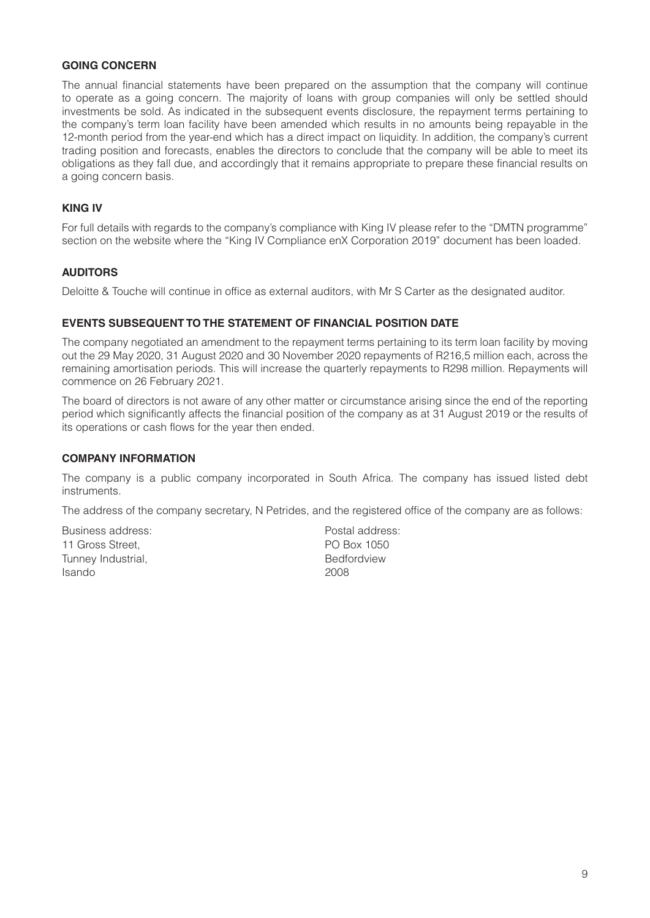## GOING CONCERN

The annual financial statements have been prepared on the assumption that the company will continue to operate as a going concern. The majority of loans with group companies will only be settled should investments be sold. As indicated in the subsequent events disclosure, the repayment terms pertaining to the company's term loan facility have been amended which results in no amounts being repayable in the 12-month period from the year-end which has a direct impact on liquidity. In addition, the company's current trading position and forecasts, enables the directors to conclude that the company will be able to meet its obligations as they fall due, and accordingly that it remains appropriate to prepare these financial results on a going concern basis.

## KING IV

For full details with regards to the company's compliance with King IV please refer to the "DMTN programme" section on the website where the "King IV Compliance enX Corporation 2019" document has been loaded.

## AUDITORS

Deloitte & Touche will continue in office as external auditors, with Mr S Carter as the designated auditor.

## EVENTS SUBSEQUENT TO THE STATEMENT OF FINANCIAL POSITION DATE

The company negotiated an amendment to the repayment terms pertaining to its term loan facility by moving out the 29 May 2020, 31 August 2020 and 30 November 2020 repayments of R216,5 million each, across the remaining amortisation periods. This will increase the quarterly repayments to R298 million. Repayments will commence on 26 February 2021.

The board of directors is not aware of any other matter or circumstance arising since the end of the reporting period which significantly affects the financial position of the company as at 31 August 2019 or the results of its operations or cash flows for the year then ended.

## COMPANY INFORMATION

The company is a public company incorporated in South Africa. The company has issued listed debt instruments.

The address of the company secretary, N Petrides, and the registered office of the company are as follows:

Business address:
11 Gross Street,
Tunney Industrial,
Isando

Postal address:
PO Box 1050
Bedfordview
2008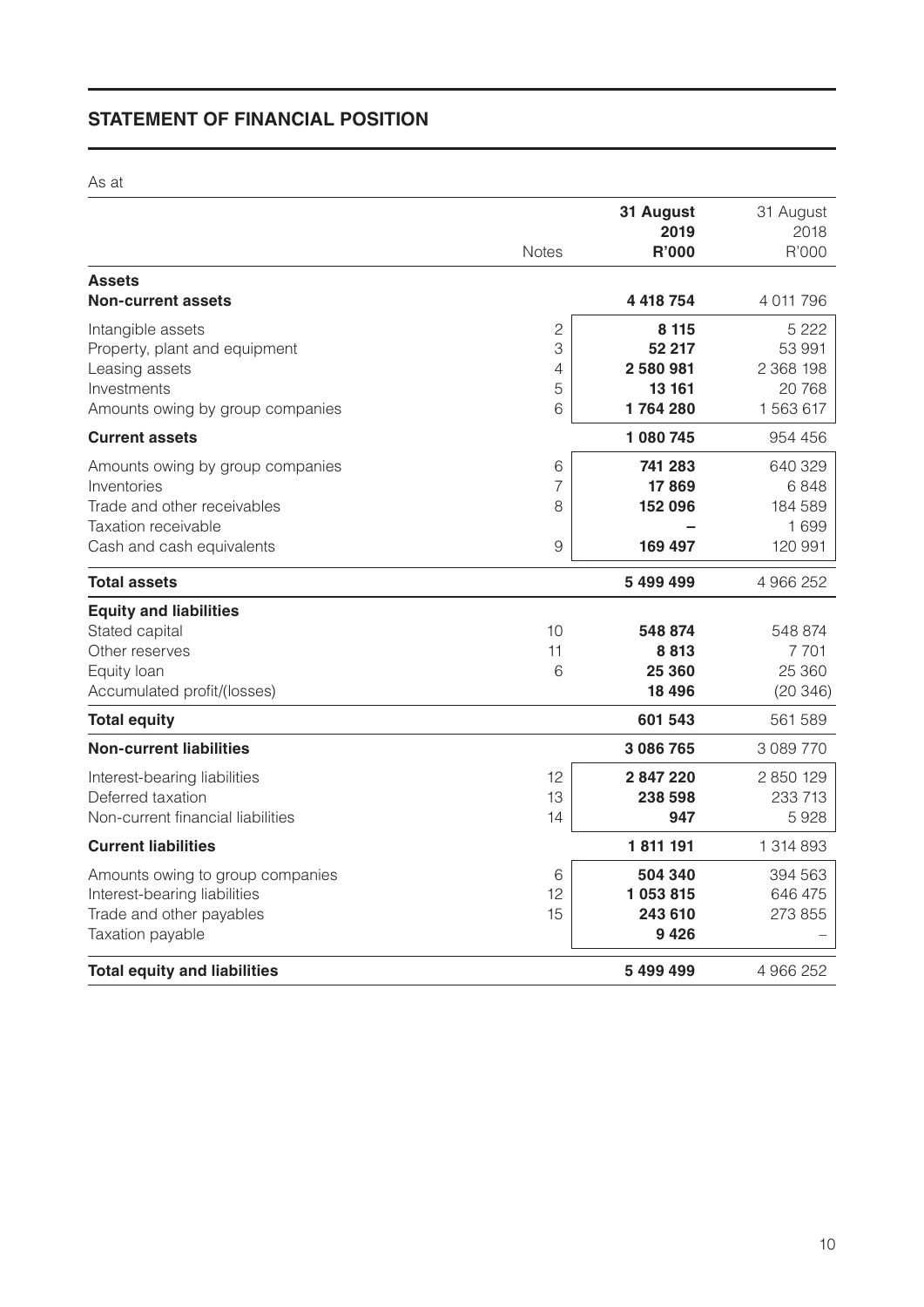## STATEMENT OF FINANCIAL POSITION

As at

| | Notes | 31 August 2019 R'000 | 31 August 2018 R'000 |
|---|---|---|---|
| **Assets** | | | |
| **Non-current assets** | | **4 418 754** | 4 011 796 |
| Intangible assets | 2 | **8 115** | 5 222 |
| Property, plant and equipment | 3 | **52 217** | 53 991 |
| Leasing assets | 4 | **2 580 981** | 2 368 198 |
| Investments | 5 | **13 161** | 20 768 |
| Amounts owing by group companies | 6 | **1 764 280** | 1 563 617 |
| **Current assets** | | **1 080 745** | 954 456 |
| Amounts owing by group companies | 6 | **741 283** | 640 329 |
| Inventories | 7 | **17 869** | 6 848 |
| Trade and other receivables | 8 | **152 096** | 184 589 |
| Taxation receivable | | **–** | 1 699 |
| Cash and cash equivalents | 9 | **169 497** | 120 991 |
| **Total assets** | | **5 499 499** | 4 966 252 |
| **Equity and liabilities** | | | |
| Stated capital | 10 | **548 874** | 548 874 |
| Other reserves | 11 | **8 813** | 7 701 |
| Equity loan | 6 | **25 360** | 25 360 |
| Accumulated profit/(losses) | | **18 496** | (20 346) |
| **Total equity** | | **601 543** | 561 589 |
| **Non-current liabilities** | | **3 086 765** | 3 089 770 |
| Interest-bearing liabilities | 12 | **2 847 220** | 2 850 129 |
| Deferred taxation | 13 | **238 598** | 233 713 |
| Non-current financial liabilities | 14 | **947** | 5 928 |
| **Current liabilities** | | **1 811 191** | 1 314 893 |
| Amounts owing to group companies | 6 | **504 340** | 394 563 |
| Interest-bearing liabilities | 12 | **1 053 815** | 646 475 |
| Trade and other payables | 15 | **243 610** | 273 855 |
| Taxation payable | | **9 426** | – |
| **Total equity and liabilities** | | **5 499 499** | 4 966 252 |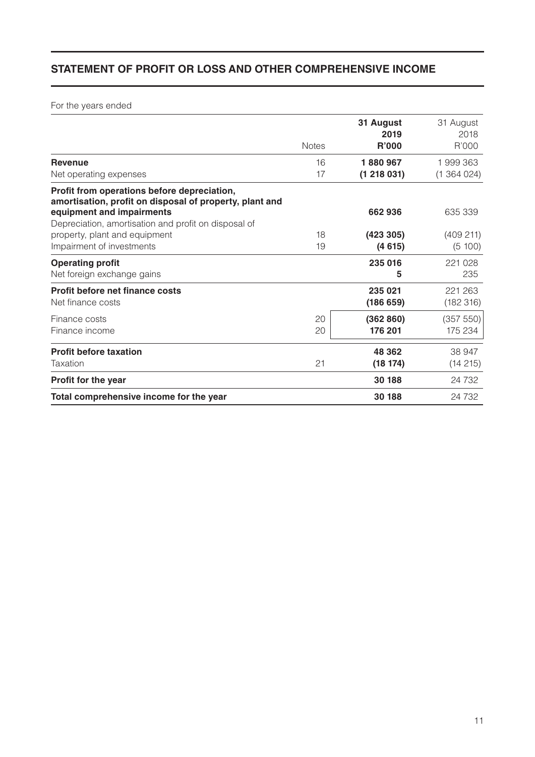## STATEMENT OF PROFIT OR LOSS AND OTHER COMPREHENSIVE INCOME

For the years ended

| | Notes | **31 August 2019 R'000** | 31 August 2018 R'000 |
|---|---|---|---|
| **Revenue** | 16 | **1 880 967** | 1 999 363 |
| Net operating expenses | 17 | **(1 218 031)** | (1 364 024) |
| **Profit from operations before depreciation, amortisation, profit on disposal of property, plant and equipment and impairments** | | **662 936** | 635 339 |
| Depreciation, amortisation and profit on disposal of property, plant and equipment | 18 | **(423 305)** | (409 211) |
| Impairment of investments | 19 | **(4 615)** | (5 100) |
| **Operating profit** | | **235 016** | 221 028 |
| Net foreign exchange gains | | **5** | 235 |
| **Profit before net finance costs** | | **235 021** | 221 263 |
| Net finance costs | | **(186 659)** | (182 316) |
| Finance costs | 20 | **(362 860)** | (357 550) |
| Finance income | 20 | **176 201** | 175 234 |
| **Profit before taxation** | | **48 362** | 38 947 |
| Taxation | 21 | **(18 174)** | (14 215) |
| **Profit for the year** | | **30 188** | 24 732 |
| **Total comprehensive income for the year** | | **30 188** | 24 732 |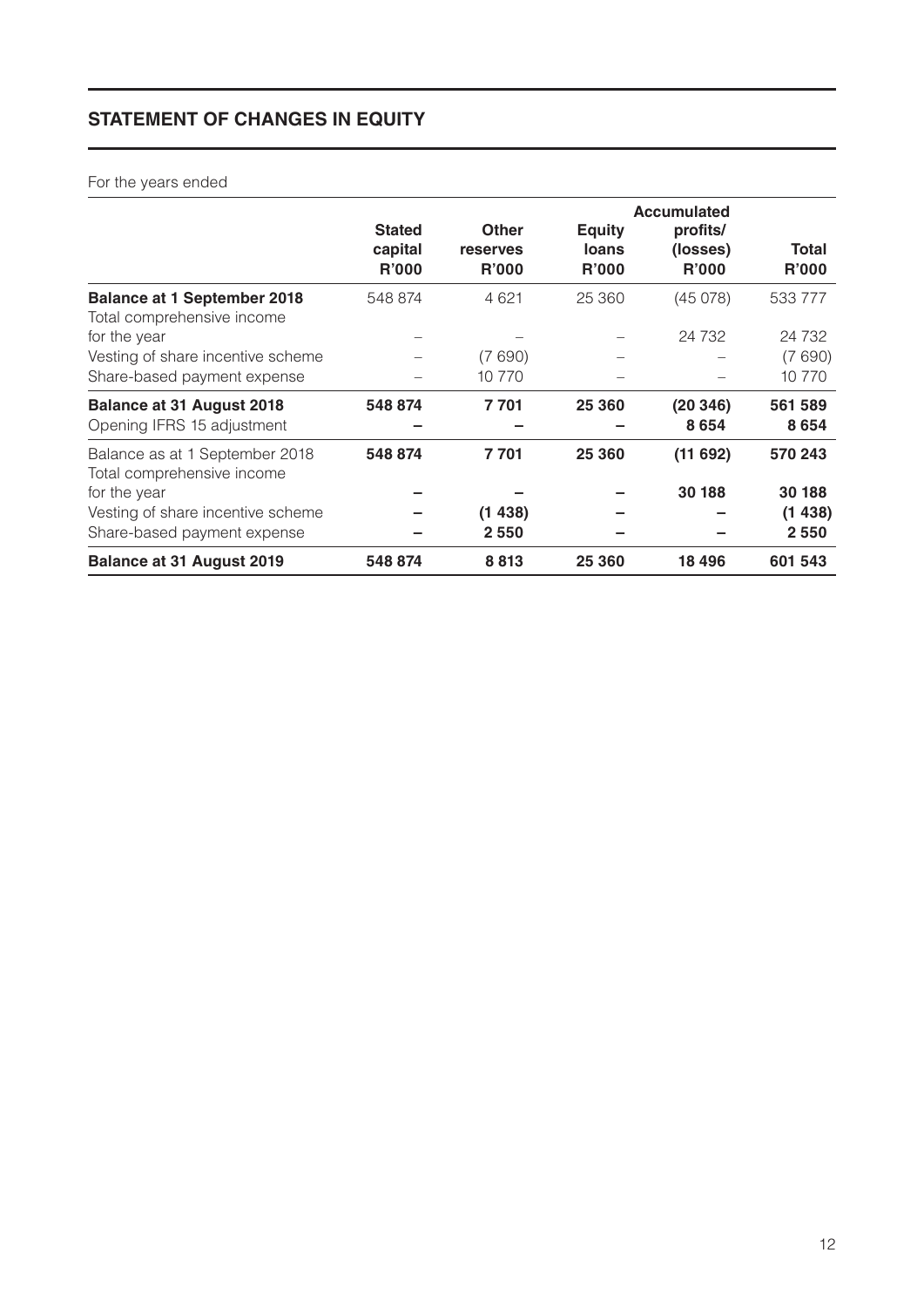## STATEMENT OF CHANGES IN EQUITY

For the years ended

| | Stated capital R'000 | Other reserves R'000 | Equity loans R'000 | Accumulated profits/ (losses) R'000 | Total R'000 |
|---|---|---|---|---|---|
| **Balance at 1 September 2018** | 548 874 | 4 621 | 25 360 | (45 078) | 533 777 |
| Total comprehensive income for the year | – | – | – | 24 732 | 24 732 |
| Vesting of share incentive scheme | – | (7 690) | – | – | (7 690) |
| Share-based payment expense | – | 10 770 | – | – | 10 770 |
| **Balance at 31 August 2018** | **548 874** | **7 701** | **25 360** | **(20 346)** | **561 589** |
| Opening IFRS 15 adjustment | **–** | **–** | **–** | **8 654** | **8 654** |
| Balance as at 1 September 2018 | **548 874** | **7 701** | **25 360** | **(11 692)** | **570 243** |
| Total comprehensive income for the year | **–** | **–** | **–** | **30 188** | **30 188** |
| Vesting of share incentive scheme | **–** | **(1 438)** | **–** | **–** | **(1 438)** |
| Share-based payment expense | **–** | **2 550** | **–** | **–** | **2 550** |
| **Balance at 31 August 2019** | **548 874** | **8 813** | **25 360** | **18 496** | **601 543** |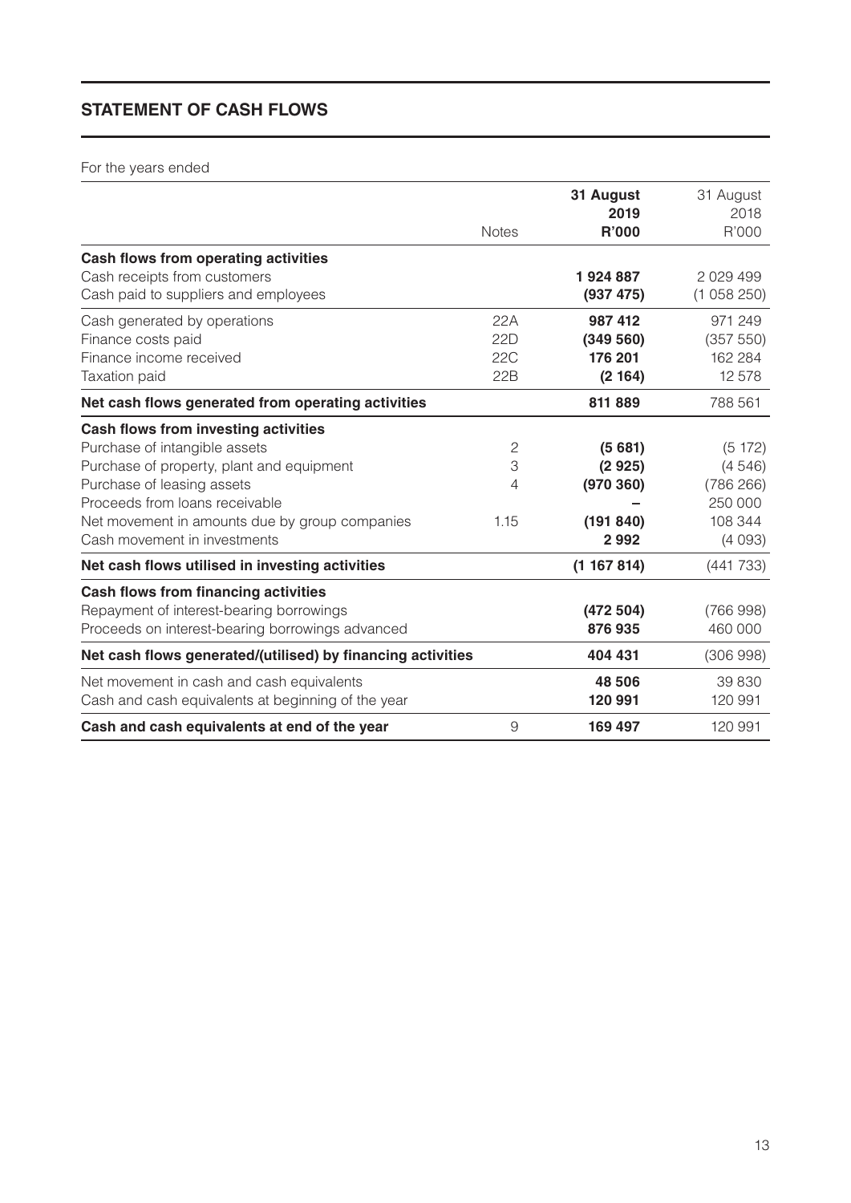## STATEMENT OF CASH FLOWS

For the years ended

| | Notes | **31 August 2019 R'000** | 31 August 2018 R'000 |
|---|---|---|---|
| **Cash flows from operating activities** | | | |
| Cash receipts from customers | | **1 924 887** | 2 029 499 |
| Cash paid to suppliers and employees | | **(937 475)** | (1 058 250) |
| Cash generated by operations | 22A | **987 412** | 971 249 |
| Finance costs paid | 22D | **(349 560)** | (357 550) |
| Finance income received | 22C | **176 201** | 162 284 |
| Taxation paid | 22B | **(2 164)** | 12 578 |
| **Net cash flows generated from operating activities** | | **811 889** | 788 561 |
| **Cash flows from investing activities** | | | |
| Purchase of intangible assets | 2 | **(5 681)** | (5 172) |
| Purchase of property, plant and equipment | 3 | **(2 925)** | (4 546) |
| Purchase of leasing assets | 4 | **(970 360)** | (786 266) |
| Proceeds from loans receivable | | **–** | 250 000 |
| Net movement in amounts due by group companies | 1.15 | **(191 840)** | 108 344 |
| Cash movement in investments | | **2 992** | (4 093) |
| **Net cash flows utilised in investing activities** | | **(1 167 814)** | (441 733) |
| **Cash flows from financing activities** | | | |
| Repayment of interest-bearing borrowings | | **(472 504)** | (766 998) |
| Proceeds on interest-bearing borrowings advanced | | **876 935** | 460 000 |
| **Net cash flows generated/(utilised) by financing activities** | | **404 431** | (306 998) |
| Net movement in cash and cash equivalents | | **48 506** | 39 830 |
| Cash and cash equivalents at beginning of the year | | **120 991** | 120 991 |
| **Cash and cash equivalents at end of the year** | 9 | **169 497** | 120 991 |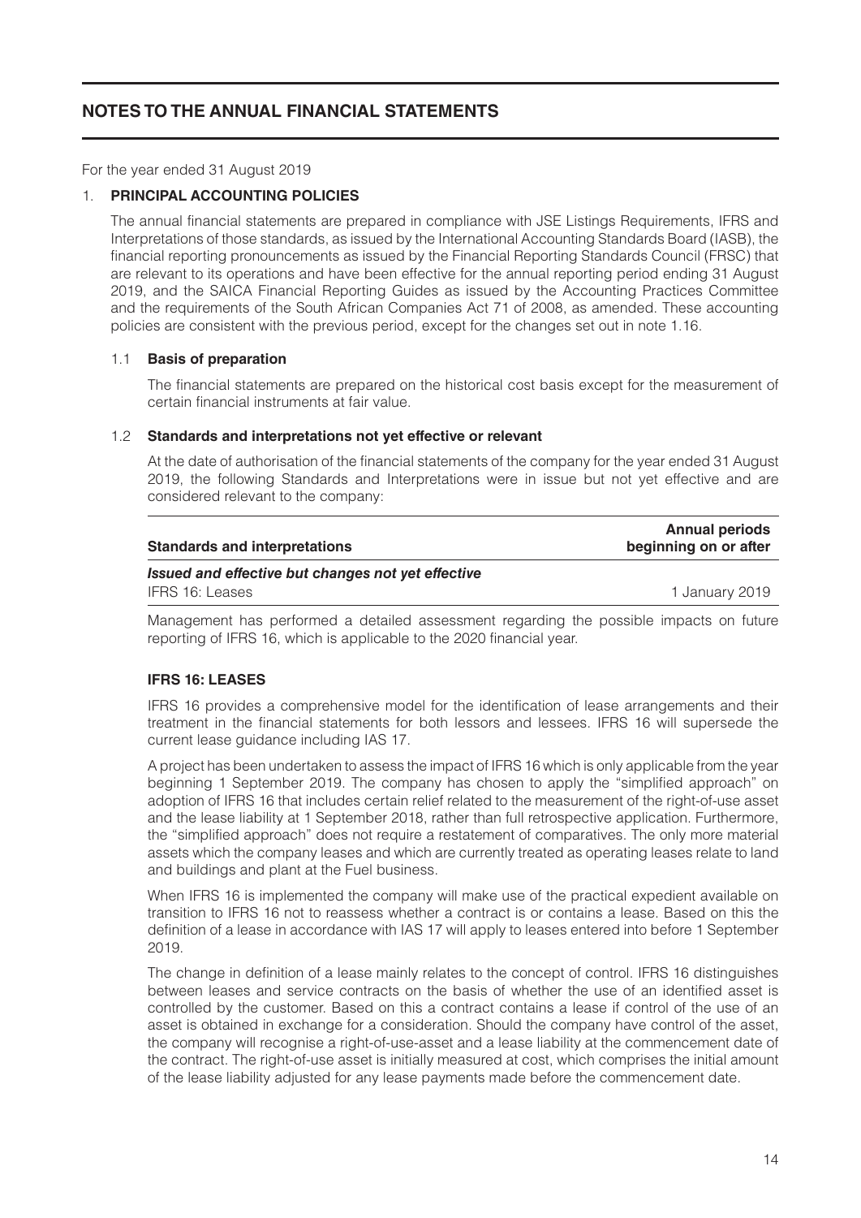# NOTES TO THE ANNUAL FINANCIAL STATEMENTS

For the year ended 31 August 2019

## 1. PRINCIPAL ACCOUNTING POLICIES

The annual financial statements are prepared in compliance with JSE Listings Requirements, IFRS and Interpretations of those standards, as issued by the International Accounting Standards Board (IASB), the financial reporting pronouncements as issued by the Financial Reporting Standards Council (FRSC) that are relevant to its operations and have been effective for the annual reporting period ending 31 August 2019, and the SAICA Financial Reporting Guides as issued by the Accounting Practices Committee and the requirements of the South African Companies Act 71 of 2008, as amended. These accounting policies are consistent with the previous period, except for the changes set out in note 1.16.

### 1.1 Basis of preparation

The financial statements are prepared on the historical cost basis except for the measurement of certain financial instruments at fair value.

### 1.2 Standards and interpretations not yet effective or relevant

At the date of authorisation of the financial statements of the company for the year ended 31 August 2019, the following Standards and Interpretations were in issue but not yet effective and are considered relevant to the company:

| Standards and interpretations | Annual periods beginning on or after |
|---|---|
| ***Issued and effective but changes not yet effective*** | |
| IFRS 16: Leases | 1 January 2019 |

Management has performed a detailed assessment regarding the possible impacts on future reporting of IFRS 16, which is applicable to the 2020 financial year.

#### IFRS 16: LEASES

IFRS 16 provides a comprehensive model for the identification of lease arrangements and their treatment in the financial statements for both lessors and lessees. IFRS 16 will supersede the current lease guidance including IAS 17.

A project has been undertaken to assess the impact of IFRS 16 which is only applicable from the year beginning 1 September 2019. The company has chosen to apply the "simplified approach" on adoption of IFRS 16 that includes certain relief related to the measurement of the right-of-use asset and the lease liability at 1 September 2018, rather than full retrospective application. Furthermore, the "simplified approach" does not require a restatement of comparatives. The only more material assets which the company leases and which are currently treated as operating leases relate to land and buildings and plant at the Fuel business.

When IFRS 16 is implemented the company will make use of the practical expedient available on transition to IFRS 16 not to reassess whether a contract is or contains a lease. Based on this the definition of a lease in accordance with IAS 17 will apply to leases entered into before 1 September 2019.

The change in definition of a lease mainly relates to the concept of control. IFRS 16 distinguishes between leases and service contracts on the basis of whether the use of an identified asset is controlled by the customer. Based on this a contract contains a lease if control of the use of an asset is obtained in exchange for a consideration. Should the company have control of the asset, the company will recognise a right-of-use-asset and a lease liability at the commencement date of the contract. The right-of-use asset is initially measured at cost, which comprises the initial amount of the lease liability adjusted for any lease payments made before the commencement date.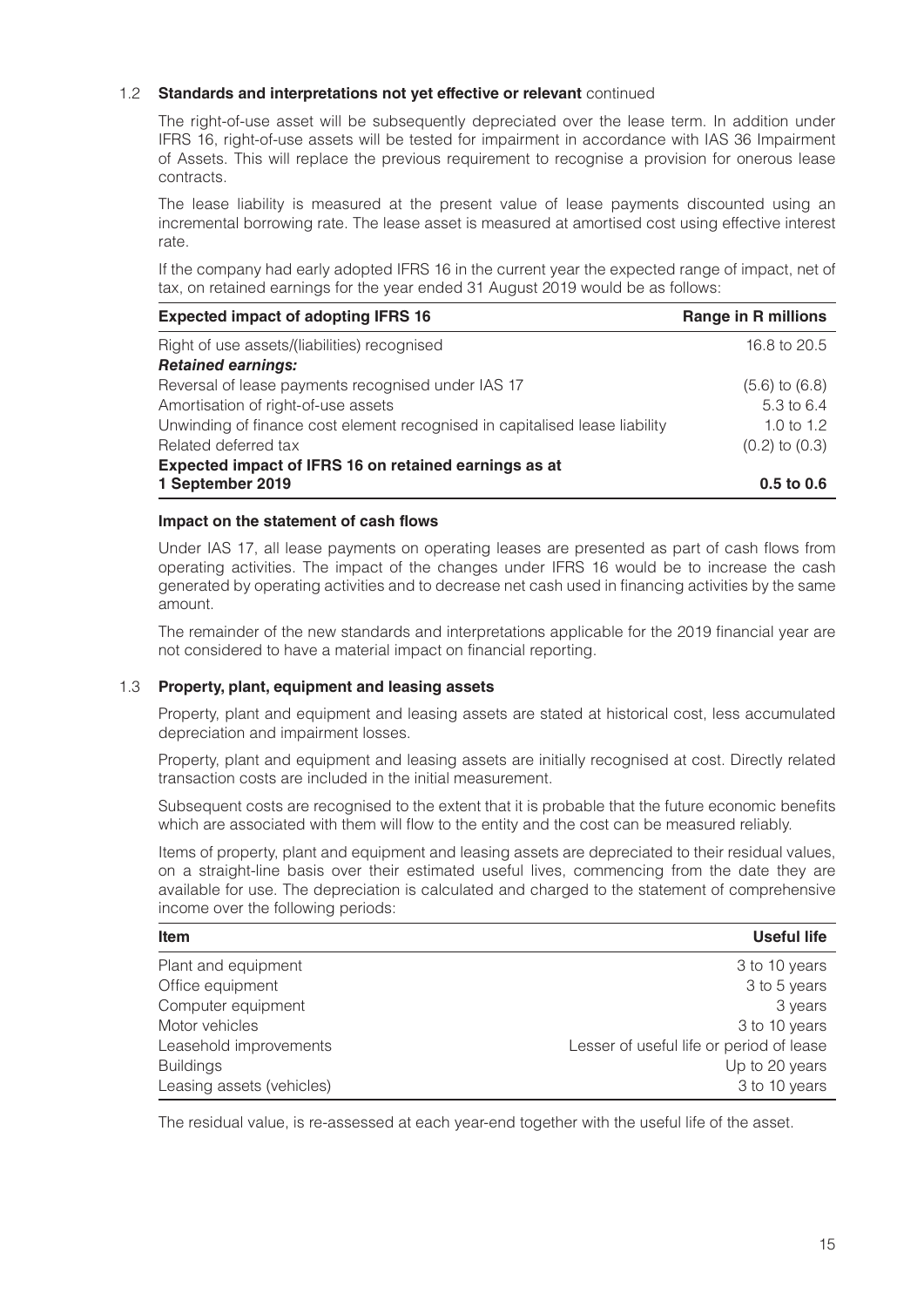### 1.2 Standards and interpretations not yet effective or relevant continued

The right-of-use asset will be subsequently depreciated over the lease term. In addition under IFRS 16, right-of-use assets will be tested for impairment in accordance with IAS 36 Impairment of Assets. This will replace the previous requirement to recognise a provision for onerous lease contracts.

The lease liability is measured at the present value of lease payments discounted using an incremental borrowing rate. The lease asset is measured at amortised cost using effective interest rate.

If the company had early adopted IFRS 16 in the current year the expected range of impact, net of tax, on retained earnings for the year ended 31 August 2019 would be as follows:

| Expected impact of adopting IFRS 16 | Range in R millions |
|---|---|
| Right of use assets/(liabilities) recognised | 16.8 to 20.5 |
| ***Retained earnings:*** | |
| Reversal of lease payments recognised under IAS 17 | (5.6) to (6.8) |
| Amortisation of right-of-use assets | 5.3 to 6.4 |
| Unwinding of finance cost element recognised in capitalised lease liability | 1.0 to 1.2 |
| Related deferred tax | (0.2) to (0.3) |
| **Expected impact of IFRS 16 on retained earnings as at 1 September 2019** | **0.5 to 0.6** |

**Impact on the statement of cash flows**

Under IAS 17, all lease payments on operating leases are presented as part of cash flows from operating activities. The impact of the changes under IFRS 16 would be to increase the cash generated by operating activities and to decrease net cash used in financing activities by the same amount.

The remainder of the new standards and interpretations applicable for the 2019 financial year are not considered to have a material impact on financial reporting.

### 1.3 Property, plant, equipment and leasing assets

Property, plant and equipment and leasing assets are stated at historical cost, less accumulated depreciation and impairment losses.

Property, plant and equipment and leasing assets are initially recognised at cost. Directly related transaction costs are included in the initial measurement.

Subsequent costs are recognised to the extent that it is probable that the future economic benefits which are associated with them will flow to the entity and the cost can be measured reliably.

Items of property, plant and equipment and leasing assets are depreciated to their residual values, on a straight-line basis over their estimated useful lives, commencing from the date they are available for use. The depreciation is calculated and charged to the statement of comprehensive income over the following periods:

| Item | Useful life |
|---|---|
| Plant and equipment | 3 to 10 years |
| Office equipment | 3 to 5 years |
| Computer equipment | 3 years |
| Motor vehicles | 3 to 10 years |
| Leasehold improvements | Lesser of useful life or period of lease |
| Buildings | Up to 20 years |
| Leasing assets (vehicles) | 3 to 10 years |

The residual value, is re-assessed at each year-end together with the useful life of the asset.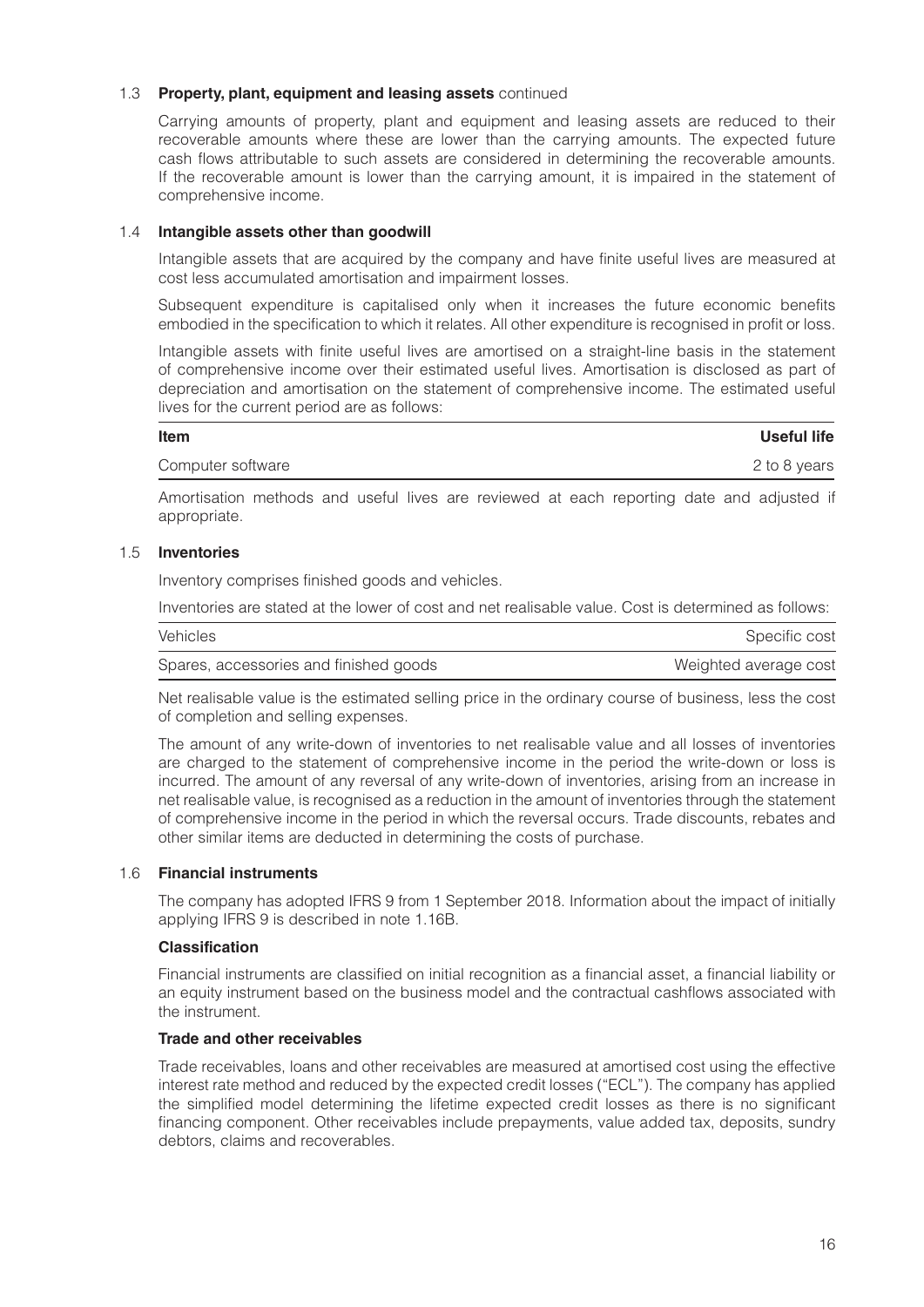### 1.3 Property, plant, equipment and leasing assets continued

Carrying amounts of property, plant and equipment and leasing assets are reduced to their recoverable amounts where these are lower than the carrying amounts. The expected future cash flows attributable to such assets are considered in determining the recoverable amounts. If the recoverable amount is lower than the carrying amount, it is impaired in the statement of comprehensive income.

### 1.4 Intangible assets other than goodwill

Intangible assets that are acquired by the company and have finite useful lives are measured at cost less accumulated amortisation and impairment losses.

Subsequent expenditure is capitalised only when it increases the future economic benefits embodied in the specification to which it relates. All other expenditure is recognised in profit or loss.

Intangible assets with finite useful lives are amortised on a straight-line basis in the statement of comprehensive income over their estimated useful lives. Amortisation is disclosed as part of depreciation and amortisation on the statement of comprehensive income. The estimated useful lives for the current period are as follows:

| **Item** | **Useful life** |
|---|---|
| Computer software | 2 to 8 years |

Amortisation methods and useful lives are reviewed at each reporting date and adjusted if appropriate.

### 1.5 Inventories

Inventory comprises finished goods and vehicles.

Inventories are stated at the lower of cost and net realisable value. Cost is determined as follows:

| | |
|---|---|
| Vehicles | Specific cost |
| Spares, accessories and finished goods | Weighted average cost |

Net realisable value is the estimated selling price in the ordinary course of business, less the cost of completion and selling expenses.

The amount of any write-down of inventories to net realisable value and all losses of inventories are charged to the statement of comprehensive income in the period the write-down or loss is incurred. The amount of any reversal of any write-down of inventories, arising from an increase in net realisable value, is recognised as a reduction in the amount of inventories through the statement of comprehensive income in the period in which the reversal occurs. Trade discounts, rebates and other similar items are deducted in determining the costs of purchase.

### 1.6 Financial instruments

The company has adopted IFRS 9 from 1 September 2018. Information about the impact of initially applying IFRS 9 is described in note 1.16B.

#### Classification

Financial instruments are classified on initial recognition as a financial asset, a financial liability or an equity instrument based on the business model and the contractual cashflows associated with the instrument.

#### Trade and other receivables

Trade receivables, loans and other receivables are measured at amortised cost using the effective interest rate method and reduced by the expected credit losses ("ECL"). The company has applied the simplified model determining the lifetime expected credit losses as there is no significant financing component. Other receivables include prepayments, value added tax, deposits, sundry debtors, claims and recoverables.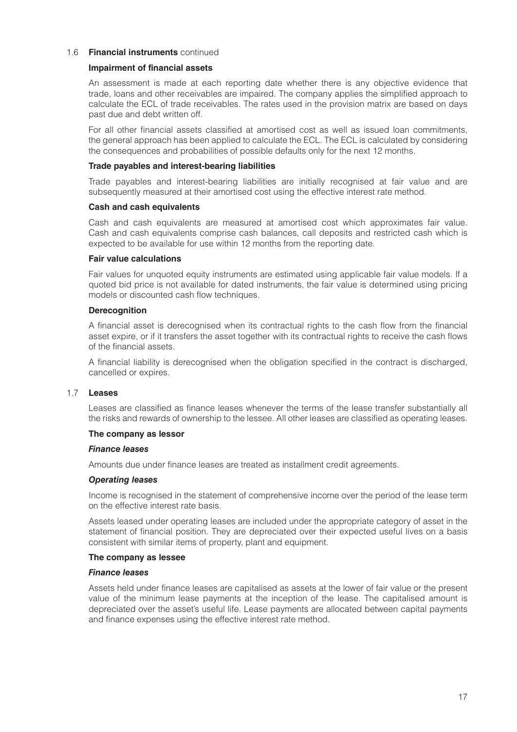### 1.6 Financial instruments continued

#### Impairment of financial assets

An assessment is made at each reporting date whether there is any objective evidence that trade, loans and other receivables are impaired. The company applies the simplified approach to calculate the ECL of trade receivables. The rates used in the provision matrix are based on days past due and debt written off.

For all other financial assets classified at amortised cost as well as issued loan commitments, the general approach has been applied to calculate the ECL. The ECL is calculated by considering the consequences and probabilities of possible defaults only for the next 12 months.

#### Trade payables and interest-bearing liabilities

Trade payables and interest-bearing liabilities are initially recognised at fair value and are subsequently measured at their amortised cost using the effective interest rate method.

#### Cash and cash equivalents

Cash and cash equivalents are measured at amortised cost which approximates fair value. Cash and cash equivalents comprise cash balances, call deposits and restricted cash which is expected to be available for use within 12 months from the reporting date.

#### Fair value calculations

Fair values for unquoted equity instruments are estimated using applicable fair value models. If a quoted bid price is not available for dated instruments, the fair value is determined using pricing models or discounted cash flow techniques.

#### Derecognition

A financial asset is derecognised when its contractual rights to the cash flow from the financial asset expire, or if it transfers the asset together with its contractual rights to receive the cash flows of the financial assets.

A financial liability is derecognised when the obligation specified in the contract is discharged, cancelled or expires.

### 1.7 Leases

Leases are classified as finance leases whenever the terms of the lease transfer substantially all the risks and rewards of ownership to the lessee. All other leases are classified as operating leases.

#### The company as lessor

***Finance leases***

Amounts due under finance leases are treated as installment credit agreements.

***Operating leases***

Income is recognised in the statement of comprehensive income over the period of the lease term on the effective interest rate basis.

Assets leased under operating leases are included under the appropriate category of asset in the statement of financial position. They are depreciated over their expected useful lives on a basis consistent with similar items of property, plant and equipment.

#### The company as lessee

***Finance leases***

Assets held under finance leases are capitalised as assets at the lower of fair value or the present value of the minimum lease payments at the inception of the lease. The capitalised amount is depreciated over the asset's useful life. Lease payments are allocated between capital payments and finance expenses using the effective interest rate method.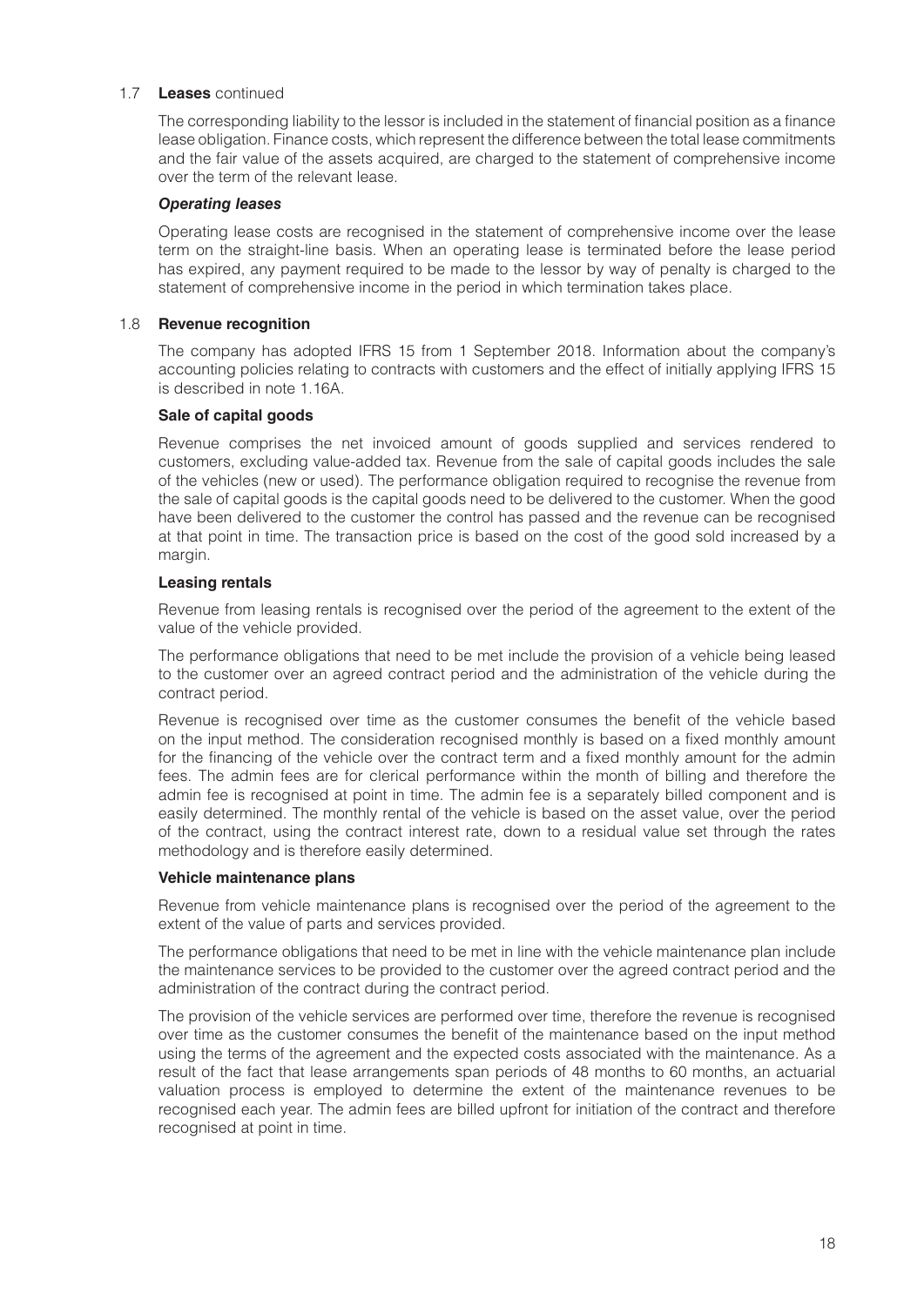### 1.7 **Leases** continued

The corresponding liability to the lessor is included in the statement of financial position as a finance lease obligation. Finance costs, which represent the difference between the total lease commitments and the fair value of the assets acquired, are charged to the statement of comprehensive income over the term of the relevant lease.

***Operating leases***

Operating lease costs are recognised in the statement of comprehensive income over the lease term on the straight-line basis. When an operating lease is terminated before the lease period has expired, any payment required to be made to the lessor by way of penalty is charged to the statement of comprehensive income in the period in which termination takes place.

### 1.8 **Revenue recognition**

The company has adopted IFRS 15 from 1 September 2018. Information about the company's accounting policies relating to contracts with customers and the effect of initially applying IFRS 15 is described in note 1.16A.

**Sale of capital goods**

Revenue comprises the net invoiced amount of goods supplied and services rendered to customers, excluding value-added tax. Revenue from the sale of capital goods includes the sale of the vehicles (new or used). The performance obligation required to recognise the revenue from the sale of capital goods is the capital goods need to be delivered to the customer. When the good have been delivered to the customer the control has passed and the revenue can be recognised at that point in time. The transaction price is based on the cost of the good sold increased by a margin.

**Leasing rentals**

Revenue from leasing rentals is recognised over the period of the agreement to the extent of the value of the vehicle provided.

The performance obligations that need to be met include the provision of a vehicle being leased to the customer over an agreed contract period and the administration of the vehicle during the contract period.

Revenue is recognised over time as the customer consumes the benefit of the vehicle based on the input method. The consideration recognised monthly is based on a fixed monthly amount for the financing of the vehicle over the contract term and a fixed monthly amount for the admin fees. The admin fees are for clerical performance within the month of billing and therefore the admin fee is recognised at point in time. The admin fee is a separately billed component and is easily determined. The monthly rental of the vehicle is based on the asset value, over the period of the contract, using the contract interest rate, down to a residual value set through the rates methodology and is therefore easily determined.

**Vehicle maintenance plans**

Revenue from vehicle maintenance plans is recognised over the period of the agreement to the extent of the value of parts and services provided.

The performance obligations that need to be met in line with the vehicle maintenance plan include the maintenance services to be provided to the customer over the agreed contract period and the administration of the contract during the contract period.

The provision of the vehicle services are performed over time, therefore the revenue is recognised over time as the customer consumes the benefit of the maintenance based on the input method using the terms of the agreement and the expected costs associated with the maintenance. As a result of the fact that lease arrangements span periods of 48 months to 60 months, an actuarial valuation process is employed to determine the extent of the maintenance revenues to be recognised each year. The admin fees are billed upfront for initiation of the contract and therefore recognised at point in time.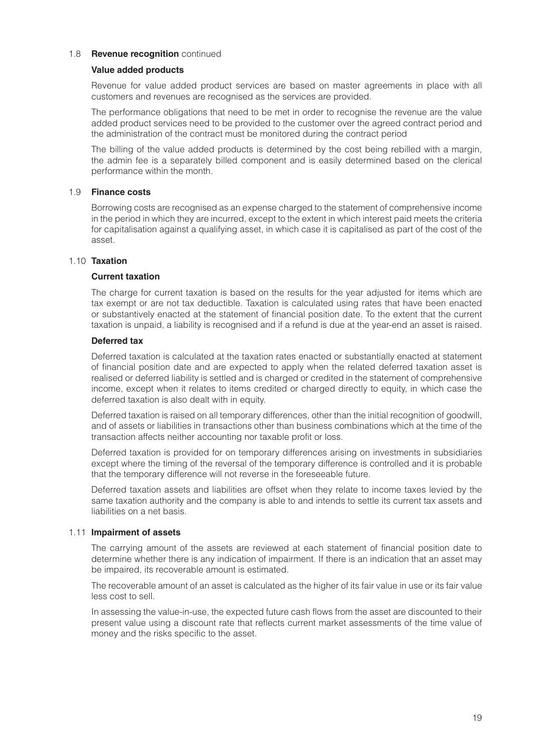### 1.8 Revenue recognition continued

**Value added products**

Revenue for value added product services are based on master agreements in place with all customers and revenues are recognised as the services are provided.

The performance obligations that need to be met in order to recognise the revenue are the value added product services need to be provided to the customer over the agreed contract period and the administration of the contract must be monitored during the contract period

The billing of the value added products is determined by the cost being rebilled with a margin, the admin fee is a separately billed component and is easily determined based on the clerical performance within the month.

### 1.9 Finance costs

Borrowing costs are recognised as an expense charged to the statement of comprehensive income in the period in which they are incurred, except to the extent in which interest paid meets the criteria for capitalisation against a qualifying asset, in which case it is capitalised as part of the cost of the asset.

### 1.10 Taxation

**Current taxation**

The charge for current taxation is based on the results for the year adjusted for items which are tax exempt or are not tax deductible. Taxation is calculated using rates that have been enacted or substantively enacted at the statement of financial position date. To the extent that the current taxation is unpaid, a liability is recognised and if a refund is due at the year-end an asset is raised.

**Deferred tax**

Deferred taxation is calculated at the taxation rates enacted or substantially enacted at statement of financial position date and are expected to apply when the related deferred taxation asset is realised or deferred liability is settled and is charged or credited in the statement of comprehensive income, except when it relates to items credited or charged directly to equity, in which case the deferred taxation is also dealt with in equity.

Deferred taxation is raised on all temporary differences, other than the initial recognition of goodwill, and of assets or liabilities in transactions other than business combinations which at the time of the transaction affects neither accounting nor taxable profit or loss.

Deferred taxation is provided for on temporary differences arising on investments in subsidiaries except where the timing of the reversal of the temporary difference is controlled and it is probable that the temporary difference will not reverse in the foreseeable future.

Deferred taxation assets and liabilities are offset when they relate to income taxes levied by the same taxation authority and the company is able to and intends to settle its current tax assets and liabilities on a net basis.

### 1.11 Impairment of assets

The carrying amount of the assets are reviewed at each statement of financial position date to determine whether there is any indication of impairment. If there is an indication that an asset may be impaired, its recoverable amount is estimated.

The recoverable amount of an asset is calculated as the higher of its fair value in use or its fair value less cost to sell.

In assessing the value-in-use, the expected future cash flows from the asset are discounted to their present value using a discount rate that reflects current market assessments of the time value of money and the risks specific to the asset.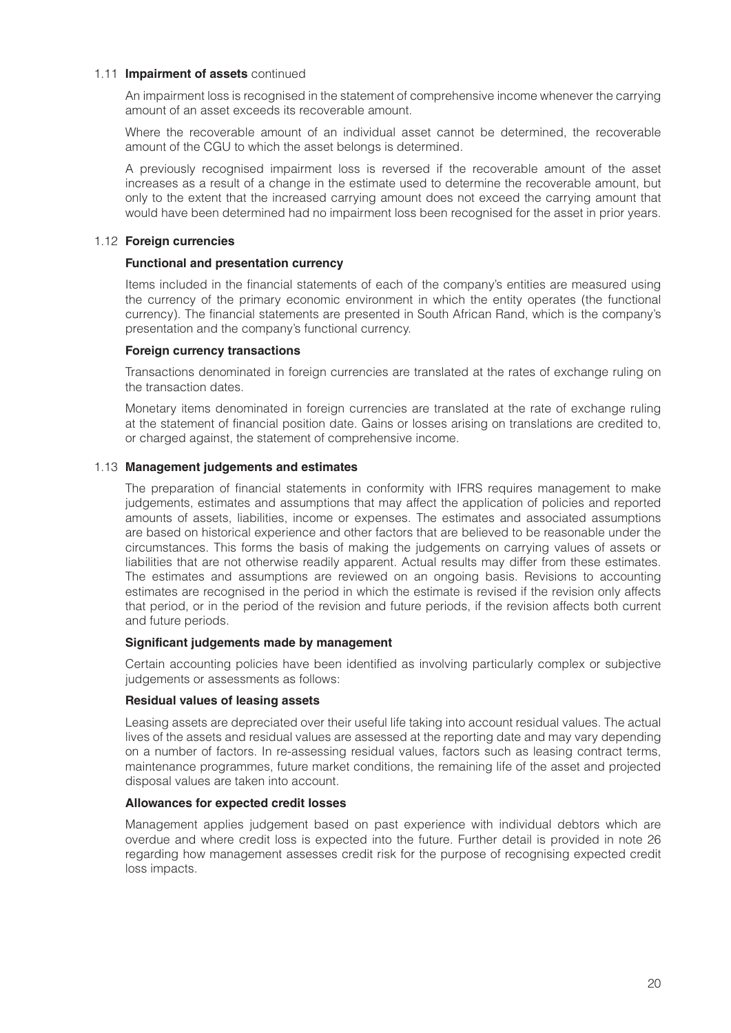### 1.11 **Impairment of assets** continued

An impairment loss is recognised in the statement of comprehensive income whenever the carrying amount of an asset exceeds its recoverable amount.

Where the recoverable amount of an individual asset cannot be determined, the recoverable amount of the CGU to which the asset belongs is determined.

A previously recognised impairment loss is reversed if the recoverable amount of the asset increases as a result of a change in the estimate used to determine the recoverable amount, but only to the extent that the increased carrying amount does not exceed the carrying amount that would have been determined had no impairment loss been recognised for the asset in prior years.

### 1.12 **Foreign currencies**

**Functional and presentation currency**

Items included in the financial statements of each of the company's entities are measured using the currency of the primary economic environment in which the entity operates (the functional currency). The financial statements are presented in South African Rand, which is the company's presentation and the company's functional currency.

**Foreign currency transactions**

Transactions denominated in foreign currencies are translated at the rates of exchange ruling on the transaction dates.

Monetary items denominated in foreign currencies are translated at the rate of exchange ruling at the statement of financial position date. Gains or losses arising on translations are credited to, or charged against, the statement of comprehensive income.

### 1.13 **Management judgements and estimates**

The preparation of financial statements in conformity with IFRS requires management to make judgements, estimates and assumptions that may affect the application of policies and reported amounts of assets, liabilities, income or expenses. The estimates and associated assumptions are based on historical experience and other factors that are believed to be reasonable under the circumstances. This forms the basis of making the judgements on carrying values of assets or liabilities that are not otherwise readily apparent. Actual results may differ from these estimates. The estimates and assumptions are reviewed on an ongoing basis. Revisions to accounting estimates are recognised in the period in which the estimate is revised if the revision only affects that period, or in the period of the revision and future periods, if the revision affects both current and future periods.

**Significant judgements made by management**

Certain accounting policies have been identified as involving particularly complex or subjective judgements or assessments as follows:

**Residual values of leasing assets**

Leasing assets are depreciated over their useful life taking into account residual values. The actual lives of the assets and residual values are assessed at the reporting date and may vary depending on a number of factors. In re-assessing residual values, factors such as leasing contract terms, maintenance programmes, future market conditions, the remaining life of the asset and projected disposal values are taken into account.

**Allowances for expected credit losses**

Management applies judgement based on past experience with individual debtors which are overdue and where credit loss is expected into the future. Further detail is provided in note 26 regarding how management assesses credit risk for the purpose of recognising expected credit loss impacts.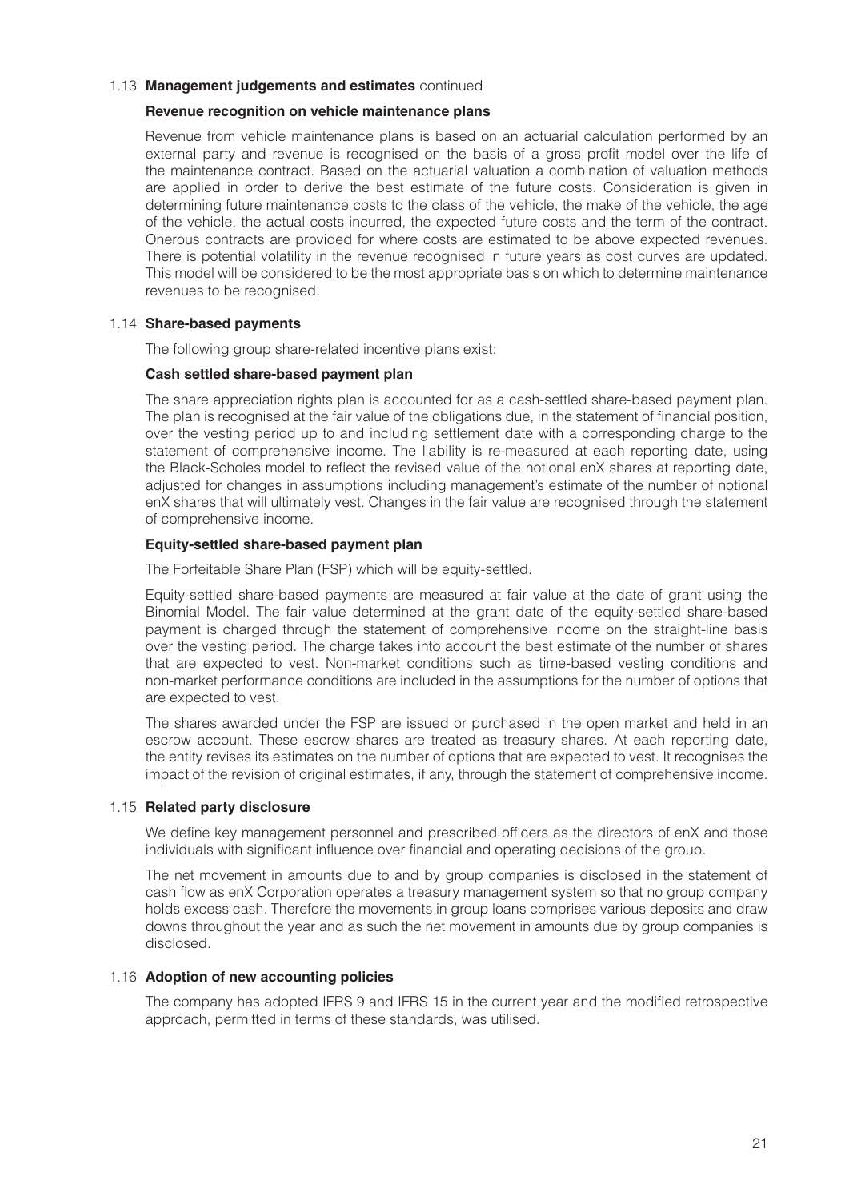### 1.13 **Management judgements and estimates** continued

**Revenue recognition on vehicle maintenance plans**

Revenue from vehicle maintenance plans is based on an actuarial calculation performed by an external party and revenue is recognised on the basis of a gross profit model over the life of the maintenance contract. Based on the actuarial valuation a combination of valuation methods are applied in order to derive the best estimate of the future costs. Consideration is given in determining future maintenance costs to the class of the vehicle, the make of the vehicle, the age of the vehicle, the actual costs incurred, the expected future costs and the term of the contract. Onerous contracts are provided for where costs are estimated to be above expected revenues. There is potential volatility in the revenue recognised in future years as cost curves are updated. This model will be considered to be the most appropriate basis on which to determine maintenance revenues to be recognised.

### 1.14 **Share-based payments**

The following group share-related incentive plans exist:

**Cash settled share-based payment plan**

The share appreciation rights plan is accounted for as a cash-settled share-based payment plan. The plan is recognised at the fair value of the obligations due, in the statement of financial position, over the vesting period up to and including settlement date with a corresponding charge to the statement of comprehensive income. The liability is re-measured at each reporting date, using the Black-Scholes model to reflect the revised value of the notional enX shares at reporting date, adjusted for changes in assumptions including management's estimate of the number of notional enX shares that will ultimately vest. Changes in the fair value are recognised through the statement of comprehensive income.

**Equity-settled share-based payment plan**

The Forfeitable Share Plan (FSP) which will be equity-settled.

Equity-settled share-based payments are measured at fair value at the date of grant using the Binomial Model. The fair value determined at the grant date of the equity-settled share-based payment is charged through the statement of comprehensive income on the straight-line basis over the vesting period. The charge takes into account the best estimate of the number of shares that are expected to vest. Non-market conditions such as time-based vesting conditions and non-market performance conditions are included in the assumptions for the number of options that are expected to vest.

The shares awarded under the FSP are issued or purchased in the open market and held in an escrow account. These escrow shares are treated as treasury shares. At each reporting date, the entity revises its estimates on the number of options that are expected to vest. It recognises the impact of the revision of original estimates, if any, through the statement of comprehensive income.

### 1.15 **Related party disclosure**

We define key management personnel and prescribed officers as the directors of enX and those individuals with significant influence over financial and operating decisions of the group.

The net movement in amounts due to and by group companies is disclosed in the statement of cash flow as enX Corporation operates a treasury management system so that no group company holds excess cash. Therefore the movements in group loans comprises various deposits and draw downs throughout the year and as such the net movement in amounts due by group companies is disclosed.

### 1.16 **Adoption of new accounting policies**

The company has adopted IFRS 9 and IFRS 15 in the current year and the modified retrospective approach, permitted in terms of these standards, was utilised.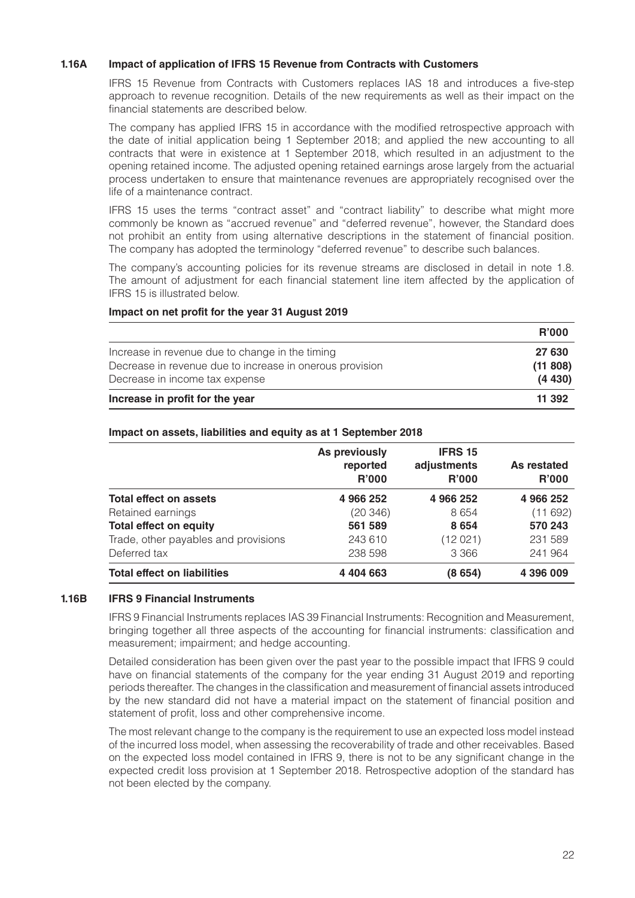## 1.16A Impact of application of IFRS 15 Revenue from Contracts with Customers

IFRS 15 Revenue from Contracts with Customers replaces IAS 18 and introduces a five-step approach to revenue recognition. Details of the new requirements as well as their impact on the financial statements are described below.

The company has applied IFRS 15 in accordance with the modified retrospective approach with the date of initial application being 1 September 2018; and applied the new accounting to all contracts that were in existence at 1 September 2018, which resulted in an adjustment to the opening retained income. The adjusted opening retained earnings arose largely from the actuarial process undertaken to ensure that maintenance revenues are appropriately recognised over the life of a maintenance contract.

IFRS 15 uses the terms "contract asset" and "contract liability" to describe what might more commonly be known as "accrued revenue" and "deferred revenue", however, the Standard does not prohibit an entity from using alternative descriptions in the statement of financial position. The company has adopted the terminology "deferred revenue" to describe such balances.

The company's accounting policies for its revenue streams are disclosed in detail in note 1.8. The amount of adjustment for each financial statement line item affected by the application of IFRS 15 is illustrated below.

**Impact on net profit for the year 31 August 2019**

| | R'000 |
|---|---|
| Increase in revenue due to change in the timing | 27 630 |
| Decrease in revenue due to increase in onerous provision | (11 808) |
| Decrease in income tax expense | (4 430) |
| **Increase in profit for the year** | **11 392** |

**Impact on assets, liabilities and equity as at 1 September 2018**

| | As previously reported R'000 | IFRS 15 adjustments R'000 | As restated R'000 |
|---|---|---|---|
| **Total effect on assets** | **4 966 252** | **4 966 252** | **4 966 252** |
| Retained earnings | (20 346) | 8 654 | (11 692) |
| **Total effect on equity** | **561 589** | **8 654** | **570 243** |
| Trade, other payables and provisions | 243 610 | (12 021) | 231 589 |
| Deferred tax | 238 598 | 3 366 | 241 964 |
| **Total effect on liabilities** | **4 404 663** | **(8 654)** | **4 396 009** |

## 1.16B IFRS 9 Financial Instruments

IFRS 9 Financial Instruments replaces IAS 39 Financial Instruments: Recognition and Measurement, bringing together all three aspects of the accounting for financial instruments: classification and measurement; impairment; and hedge accounting.

Detailed consideration has been given over the past year to the possible impact that IFRS 9 could have on financial statements of the company for the year ending 31 August 2019 and reporting periods thereafter. The changes in the classification and measurement of financial assets introduced by the new standard did not have a material impact on the statement of financial position and statement of profit, loss and other comprehensive income.

The most relevant change to the company is the requirement to use an expected loss model instead of the incurred loss model, when assessing the recoverability of trade and other receivables. Based on the expected loss model contained in IFRS 9, there is not to be any significant change in the expected credit loss provision at 1 September 2018. Retrospective adoption of the standard has not been elected by the company.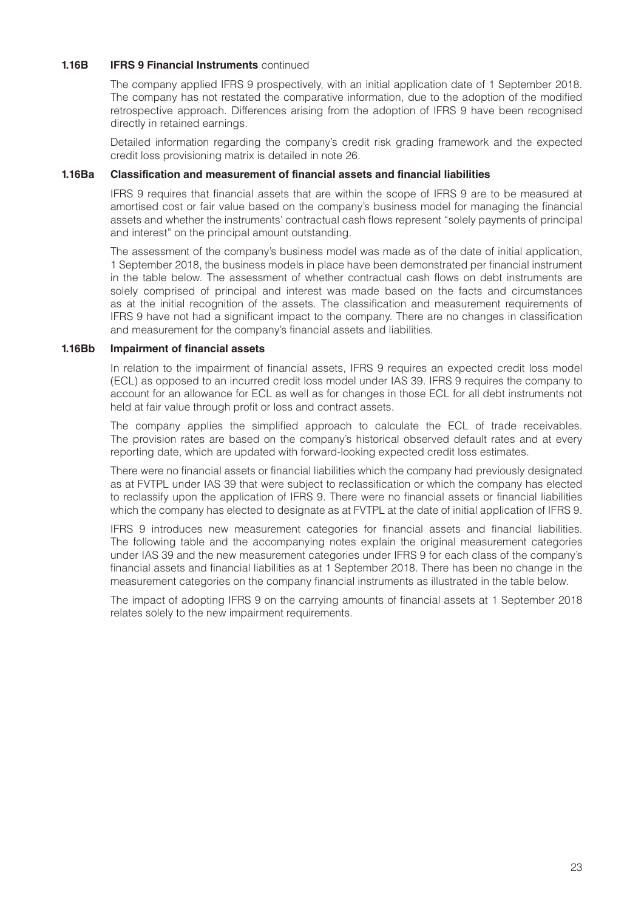### 1.16B IFRS 9 Financial Instruments continued

The company applied IFRS 9 prospectively, with an initial application date of 1 September 2018. The company has not restated the comparative information, due to the adoption of the modified retrospective approach. Differences arising from the adoption of IFRS 9 have been recognised directly in retained earnings.

Detailed information regarding the company's credit risk grading framework and the expected credit loss provisioning matrix is detailed in note 26.

#### 1.16Ba Classification and measurement of financial assets and financial liabilities

IFRS 9 requires that financial assets that are within the scope of IFRS 9 are to be measured at amortised cost or fair value based on the company's business model for managing the financial assets and whether the instruments' contractual cash flows represent "solely payments of principal and interest" on the principal amount outstanding.

The assessment of the company's business model was made as of the date of initial application, 1 September 2018, the business models in place have been demonstrated per financial instrument in the table below. The assessment of whether contractual cash flows on debt instruments are solely comprised of principal and interest was made based on the facts and circumstances as at the initial recognition of the assets. The classification and measurement requirements of IFRS 9 have not had a significant impact to the company. There are no changes in classification and measurement for the company's financial assets and liabilities.

#### 1.16Bb Impairment of financial assets

In relation to the impairment of financial assets, IFRS 9 requires an expected credit loss model (ECL) as opposed to an incurred credit loss model under IAS 39. IFRS 9 requires the company to account for an allowance for ECL as well as for changes in those ECL for all debt instruments not held at fair value through profit or loss and contract assets.

The company applies the simplified approach to calculate the ECL of trade receivables. The provision rates are based on the company's historical observed default rates and at every reporting date, which are updated with forward-looking expected credit loss estimates.

There were no financial assets or financial liabilities which the company had previously designated as at FVTPL under IAS 39 that were subject to reclassification or which the company has elected to reclassify upon the application of IFRS 9. There were no financial assets or financial liabilities which the company has elected to designate as at FVTPL at the date of initial application of IFRS 9.

IFRS 9 introduces new measurement categories for financial assets and financial liabilities. The following table and the accompanying notes explain the original measurement categories under IAS 39 and the new measurement categories under IFRS 9 for each class of the company's financial assets and financial liabilities as at 1 September 2018. There has been no change in the measurement categories on the company financial instruments as illustrated in the table below.

The impact of adopting IFRS 9 on the carrying amounts of financial assets at 1 September 2018 relates solely to the new impairment requirements.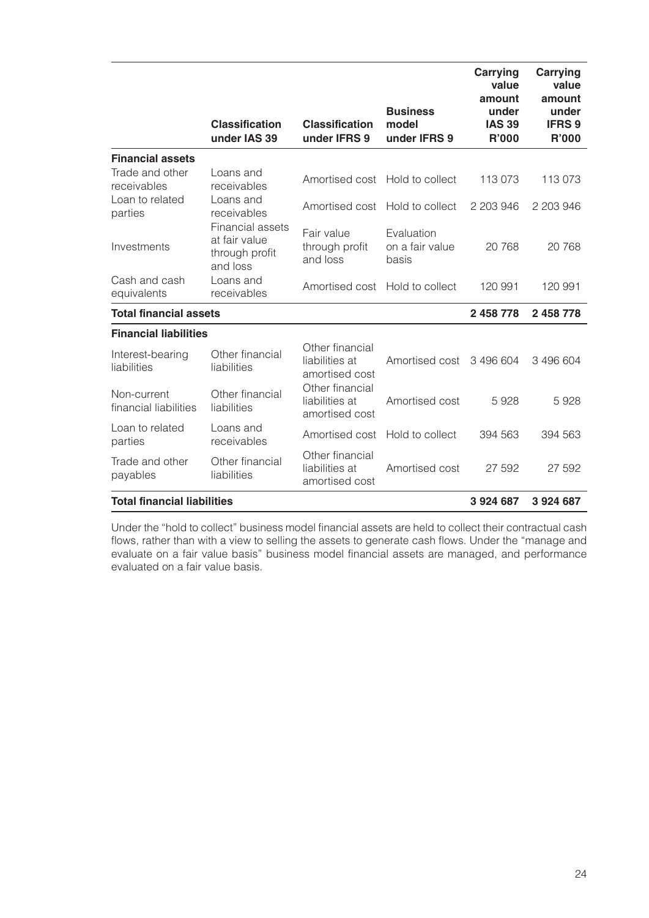| | Classification under IAS 39 | Classification under IFRS 9 | Business model under IFRS 9 | Carrying value amount under IAS 39 R'000 | Carrying value amount under IFRS 9 R'000 |
|---|---|---|---|---|---|
| **Financial assets** | | | | | |
| Trade and other receivables | Loans and receivables | Amortised cost | Hold to collect | 113 073 | 113 073 |
| Loan to related parties | Loans and receivables | Amortised cost | Hold to collect | 2 203 946 | 2 203 946 |
| Investments | Financial assets at fair value through profit and loss | Fair value through profit and loss | Evaluation on a fair value basis | 20 768 | 20 768 |
| Cash and cash equivalents | Loans and receivables | Amortised cost | Hold to collect | 120 991 | 120 991 |
| **Total financial assets** | | | | **2 458 778** | **2 458 778** |
| **Financial liabilities** | | | | | |
| Interest-bearing liabilities | Other financial liabilities | Other financial liabilities at amortised cost | Amortised cost | 3 496 604 | 3 496 604 |
| Non-current financial liabilities | Other financial liabilities | Other financial liabilities at amortised cost | Amortised cost | 5 928 | 5 928 |
| Loan to related parties | Loans and receivables | Amortised cost | Hold to collect | 394 563 | 394 563 |
| Trade and other payables | Other financial liabilities | Other financial liabilities at amortised cost | Amortised cost | 27 592 | 27 592 |
| **Total financial liabilities** | | | | **3 924 687** | **3 924 687** |

Under the "hold to collect" business model financial assets are held to collect their contractual cash flows, rather than with a view to selling the assets to generate cash flows. Under the "manage and evaluate on a fair value basis" business model financial assets are managed, and performance evaluated on a fair value basis.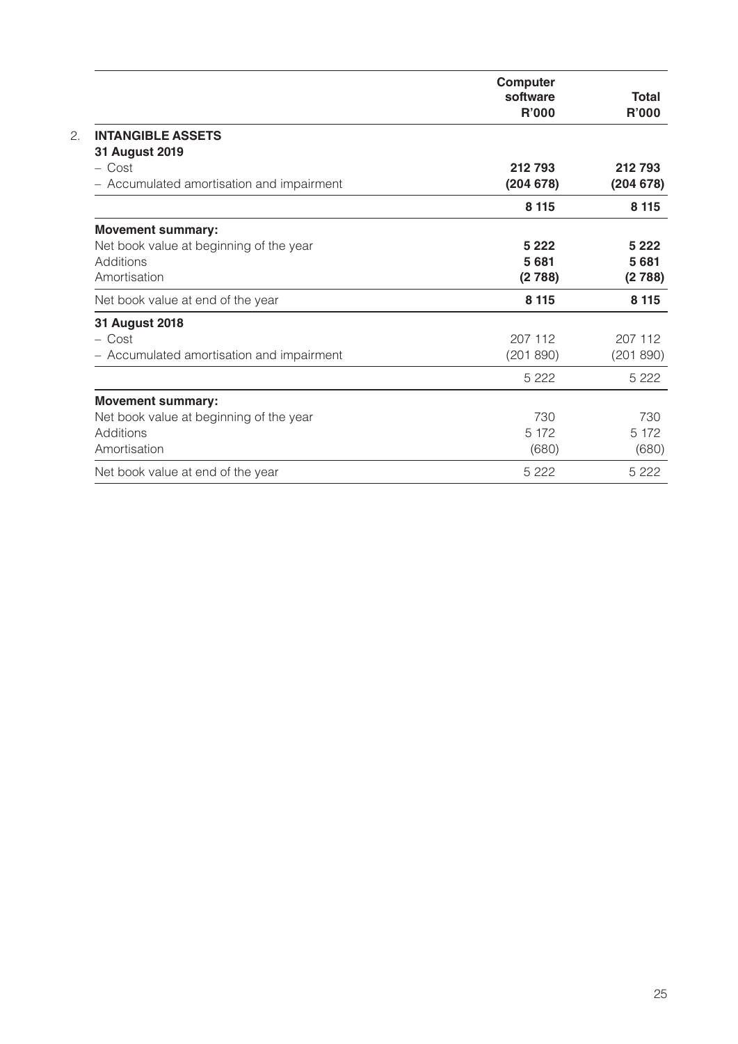## 2. INTANGIBLE ASSETS

| | Computer software R'000 | Total R'000 |
|---|---|---|
| **31 August 2019** | | |
| – Cost | **212 793** | **212 793** |
| – Accumulated amortisation and impairment | **(204 678)** | **(204 678)** |
| | **8 115** | **8 115** |
| **Movement summary:** | | |
| Net book value at beginning of the year | **5 222** | **5 222** |
| Additions | **5 681** | **5 681** |
| Amortisation | **(2 788)** | **(2 788)** |
| Net book value at end of the year | **8 115** | **8 115** |
| **31 August 2018** | | |
| – Cost | 207 112 | 207 112 |
| – Accumulated amortisation and impairment | (201 890) | (201 890) |
| | 5 222 | 5 222 |
| **Movement summary:** | | |
| Net book value at beginning of the year | 730 | 730 |
| Additions | 5 172 | 5 172 |
| Amortisation | (680) | (680) |
| Net book value at end of the year | 5 222 | 5 222 |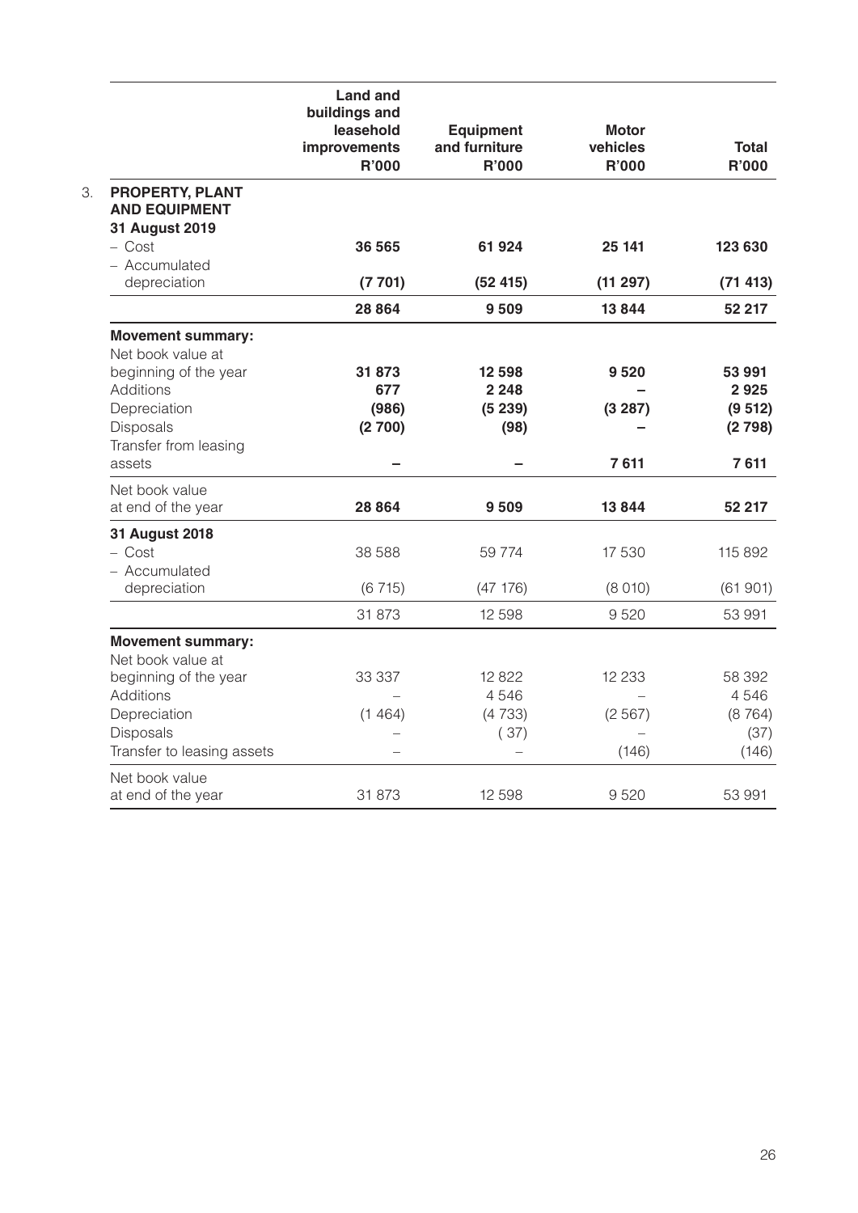|  | Land and buildings and leasehold improvements R'000 | Equipment and furniture R'000 | Motor vehicles R'000 | Total R'000 |
|---|---|---|---|---|
| **3. PROPERTY, PLANT AND EQUIPMENT** | | | | |
| **31 August 2019** | | | | |
| – Cost | **36 565** | **61 924** | **25 141** | **123 630** |
| – Accumulated depreciation | **(7 701)** | **(52 415)** | **(11 297)** | **(71 413)** |
|  | **28 864** | **9 509** | **13 844** | **52 217** |
| **Movement summary:** | | | | |
| Net book value at beginning of the year | **31 873** | **12 598** | **9 520** | **53 991** |
| Additions | **677** | **2 248** | **–** | **2 925** |
| Depreciation | **(986)** | **(5 239)** | **(3 287)** | **(9 512)** |
| Disposals | **(2 700)** | **(98)** | **–** | **(2 798)** |
| Transfer from leasing assets | **–** | **–** | **7 611** | **7 611** |
| Net book value at end of the year | **28 864** | **9 509** | **13 844** | **52 217** |
| **31 August 2018** | | | | |
| – Cost | 38 588 | 59 774 | 17 530 | 115 892 |
| – Accumulated depreciation | (6 715) | (47 176) | (8 010) | (61 901) |
|  | 31 873 | 12 598 | 9 520 | 53 991 |
| **Movement summary:** | | | | |
| Net book value at beginning of the year | 33 337 | 12 822 | 12 233 | 58 392 |
| Additions | – | 4 546 | – | 4 546 |
| Depreciation | (1 464) | (4 733) | (2 567) | (8 764) |
| Disposals | – | (37) | – | (37) |
| Transfer to leasing assets | – | – | (146) | (146) |
| Net book value at end of the year | 31 873 | 12 598 | 9 520 | 53 991 |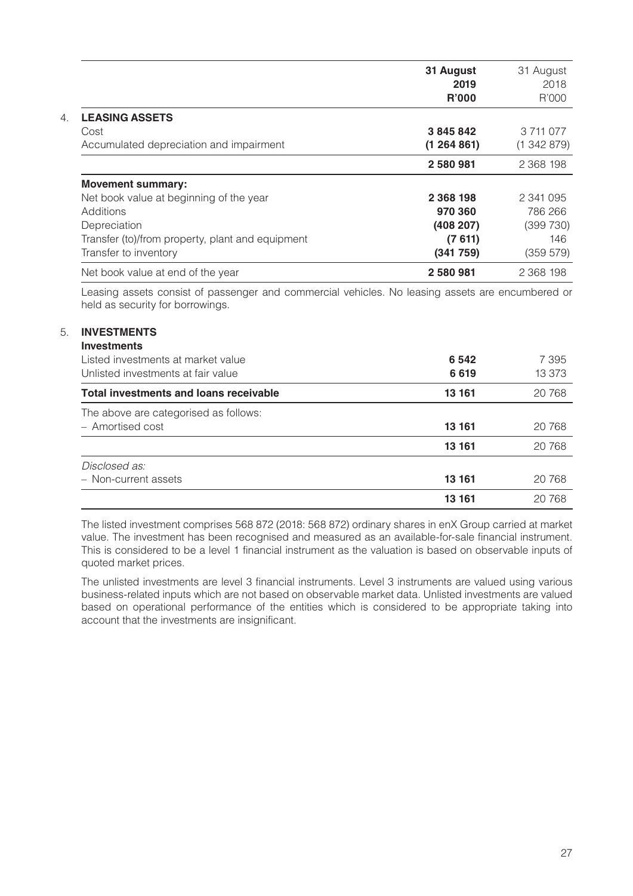| | 31 August 2019 R'000 | 31 August 2018 R'000 |
|---|---|---|
| **4. LEASING ASSETS** | | |
| Cost | **3 845 842** | 3 711 077 |
| Accumulated depreciation and impairment | **(1 264 861)** | (1 342 879) |
| | **2 580 981** | 2 368 198 |
| **Movement summary:** | | |
| Net book value at beginning of the year | **2 368 198** | 2 341 095 |
| Additions | **970 360** | 786 266 |
| Depreciation | **(408 207)** | (399 730) |
| Transfer (to)/from property, plant and equipment | **(7 611)** | 146 |
| Transfer to inventory | **(341 759)** | (359 579) |
| Net book value at end of the year | **2 580 981** | 2 368 198 |

Leasing assets consist of passenger and commercial vehicles. No leasing assets are encumbered or held as security for borrowings.

| | 31 August 2019 R'000 | 31 August 2018 R'000 |
|---|---|---|
| **5. INVESTMENTS** | | |
| **Investments** | | |
| Listed investments at market value | **6 542** | 7 395 |
| Unlisted investments at fair value | **6 619** | 13 373 |
| **Total investments and loans receivable** | **13 161** | 20 768 |
| The above are categorised as follows: | | |
| – Amortised cost | **13 161** | 20 768 |
| | **13 161** | 20 768 |
| *Disclosed as:* | | |
| – Non-current assets | **13 161** | 20 768 |
| | **13 161** | 20 768 |

The listed investment comprises 568 872 (2018: 568 872) ordinary shares in enX Group carried at market value. The investment has been recognised and measured as an available-for-sale financial instrument. This is considered to be a level 1 financial instrument as the valuation is based on observable inputs of quoted market prices.

The unlisted investments are level 3 financial instruments. Level 3 instruments are valued using various business-related inputs which are not based on observable market data. Unlisted investments are valued based on operational performance of the entities which is considered to be appropriate taking into account that the investments are insignificant.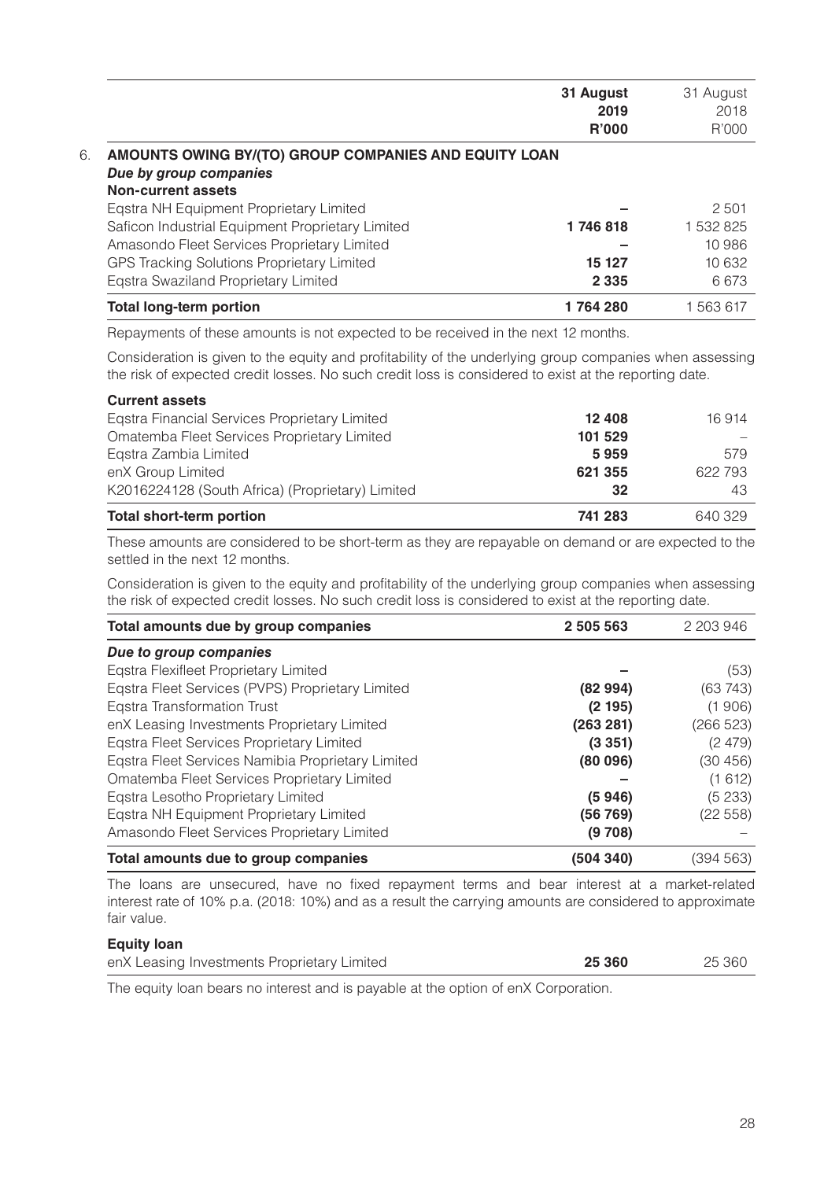| | 31 August 2019 R'000 | 31 August 2018 R'000 |
|---|---|---|
| **6. AMOUNTS OWING BY/(TO) GROUP COMPANIES AND EQUITY LOAN** | | |
| ***Due by group companies*** | | |
| **Non-current assets** | | |
| Eqstra NH Equipment Proprietary Limited | – | 2 501 |
| Saficon Industrial Equipment Proprietary Limited | **1 746 818** | 1 532 825 |
| Amasondo Fleet Services Proprietary Limited | – | 10 986 |
| GPS Tracking Solutions Proprietary Limited | **15 127** | 10 632 |
| Eqstra Swaziland Proprietary Limited | **2 335** | 6 673 |
| **Total long-term portion** | **1 764 280** | 1 563 617 |

Repayments of these amounts is not expected to be received in the next 12 months.

Consideration is given to the equity and profitability of the underlying group companies when assessing the risk of expected credit losses. No such credit loss is considered to exist at the reporting date.

| | 31 August 2019 R'000 | 31 August 2018 R'000 |
|---|---|---|
| **Current assets** | | |
| Eqstra Financial Services Proprietary Limited | **12 408** | 16 914 |
| Omatemba Fleet Services Proprietary Limited | **101 529** | – |
| Eqstra Zambia Limited | **5 959** | 579 |
| enX Group Limited | **621 355** | 622 793 |
| K2016224128 (South Africa) (Proprietary) Limited | **32** | 43 |
| **Total short-term portion** | **741 283** | 640 329 |

These amounts are considered to be short-term as they are repayable on demand or are expected to the settled in the next 12 months.

Consideration is given to the equity and profitability of the underlying group companies when assessing the risk of expected credit losses. No such credit loss is considered to exist at the reporting date.

| | 31 August 2019 R'000 | 31 August 2018 R'000 |
|---|---|---|
| **Total amounts due by group companies** | **2 505 563** | 2 203 946 |
| ***Due to group companies*** | | |
| Eqstra Flexifleet Proprietary Limited | – | (53) |
| Eqstra Fleet Services (PVPS) Proprietary Limited | **(82 994)** | (63 743) |
| Eqstra Transformation Trust | **(2 195)** | (1 906) |
| enX Leasing Investments Proprietary Limited | **(263 281)** | (266 523) |
| Eqstra Fleet Services Proprietary Limited | **(3 351)** | (2 479) |
| Eqstra Fleet Services Namibia Proprietary Limited | **(80 096)** | (30 456) |
| Omatemba Fleet Services Proprietary Limited | – | (1 612) |
| Eqstra Lesotho Proprietary Limited | **(5 946)** | (5 233) |
| Eqstra NH Equipment Proprietary Limited | **(56 769)** | (22 558) |
| Amasondo Fleet Services Proprietary Limited | **(9 708)** | – |
| **Total amounts due to group companies** | **(504 340)** | (394 563) |

The loans are unsecured, have no fixed repayment terms and bear interest at a market-related interest rate of 10% p.a. (2018: 10%) and as a result the carrying amounts are considered to approximate fair value.

| | 31 August 2019 R'000 | 31 August 2018 R'000 |
|---|---|---|
| **Equity loan** | | |
| enX Leasing Investments Proprietary Limited | **25 360** | 25 360 |

The equity loan bears no interest and is payable at the option of enX Corporation.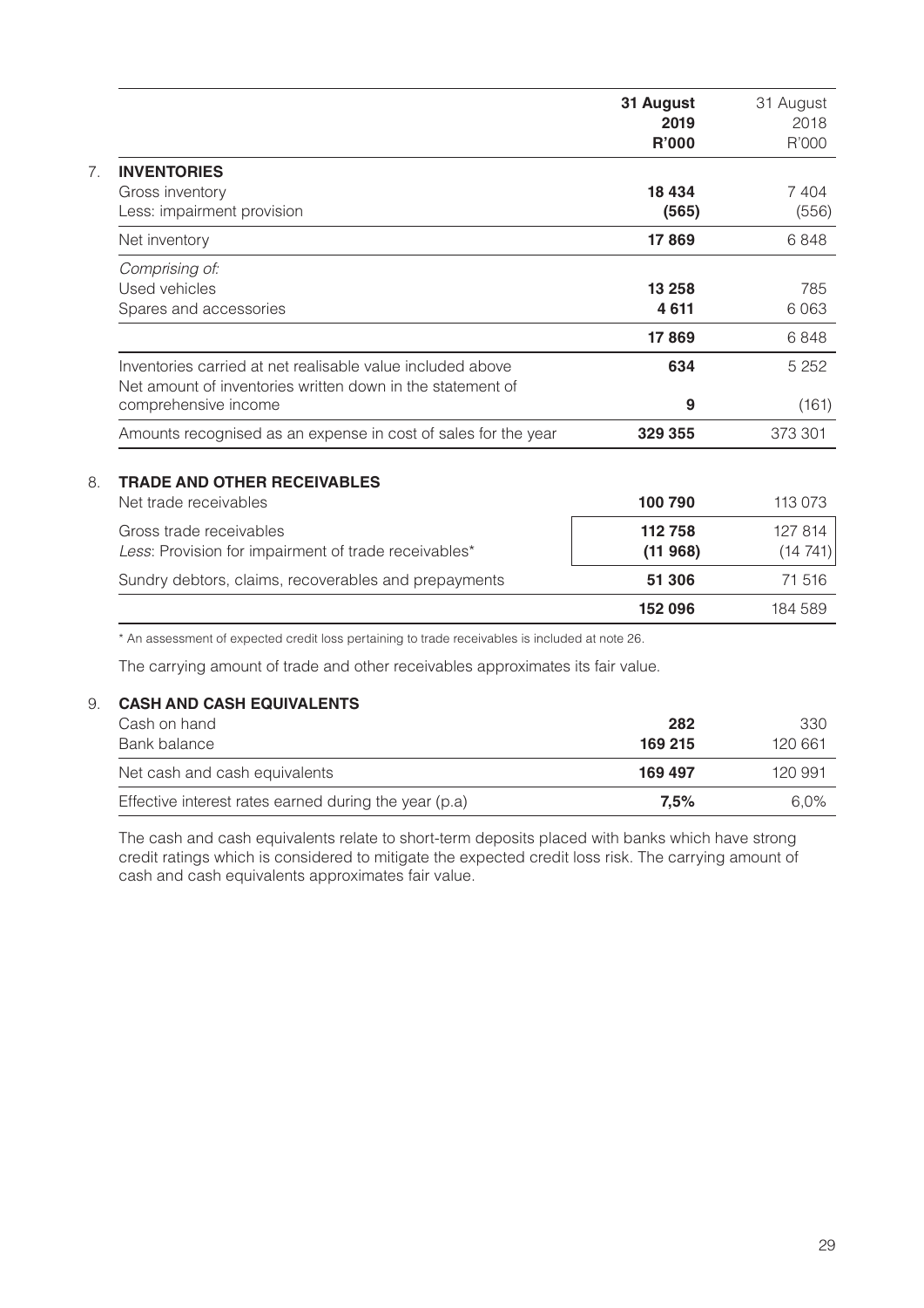| | 31 August 2019 R'000 | 31 August 2018 R'000 |
|---|---|---|
| **7. INVENTORIES** | | |
| Gross inventory | **18 434** | 7 404 |
| Less: impairment provision | **(565)** | (556) |
| Net inventory | **17 869** | 6 848 |
| *Comprising of:* | | |
| Used vehicles | **13 258** | 785 |
| Spares and accessories | **4 611** | 6 063 |
| | **17 869** | 6 848 |
| Inventories carried at net realisable value included above | **634** | 5 252 |
| Net amount of inventories written down in the statement of comprehensive income | **9** | (161) |
| Amounts recognised as an expense in cost of sales for the year | **329 355** | 373 301 |
| **8. TRADE AND OTHER RECEIVABLES** | | |
| Net trade receivables | **100 790** | 113 073 |
| Gross trade receivables | **112 758** | 127 814 |
| *Less*: Provision for impairment of trade receivables* | **(11 968)** | (14 741) |
| Sundry debtors, claims, recoverables and prepayments | **51 306** | 71 516 |
| | **152 096** | 184 589 |

\* An assessment of expected credit loss pertaining to trade receivables is included at note 26.

The carrying amount of trade and other receivables approximates its fair value.

| | 31 August 2019 R'000 | 31 August 2018 R'000 |
|---|---|---|
| **9. CASH AND CASH EQUIVALENTS** | | |
| Cash on hand | **282** | 330 |
| Bank balance | **169 215** | 120 661 |
| Net cash and cash equivalents | **169 497** | 120 991 |
| Effective interest rates earned during the year (p.a) | **7,5%** | 6,0% |

The cash and cash equivalents relate to short-term deposits placed with banks which have strong credit ratings which is considered to mitigate the expected credit loss risk. The carrying amount of cash and cash equivalents approximates fair value.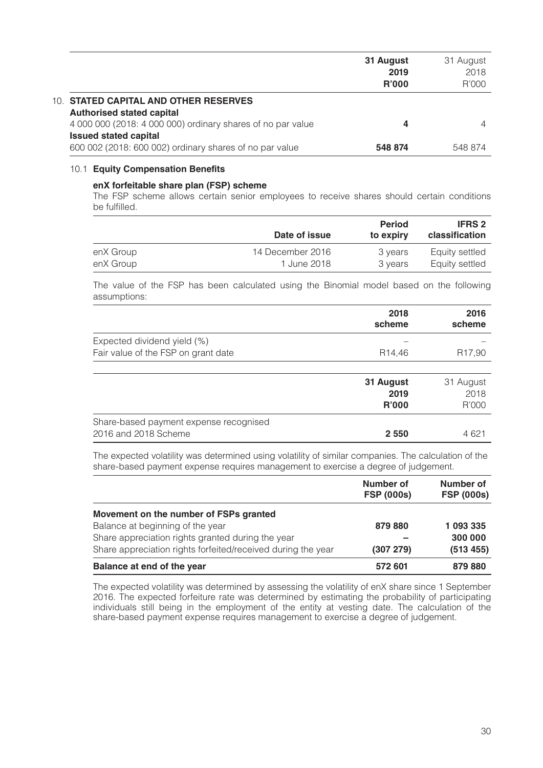| | **31 August 2019 R'000** | 31 August 2018 R'000 |
|---|---|---|
| **10. STATED CAPITAL AND OTHER RESERVES** | | |
| **Authorised stated capital** | | |
| 4 000 000 (2018: 4 000 000) ordinary shares of no par value | **4** | 4 |
| **Issued stated capital** | | |
| 600 002 (2018: 600 002) ordinary shares of no par value | **548 874** | 548 874 |

### 10.1 Equity Compensation Benefits

**enX forfeitable share plan (FSP) scheme**

The FSP scheme allows certain senior employees to receive shares should certain conditions be fulfilled.

| | **Date of issue** | **Period to expiry** | **IFRS 2 classification** |
|---|---|---|---|
| enX Group | 14 December 2016 | 3 years | Equity settled |
| enX Group | 1 June 2018 | 3 years | Equity settled |

The value of the FSP has been calculated using the Binomial model based on the following assumptions:

| | **2018 scheme** | **2016 scheme** |
|---|---|---|
| Expected dividend yield (%) | – | – |
| Fair value of the FSP on grant date | R14,46 | R17,90 |

| | **31 August 2019 R'000** | 31 August 2018 R'000 |
|---|---|---|
| Share-based payment expense recognised | | |
| 2016 and 2018 Scheme | **2 550** | 4 621 |

The expected volatility was determined using volatility of similar companies. The calculation of the share-based payment expense requires management to exercise a degree of judgement.

| | **Number of FSP (000s)** | **Number of FSP (000s)** |
|---|---|---|
| **Movement on the number of FSPs granted** | | |
| Balance at beginning of the year | **879 880** | **1 093 335** |
| Share appreciation rights granted during the year | **–** | **300 000** |
| Share appreciation rights forfeited/received during the year | **(307 279)** | **(513 455)** |
| **Balance at end of the year** | **572 601** | **879 880** |

The expected volatility was determined by assessing the volatility of enX share since 1 September 2016. The expected forfeiture rate was determined by estimating the probability of participating individuals still being in the employment of the entity at vesting date. The calculation of the share-based payment expense requires management to exercise a degree of judgement.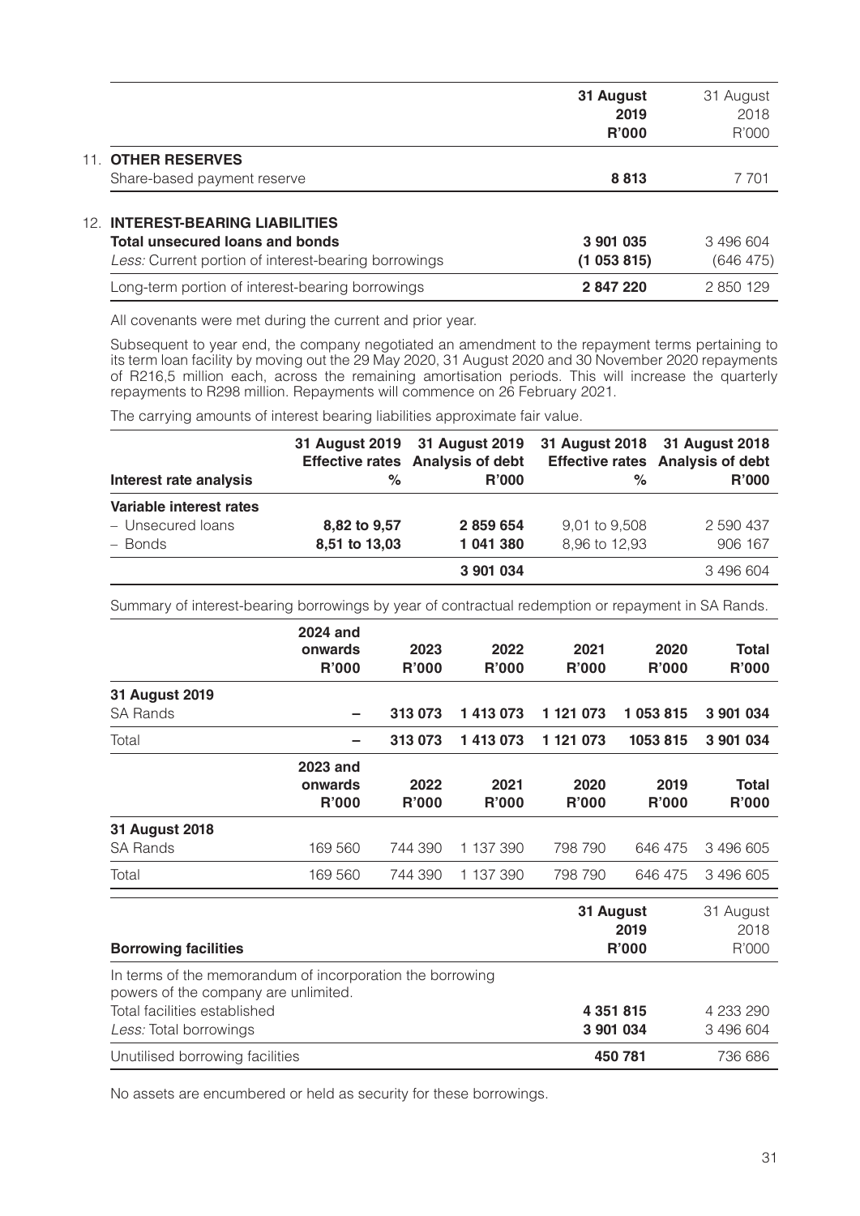| | 31 August 2019 R'000 | 31 August 2018 R'000 |
|---|---|---|
| **11. OTHER RESERVES** | | |
| Share-based payment reserve | **8 813** | 7 701 |
| **12. INTEREST-BEARING LIABILITIES** | | |
| **Total unsecured loans and bonds** | **3 901 035** | 3 496 604 |
| *Less:* Current portion of interest-bearing borrowings | **(1 053 815)** | (646 475) |
| Long-term portion of interest-bearing borrowings | **2 847 220** | 2 850 129 |

All covenants were met during the current and prior year.

Subsequent to year end, the company negotiated an amendment to the repayment terms pertaining to its term loan facility by moving out the 29 May 2020, 31 August 2020 and 30 November 2020 repayments of R216,5 million each, across the remaining amortisation periods. This will increase the quarterly repayments to R298 million. Repayments will commence on 26 February 2021.

The carrying amounts of interest bearing liabilities approximate fair value.

| Interest rate analysis | 31 August 2019 Effective rates % | 31 August 2019 Analysis of debt R'000 | 31 August 2018 Effective rates % | 31 August 2018 Analysis of debt R'000 |
|---|---|---|---|---|
| **Variable interest rates** | | | | |
| – Unsecured loans | **8,82 to 9,57** | **2 859 654** | 9,01 to 9,508 | 2 590 437 |
| – Bonds | **8,51 to 13,03** | **1 041 380** | 8,96 to 12,93 | 906 167 |
| | | **3 901 034** | | 3 496 604 |

Summary of interest-bearing borrowings by year of contractual redemption or repayment in SA Rands.

| | 2024 and onwards R'000 | 2023 R'000 | 2022 R'000 | 2021 R'000 | 2020 R'000 | Total R'000 |
|---|---|---|---|---|---|---|
| **31 August 2019** | | | | | | |
| SA Rands | **–** | **313 073** | **1 413 073** | **1 121 073** | **1 053 815** | **3 901 034** |
| Total | **–** | **313 073** | **1 413 073** | **1 121 073** | **1053 815** | **3 901 034** |

| | 2023 and onwards R'000 | 2022 R'000 | 2021 R'000 | 2020 R'000 | 2019 R'000 | Total R'000 |
|---|---|---|---|---|---|---|
| **31 August 2018** | | | | | | |
| SA Rands | 169 560 | 744 390 | 1 137 390 | 798 790 | 646 475 | 3 496 605 |
| Total | 169 560 | 744 390 | 1 137 390 | 798 790 | 646 475 | 3 496 605 |

| **Borrowing facilities** | 31 August 2019 R'000 | 31 August 2018 R'000 |
|---|---|---|
| In terms of the memorandum of incorporation the borrowing powers of the company are unlimited. | | |
| Total facilities established | **4 351 815** | 4 233 290 |
| *Less:* Total borrowings | **3 901 034** | 3 496 604 |
| Unutilised borrowing facilities | **450 781** | 736 686 |

No assets are encumbered or held as security for these borrowings.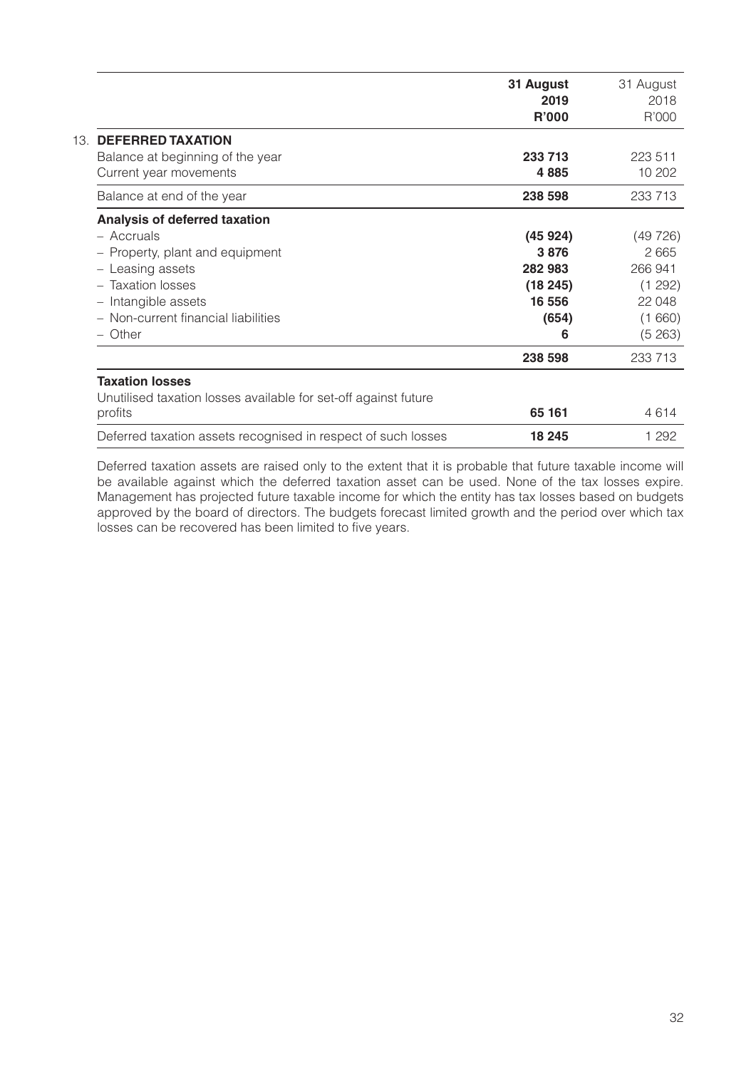## 13. DEFERRED TAXATION

| | 31 August 2019 R'000 | 31 August 2018 R'000 |
|---|---|---|
| Balance at beginning of the year | **233 713** | 223 511 |
| Current year movements | **4 885** | 10 202 |
| Balance at end of the year | **238 598** | 233 713 |
| **Analysis of deferred taxation** | | |
| – Accruals | **(45 924)** | (49 726) |
| – Property, plant and equipment | **3 876** | 2 665 |
| – Leasing assets | **282 983** | 266 941 |
| – Taxation losses | **(18 245)** | (1 292) |
| – Intangible assets | **16 556** | 22 048 |
| – Non-current financial liabilities | **(654)** | (1 660) |
| – Other | **6** | (5 263) |
| | **238 598** | 233 713 |
| **Taxation losses** | | |
| Unutilised taxation losses available for set-off against future profits | **65 161** | 4 614 |
| Deferred taxation assets recognised in respect of such losses | **18 245** | 1 292 |

Deferred taxation assets are raised only to the extent that it is probable that future taxable income will be available against which the deferred taxation asset can be used. None of the tax losses expire. Management has projected future taxable income for which the entity has tax losses based on budgets approved by the board of directors. The budgets forecast limited growth and the period over which tax losses can be recovered has been limited to five years.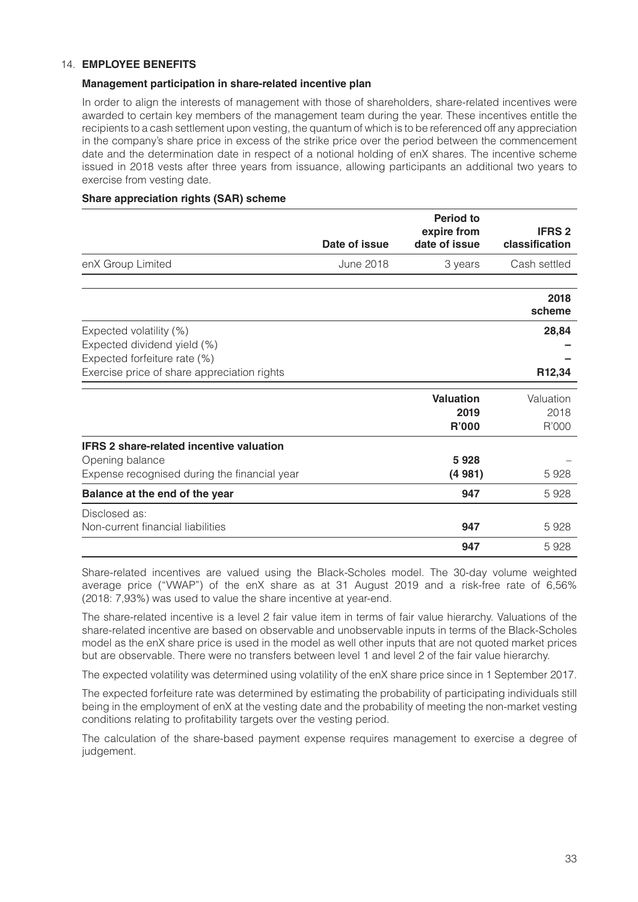## 14. EMPLOYEE BENEFITS

### Management participation in share-related incentive plan

In order to align the interests of management with those of shareholders, share-related incentives were awarded to certain key members of the management team during the year. These incentives entitle the recipients to a cash settlement upon vesting, the quantum of which is to be referenced off any appreciation in the company's share price in excess of the strike price over the period between the commencement date and the determination date in respect of a notional holding of enX shares. The incentive scheme issued in 2018 vests after three years from issuance, allowing participants an additional two years to exercise from vesting date.

### Share appreciation rights (SAR) scheme

| | Date of issue | Period to expire from date of issue | IFRS 2 classification |
|---|---|---|---|
| enX Group Limited | June 2018 | 3 years | Cash settled |

| | 2018 scheme |
|---|---|
| Expected volatility (%) | **28,84** |
| Expected dividend yield (%) | **–** |
| Expected forfeiture rate (%) | **–** |
| Exercise price of share appreciation rights | **R12,34** |

| | Valuation 2019 R'000 | Valuation 2018 R'000 |
|---|---|---|
| **IFRS 2 share-related incentive valuation** | | |
| Opening balance | **5 928** | – |
| Expense recognised during the financial year | **(4 981)** | 5 928 |
| **Balance at the end of the year** | **947** | 5 928 |
| Disclosed as: | | |
| Non-current financial liabilities | **947** | 5 928 |
| | **947** | 5 928 |

Share-related incentives are valued using the Black-Scholes model. The 30-day volume weighted average price ("VWAP") of the enX share as at 31 August 2019 and a risk-free rate of 6,56% (2018: 7,93%) was used to value the share incentive at year-end.

The share-related incentive is a level 2 fair value item in terms of fair value hierarchy. Valuations of the share-related incentive are based on observable and unobservable inputs in terms of the Black-Scholes model as the enX share price is used in the model as well other inputs that are not quoted market prices but are observable. There were no transfers between level 1 and level 2 of the fair value hierarchy.

The expected volatility was determined using volatility of the enX share price since in 1 September 2017.

The expected forfeiture rate was determined by estimating the probability of participating individuals still being in the employment of enX at the vesting date and the probability of meeting the non-market vesting conditions relating to profitability targets over the vesting period.

The calculation of the share-based payment expense requires management to exercise a degree of judgement.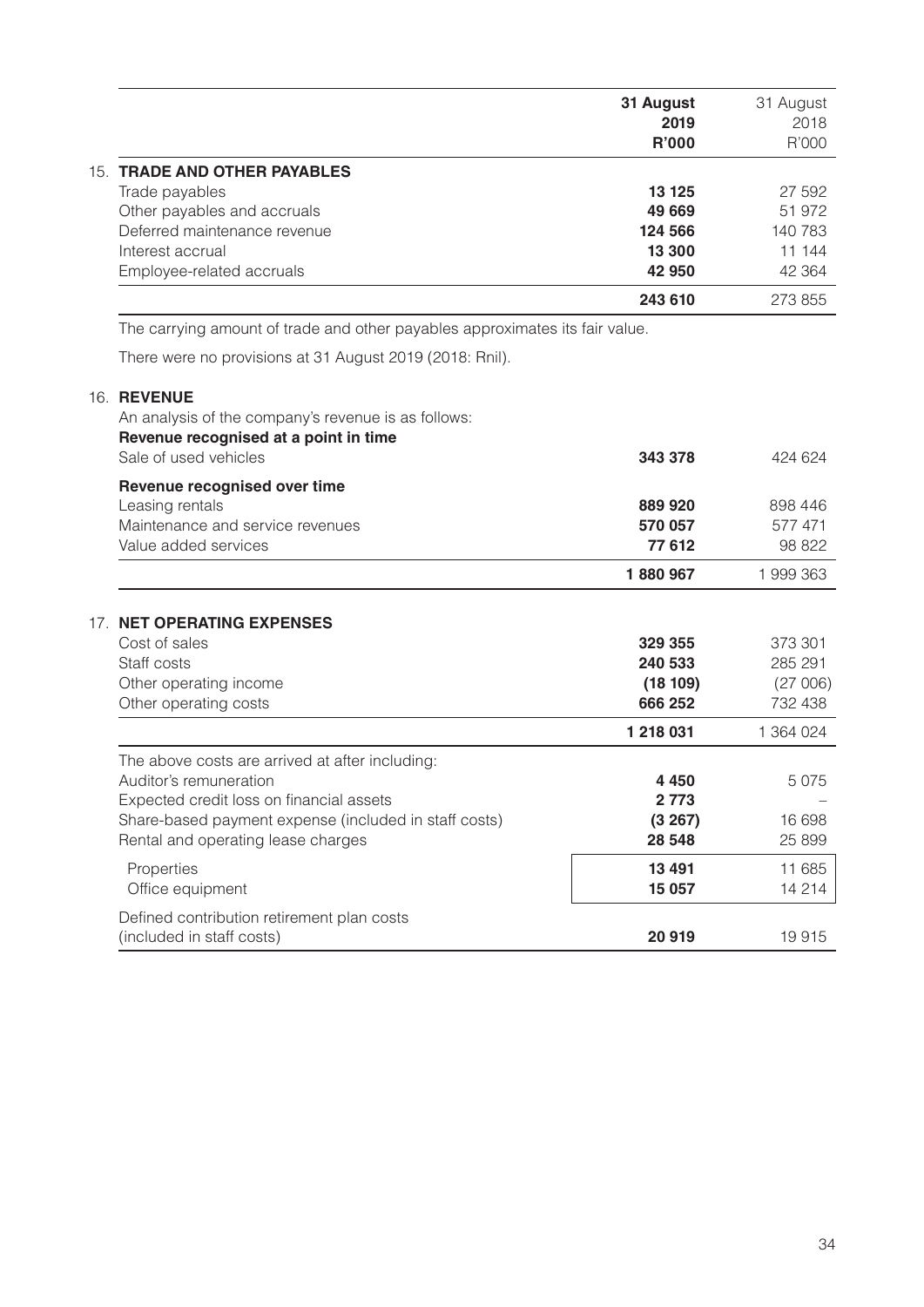| | 31 August 2019 R'000 | 31 August 2018 R'000 |
|---|---|---|
| **15. TRADE AND OTHER PAYABLES** | | |
| Trade payables | **13 125** | 27 592 |
| Other payables and accruals | **49 669** | 51 972 |
| Deferred maintenance revenue | **124 566** | 140 783 |
| Interest accrual | **13 300** | 11 144 |
| Employee-related accruals | **42 950** | 42 364 |
| | **243 610** | 273 855 |

The carrying amount of trade and other payables approximates its fair value.

There were no provisions at 31 August 2019 (2018: Rnil).

| | 31 August 2019 R'000 | 31 August 2018 R'000 |
|---|---|---|
| **16. REVENUE** | | |
| An analysis of the company's revenue is as follows: | | |
| **Revenue recognised at a point in time** | | |
| Sale of used vehicles | **343 378** | 424 624 |
| **Revenue recognised over time** | | |
| Leasing rentals | **889 920** | 898 446 |
| Maintenance and service revenues | **570 057** | 577 471 |
| Value added services | **77 612** | 98 822 |
| | **1 880 967** | 1 999 363 |

| | 31 August 2019 R'000 | 31 August 2018 R'000 |
|---|---|---|
| **17. NET OPERATING EXPENSES** | | |
| Cost of sales | **329 355** | 373 301 |
| Staff costs | **240 533** | 285 291 |
| Other operating income | **(18 109)** | (27 006) |
| Other operating costs | **666 252** | 732 438 |
| | **1 218 031** | 1 364 024 |
| The above costs are arrived at after including: | | |
| Auditor's remuneration | **4 450** | 5 075 |
| Expected credit loss on financial assets | **2 773** | – |
| Share-based payment expense (included in staff costs) | **(3 267)** | 16 698 |
| Rental and operating lease charges | **28 548** | 25 899 |
| Properties | **13 491** | 11 685 |
| Office equipment | **15 057** | 14 214 |
| Defined contribution retirement plan costs (included in staff costs) | **20 919** | 19 915 |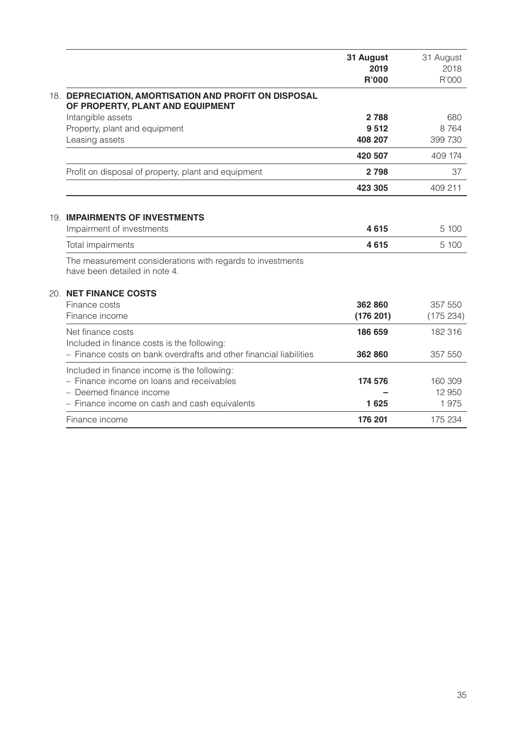| | 31 August 2019 R'000 | 31 August 2018 R'000 |
|---|---|---|
| **18. DEPRECIATION, AMORTISATION AND PROFIT ON DISPOSAL OF PROPERTY, PLANT AND EQUIPMENT** | | |
| Intangible assets | **2 788** | 680 |
| Property, plant and equipment | **9 512** | 8 764 |
| Leasing assets | **408 207** | 399 730 |
| | **420 507** | 409 174 |
| Profit on disposal of property, plant and equipment | **2 798** | 37 |
| | **423 305** | 409 211 |
| **19. IMPAIRMENTS OF INVESTMENTS** | | |
| Impairment of investments | **4 615** | 5 100 |
| Total impairments | **4 615** | 5 100 |
| The measurement considerations with regards to investments have been detailed in note 4. | | |
| **20. NET FINANCE COSTS** | | |
| Finance costs | **362 860** | 357 550 |
| Finance income | **(176 201)** | (175 234) |
| Net finance costs | **186 659** | 182 316 |
| Included in finance costs is the following: | | |
| – Finance costs on bank overdrafts and other financial liabilities | **362 860** | 357 550 |
| Included in finance income is the following: | | |
| – Finance income on loans and receivables | **174 576** | 160 309 |
| – Deemed finance income | **–** | 12 950 |
| – Finance income on cash and cash equivalents | **1 625** | 1 975 |
| Finance income | **176 201** | 175 234 |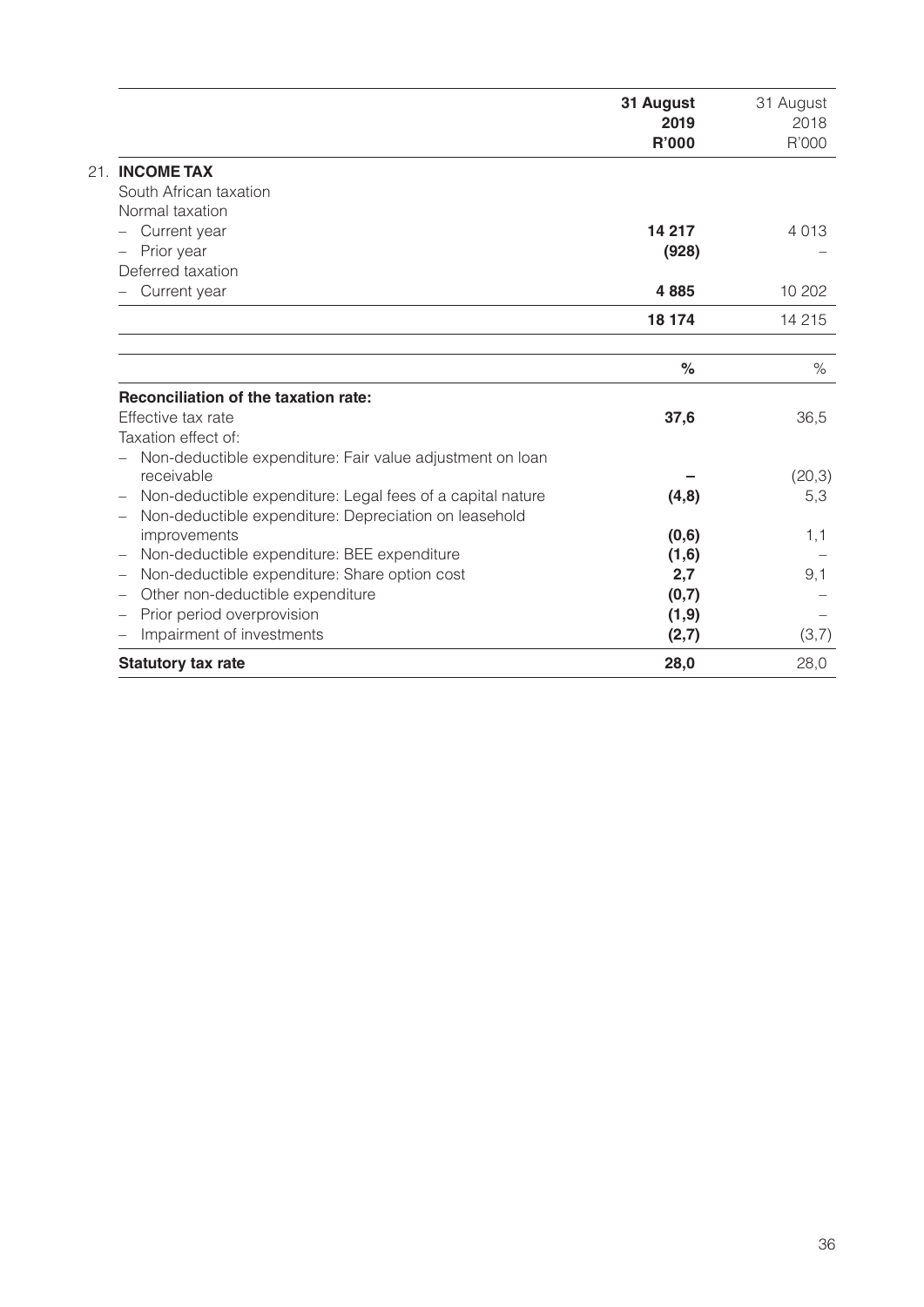|  | 31 August 2019 R'000 | 31 August 2018 R'000 |
|---|---|---|
| **21. INCOME TAX** | | |
| South African taxation | | |
| Normal taxation | | |
| – Current year | **14 217** | 4 013 |
| – Prior year | **(928)** | – |
| Deferred taxation | | |
| – Current year | **4 885** | 10 202 |
|  | **18 174** | 14 215 |

|  | **%** | % |
|---|---|---|
| **Reconciliation of the taxation rate:** | | |
| Effective tax rate | **37,6** | 36,5 |
| Taxation effect of: | | |
| – Non-deductible expenditure: Fair value adjustment on loan receivable | **–** | (20,3) |
| – Non-deductible expenditure: Legal fees of a capital nature | **(4,8)** | 5,3 |
| – Non-deductible expenditure: Depreciation on leasehold improvements | **(0,6)** | 1,1 |
| – Non-deductible expenditure: BEE expenditure | **(1,6)** | – |
| – Non-deductible expenditure: Share option cost | **2,7** | 9,1 |
| – Other non-deductible expenditure | **(0,7)** | – |
| – Prior period overprovision | **(1,9)** | – |
| – Impairment of investments | **(2,7)** | (3,7) |
| **Statutory tax rate** | **28,0** | 28,0 |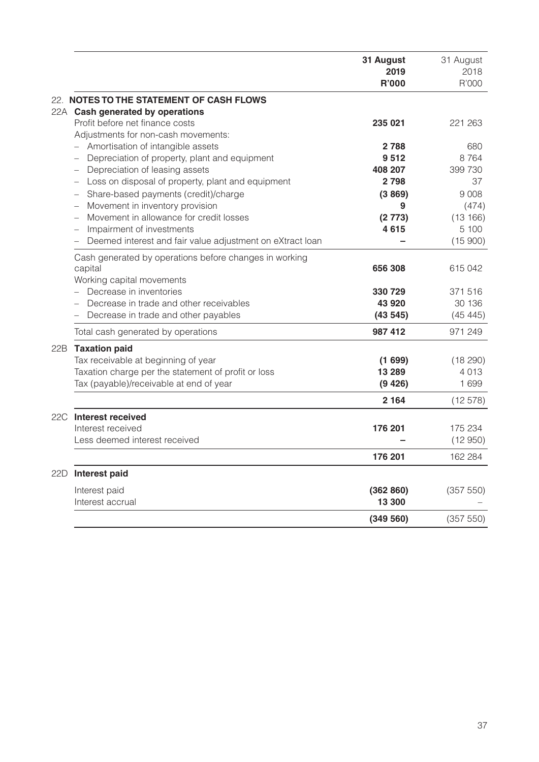| | 31 August 2019 R'000 | 31 August 2018 R'000 |
|---|---|---|
| **22. NOTES TO THE STATEMENT OF CASH FLOWS** | | |
| **22A Cash generated by operations** | | |
| Profit before net finance costs | **235 021** | 221 263 |
| Adjustments for non-cash movements: | | |
| – Amortisation of intangible assets | **2 788** | 680 |
| – Depreciation of property, plant and equipment | **9 512** | 8 764 |
| – Depreciation of leasing assets | **408 207** | 399 730 |
| – Loss on disposal of property, plant and equipment | **2 798** | 37 |
| – Share-based payments (credit)/charge | **(3 869)** | 9 008 |
| – Movement in inventory provision | **9** | (474) |
| – Movement in allowance for credit losses | **(2 773)** | (13 166) |
| – Impairment of investments | **4 615** | 5 100 |
| – Deemed interest and fair value adjustment on eXtract loan | **–** | (15 900) |
| Cash generated by operations before changes in working capital | **656 308** | 615 042 |
| Working capital movements | | |
| – Decrease in inventories | **330 729** | 371 516 |
| – Decrease in trade and other receivables | **43 920** | 30 136 |
| – Decrease in trade and other payables | **(43 545)** | (45 445) |
| Total cash generated by operations | **987 412** | 971 249 |
| **22B Taxation paid** | | |
| Tax receivable at beginning of year | **(1 699)** | (18 290) |
| Taxation charge per the statement of profit or loss | **13 289** | 4 013 |
| Tax (payable)/receivable at end of year | **(9 426)** | 1 699 |
| | **2 164** | (12 578) |
| **22C Interest received** | | |
| Interest received | **176 201** | 175 234 |
| Less deemed interest received | **–** | (12 950) |
| | **176 201** | 162 284 |
| **22D Interest paid** | | |
| Interest paid | **(362 860)** | (357 550) |
| Interest accrual | **13 300** | – |
| | **(349 560)** | (357 550) |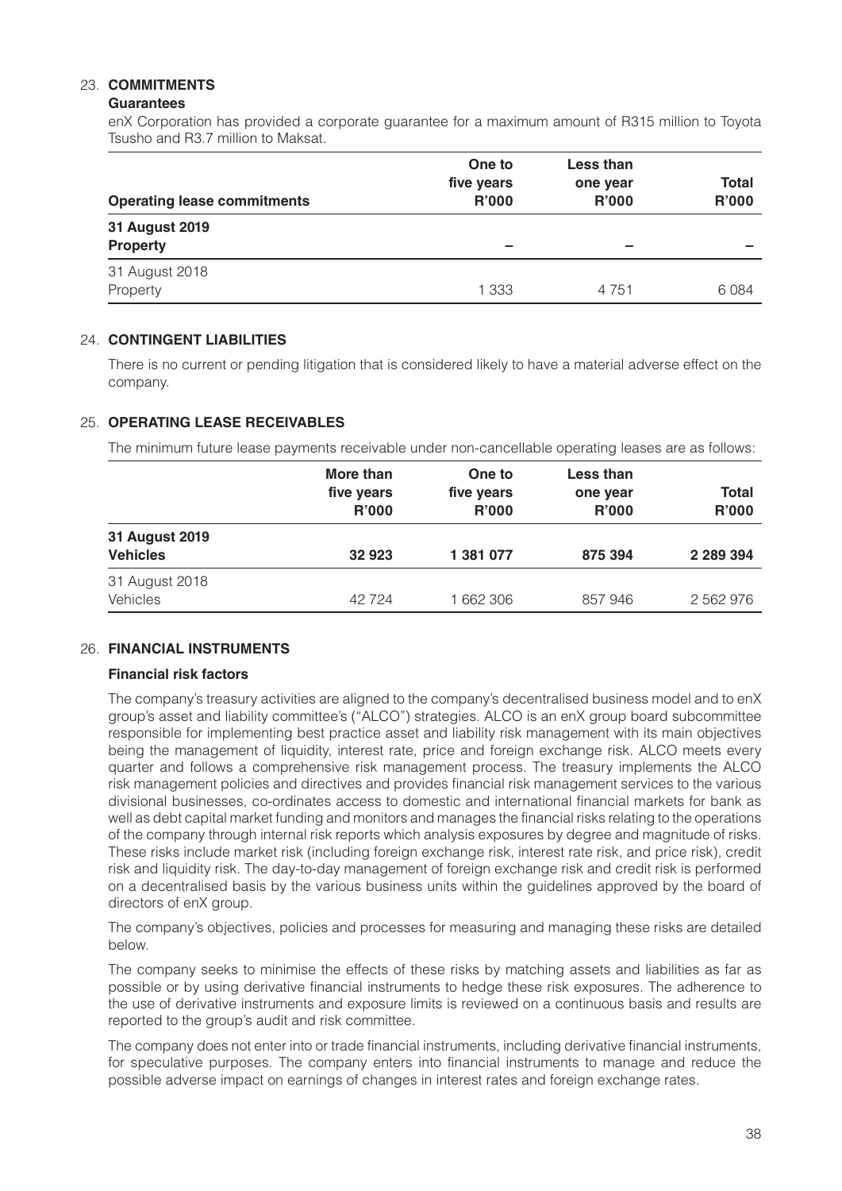## 23. COMMITMENTS

### Guarantees

enX Corporation has provided a corporate guarantee for a maximum amount of R315 million to Toyota Tsusho and R3.7 million to Maksat.

| Operating lease commitments | One to five years R'000 | Less than one year R'000 | Total R'000 |
|---|---|---|---|
| **31 August 2019** | | | |
| **Property** | **–** | **–** | **–** |
| 31 August 2018 | | | |
| Property | 1 333 | 4 751 | 6 084 |

## 24. CONTINGENT LIABILITIES

There is no current or pending litigation that is considered likely to have a material adverse effect on the company.

## 25. OPERATING LEASE RECEIVABLES

The minimum future lease payments receivable under non-cancellable operating leases are as follows:

| | More than five years R'000 | One to five years R'000 | Less than one year R'000 | Total R'000 |
|---|---|---|---|---|
| **31 August 2019** | | | | |
| **Vehicles** | **32 923** | **1 381 077** | **875 394** | **2 289 394** |
| 31 August 2018 | | | | |
| Vehicles | 42 724 | 1 662 306 | 857 946 | 2 562 976 |

## 26. FINANCIAL INSTRUMENTS

### Financial risk factors

The company's treasury activities are aligned to the company's decentralised business model and to enX group's asset and liability committee's ("ALCO") strategies. ALCO is an enX group board subcommittee responsible for implementing best practice asset and liability risk management with its main objectives being the management of liquidity, interest rate, price and foreign exchange risk. ALCO meets every quarter and follows a comprehensive risk management process. The treasury implements the ALCO risk management policies and directives and provides financial risk management services to the various divisional businesses, co-ordinates access to domestic and international financial markets for bank as well as debt capital market funding and monitors and manages the financial risks relating to the operations of the company through internal risk reports which analysis exposures by degree and magnitude of risks. These risks include market risk (including foreign exchange risk, interest rate risk, and price risk), credit risk and liquidity risk. The day-to-day management of foreign exchange risk and credit risk is performed on a decentralised basis by the various business units within the guidelines approved by the board of directors of enX group.

The company's objectives, policies and processes for measuring and managing these risks are detailed below.

The company seeks to minimise the effects of these risks by matching assets and liabilities as far as possible or by using derivative financial instruments to hedge these risk exposures. The adherence to the use of derivative instruments and exposure limits is reviewed on a continuous basis and results are reported to the group's audit and risk committee.

The company does not enter into or trade financial instruments, including derivative financial instruments, for speculative purposes. The company enters into financial instruments to manage and reduce the possible adverse impact on earnings of changes in interest rates and foreign exchange rates.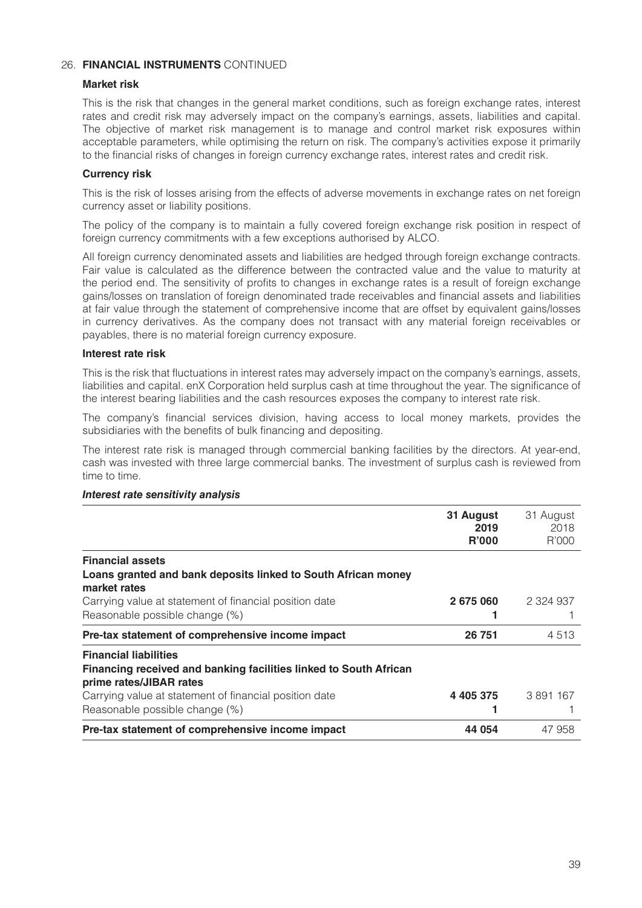26. **FINANCIAL INSTRUMENTS** CONTINUED

**Market risk**

This is the risk that changes in the general market conditions, such as foreign exchange rates, interest rates and credit risk may adversely impact on the company's earnings, assets, liabilities and capital. The objective of market risk management is to manage and control market risk exposures within acceptable parameters, while optimising the return on risk. The company's activities expose it primarily to the financial risks of changes in foreign currency exchange rates, interest rates and credit risk.

**Currency risk**

This is the risk of losses arising from the effects of adverse movements in exchange rates on net foreign currency asset or liability positions.

The policy of the company is to maintain a fully covered foreign exchange risk position in respect of foreign currency commitments with a few exceptions authorised by ALCO.

All foreign currency denominated assets and liabilities are hedged through foreign exchange contracts. Fair value is calculated as the difference between the contracted value and the value to maturity at the period end. The sensitivity of profits to changes in exchange rates is a result of foreign exchange gains/losses on translation of foreign denominated trade receivables and financial assets and liabilities at fair value through the statement of comprehensive income that are offset by equivalent gains/losses in currency derivatives. As the company does not transact with any material foreign receivables or payables, there is no material foreign currency exposure.

**Interest rate risk**

This is the risk that fluctuations in interest rates may adversely impact on the company's earnings, assets, liabilities and capital. enX Corporation held surplus cash at time throughout the year. The significance of the interest bearing liabilities and the cash resources exposes the company to interest rate risk.

The company's financial services division, having access to local money markets, provides the subsidiaries with the benefits of bulk financing and depositing.

The interest rate risk is managed through commercial banking facilities by the directors. At year-end, cash was invested with three large commercial banks. The investment of surplus cash is reviewed from time to time.

***Interest rate sensitivity analysis***

| | **31 August 2019 R'000** | 31 August 2018 R'000 |
|---|---|---|
| **Financial assets** | | |
| **Loans granted and bank deposits linked to South African money market rates** | | |
| Carrying value at statement of financial position date | **2 675 060** | 2 324 937 |
| Reasonable possible change (%) | **1** | 1 |
| **Pre-tax statement of comprehensive income impact** | **26 751** | 4 513 |
| **Financial liabilities** | | |
| **Financing received and banking facilities linked to South African prime rates/JIBAR rates** | | |
| Carrying value at statement of financial position date | **4 405 375** | 3 891 167 |
| Reasonable possible change (%) | **1** | 1 |
| **Pre-tax statement of comprehensive income impact** | **44 054** | 47 958 |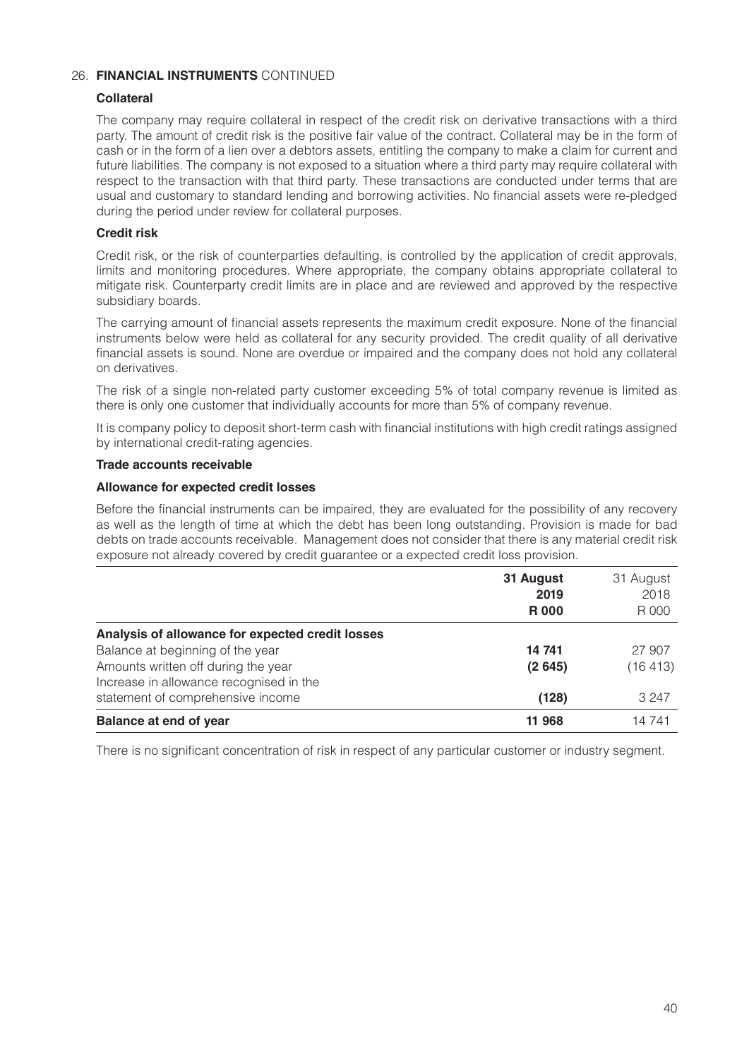## 26. **FINANCIAL INSTRUMENTS** CONTINUED

### Collateral

The company may require collateral in respect of the credit risk on derivative transactions with a third party. The amount of credit risk is the positive fair value of the contract. Collateral may be in the form of cash or in the form of a lien over a debtors assets, entitling the company to make a claim for current and future liabilities. The company is not exposed to a situation where a third party may require collateral with respect to the transaction with that third party. These transactions are conducted under terms that are usual and customary to standard lending and borrowing activities. No financial assets were re-pledged during the period under review for collateral purposes.

### Credit risk

Credit risk, or the risk of counterparties defaulting, is controlled by the application of credit approvals, limits and monitoring procedures. Where appropriate, the company obtains appropriate collateral to mitigate risk. Counterparty credit limits are in place and are reviewed and approved by the respective subsidiary boards.

The carrying amount of financial assets represents the maximum credit exposure. None of the financial instruments below were held as collateral for any security provided. The credit quality of all derivative financial assets is sound. None are overdue or impaired and the company does not hold any collateral on derivatives.

The risk of a single non-related party customer exceeding 5% of total company revenue is limited as there is only one customer that individually accounts for more than 5% of company revenue.

It is company policy to deposit short-term cash with financial institutions with high credit ratings assigned by international credit-rating agencies.

### Trade accounts receivable

### Allowance for expected credit losses

Before the financial instruments can be impaired, they are evaluated for the possibility of any recovery as well as the length of time at which the debt has been long outstanding. Provision is made for bad debts on trade accounts receivable. Management does not consider that there is any material credit risk exposure not already covered by credit guarantee or a expected credit loss provision.

| | **31 August 2019 R 000** | 31 August 2018 R 000 |
|---|---|---|
| **Analysis of allowance for expected credit losses** | | |
| Balance at beginning of the year | **14 741** | 27 907 |
| Amounts written off during the year | **(2 645)** | (16 413) |
| Increase in allowance recognised in the statement of comprehensive income | **(128)** | 3 247 |
| **Balance at end of year** | **11 968** | 14 741 |

There is no significant concentration of risk in respect of any particular customer or industry segment.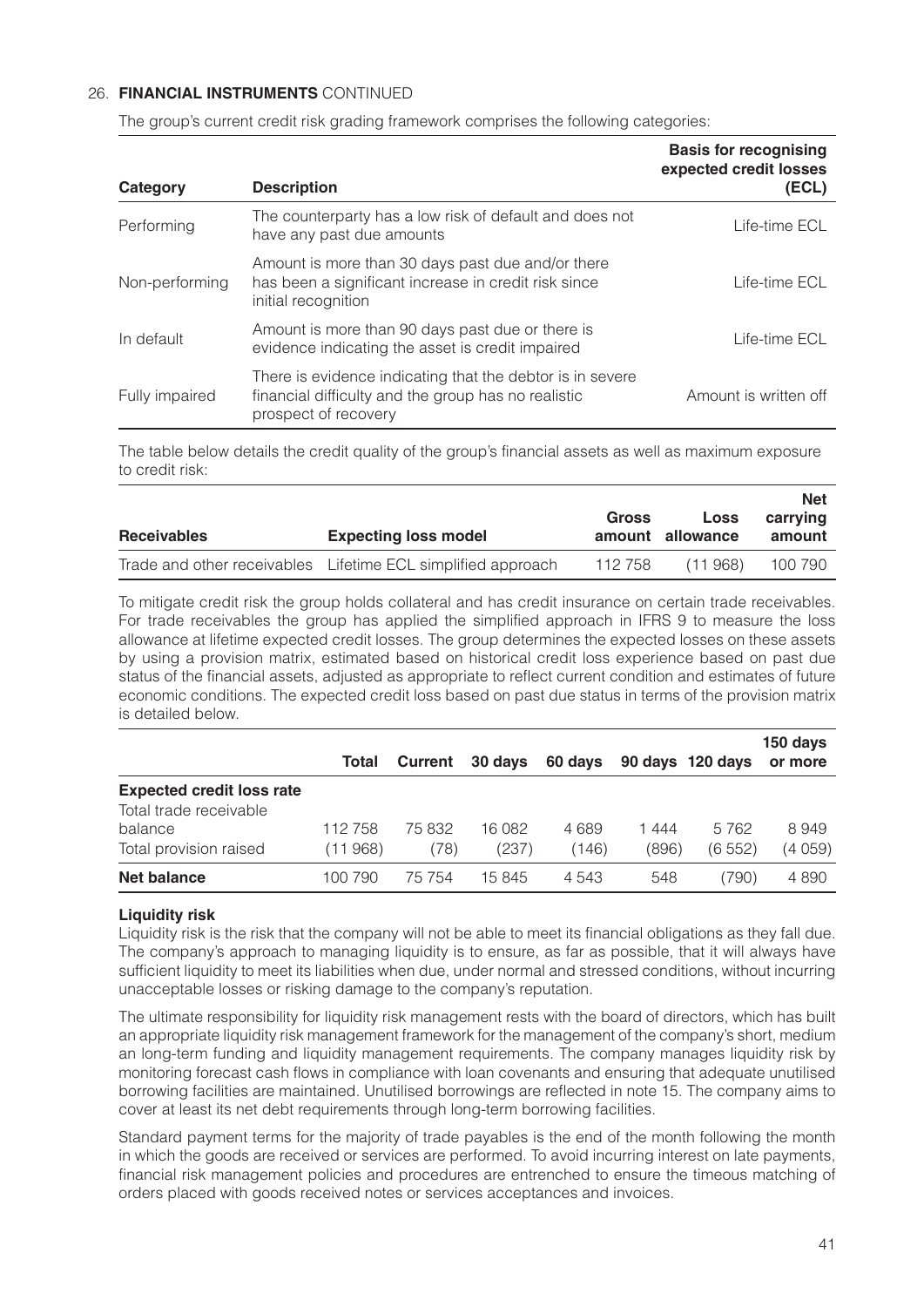26. **FINANCIAL INSTRUMENTS** CONTINUED

The group's current credit risk grading framework comprises the following categories:

| Category | Description | Basis for recognising expected credit losses (ECL) |
|---|---|---|
| Performing | The counterparty has a low risk of default and does not have any past due amounts | Life-time ECL |
| Non-performing | Amount is more than 30 days past due and/or there has been a significant increase in credit risk since initial recognition | Life-time ECL |
| In default | Amount is more than 90 days past due or there is evidence indicating the asset is credit impaired | Life-time ECL |
| Fully impaired | There is evidence indicating that the debtor is in severe financial difficulty and the group has no realistic prospect of recovery | Amount is written off |

The table below details the credit quality of the group's financial assets as well as maximum exposure to credit risk:

| Receivables | Expecting loss model | Gross amount | Loss allowance | Net carrying amount |
|---|---|---|---|---|
| Trade and other receivables | Lifetime ECL simplified approach | 112 758 | (11 968) | 100 790 |

To mitigate credit risk the group holds collateral and has credit insurance on certain trade receivables. For trade receivables the group has applied the simplified approach in IFRS 9 to measure the loss allowance at lifetime expected credit losses. The group determines the expected losses on these assets by using a provision matrix, estimated based on historical credit loss experience based on past due status of the financial assets, adjusted as appropriate to reflect current condition and estimates of future economic conditions. The expected credit loss based on past due status in terms of the provision matrix is detailed below.

| | Total | Current | 30 days | 60 days | 90 days | 120 days | 150 days or more |
|---|---|---|---|---|---|---|---|
| **Expected credit loss rate** | | | | | | | |
| Total trade receivable balance | 112 758 | 75 832 | 16 082 | 4 689 | 1 444 | 5 762 | 8 949 |
| Total provision raised | (11 968) | (78) | (237) | (146) | (896) | (6 552) | (4 059) |
| **Net balance** | 100 790 | 75 754 | 15 845 | 4 543 | 548 | (790) | 4 890 |

**Liquidity risk**

Liquidity risk is the risk that the company will not be able to meet its financial obligations as they fall due. The company's approach to managing liquidity is to ensure, as far as possible, that it will always have sufficient liquidity to meet its liabilities when due, under normal and stressed conditions, without incurring unacceptable losses or risking damage to the company's reputation.

The ultimate responsibility for liquidity risk management rests with the board of directors, which has built an appropriate liquidity risk management framework for the management of the company's short, medium an long-term funding and liquidity management requirements. The company manages liquidity risk by monitoring forecast cash flows in compliance with loan covenants and ensuring that adequate unutilised borrowing facilities are maintained. Unutilised borrowings are reflected in note 15. The company aims to cover at least its net debt requirements through long-term borrowing facilities.

Standard payment terms for the majority of trade payables is the end of the month following the month in which the goods are received or services are performed. To avoid incurring interest on late payments, financial risk management policies and procedures are entrenched to ensure the timeous matching of orders placed with goods received notes or services acceptances and invoices.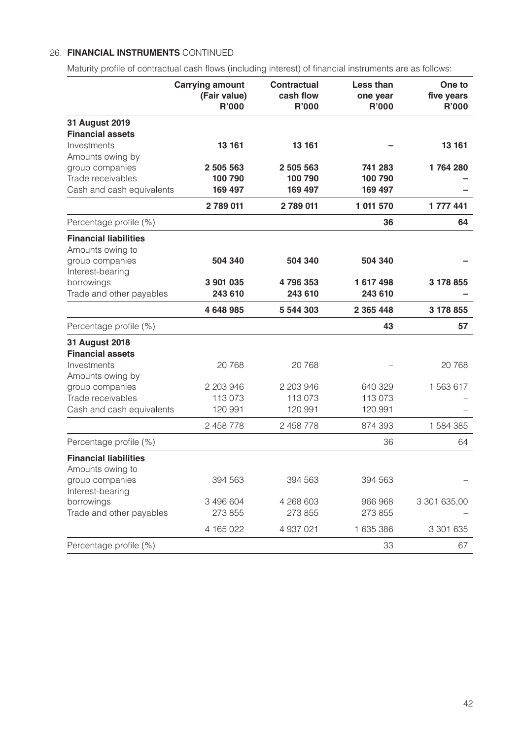## 26. **FINANCIAL INSTRUMENTS** CONTINUED

Maturity profile of contractual cash flows (including interest) of financial instruments are as follows:

| | Carrying amount (Fair value) R'000 | Contractual cash flow R'000 | Less than one year R'000 | One to five years R'000 |
|---|---|---|---|---|
| **31 August 2019** | | | | |
| **Financial assets** | | | | |
| Investments | **13 161** | **13 161** | **–** | **13 161** |
| Amounts owing by group companies | **2 505 563** | **2 505 563** | **741 283** | **1 764 280** |
| Trade receivables | **100 790** | **100 790** | **100 790** | **–** |
| Cash and cash equivalents | **169 497** | **169 497** | **169 497** | **–** |
| | **2 789 011** | **2 789 011** | **1 011 570** | **1 777 441** |
| Percentage profile (%) | | | **36** | **64** |
| **Financial liabilities** | | | | |
| Amounts owing to group companies | **504 340** | **504 340** | **504 340** | **–** |
| Interest-bearing borrowings | **3 901 035** | **4 796 353** | **1 617 498** | **3 178 855** |
| Trade and other payables | **243 610** | **243 610** | **243 610** | **–** |
| | **4 648 985** | **5 544 303** | **2 365 448** | **3 178 855** |
| Percentage profile (%) | | | **43** | **57** |
| **31 August 2018** | | | | |
| **Financial assets** | | | | |
| Investments | 20 768 | 20 768 | – | 20 768 |
| Amounts owing by group companies | 2 203 946 | 2 203 946 | 640 329 | 1 563 617 |
| Trade receivables | 113 073 | 113 073 | 113 073 | – |
| Cash and cash equivalents | 120 991 | 120 991 | 120 991 | – |
| | 2 458 778 | 2 458 778 | 874 393 | 1 584 385 |
| Percentage profile (%) | | | 36 | 64 |
| **Financial liabilities** | | | | |
| Amounts owing to group companies | 394 563 | 394 563 | 394 563 | – |
| Interest-bearing borrowings | 3 496 604 | 4 268 603 | 966 968 | 3 301 635,00 |
| Trade and other payables | 273 855 | 273 855 | 273 855 | – |
| | 4 165 022 | 4 937 021 | 1 635 386 | 3 301 635 |
| Percentage profile (%) | | | 33 | 67 |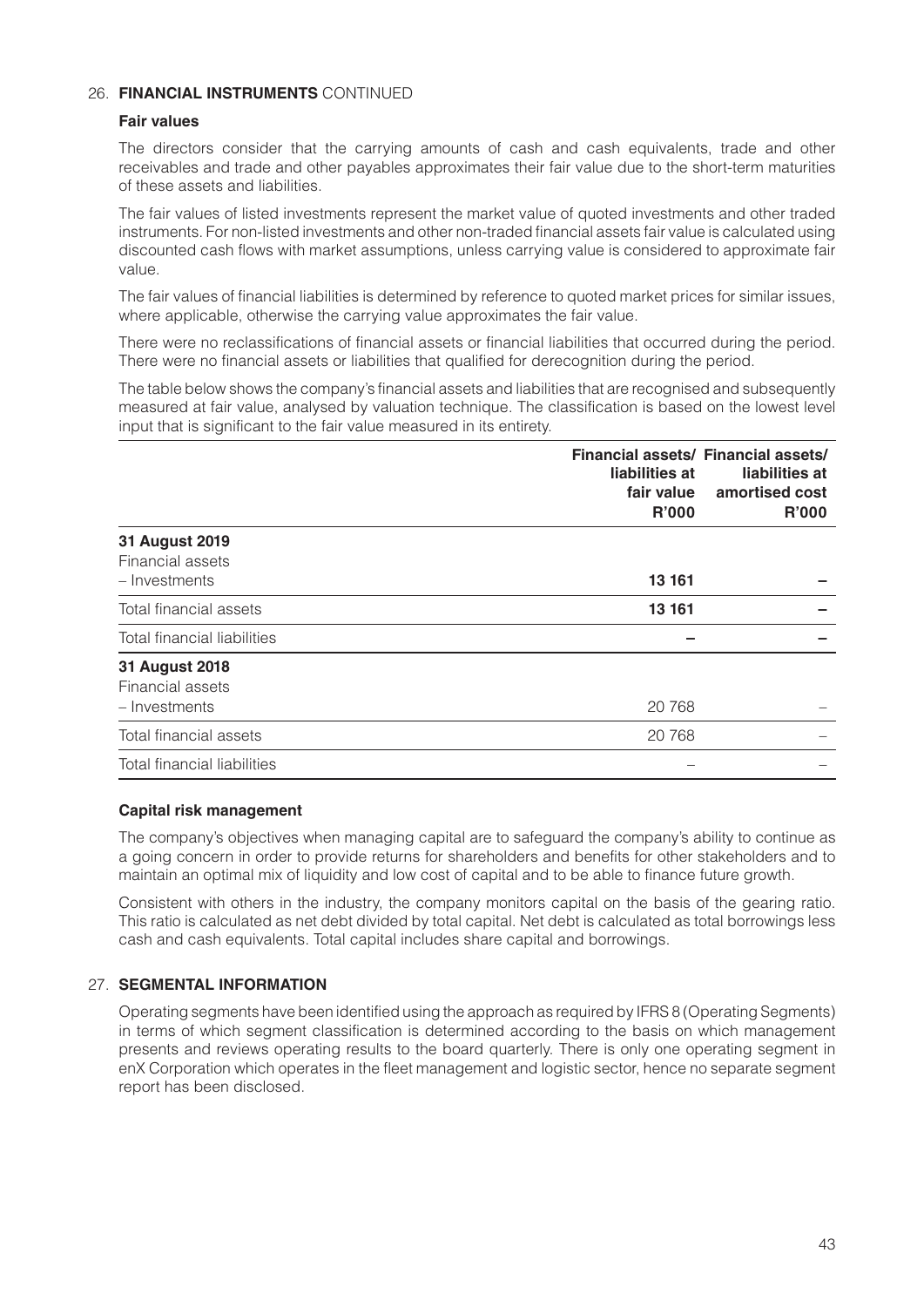## 26. FINANCIAL INSTRUMENTS CONTINUED

### Fair values

The directors consider that the carrying amounts of cash and cash equivalents, trade and other receivables and trade and other payables approximates their fair value due to the short-term maturities of these assets and liabilities.

The fair values of listed investments represent the market value of quoted investments and other traded instruments. For non-listed investments and other non-traded financial assets fair value is calculated using discounted cash flows with market assumptions, unless carrying value is considered to approximate fair value.

The fair values of financial liabilities is determined by reference to quoted market prices for similar issues, where applicable, otherwise the carrying value approximates the fair value.

There were no reclassifications of financial assets or financial liabilities that occurred during the period. There were no financial assets or liabilities that qualified for derecognition during the period.

The table below shows the company's financial assets and liabilities that are recognised and subsequently measured at fair value, analysed by valuation technique. The classification is based on the lowest level input that is significant to the fair value measured in its entirety.

| | Financial assets/ liabilities at fair value R'000 | Financial assets/ liabilities at amortised cost R'000 |
|---|---|---|
| **31 August 2019** | | |
| Financial assets | | |
| – Investments | **13 161** | **–** |
| Total financial assets | **13 161** | **–** |
| Total financial liabilities | **–** | **–** |
| **31 August 2018** | | |
| Financial assets | | |
| – Investments | 20 768 | – |
| Total financial assets | 20 768 | – |
| Total financial liabilities | – | – |

### Capital risk management

The company's objectives when managing capital are to safeguard the company's ability to continue as a going concern in order to provide returns for shareholders and benefits for other stakeholders and to maintain an optimal mix of liquidity and low cost of capital and to be able to finance future growth.

Consistent with others in the industry, the company monitors capital on the basis of the gearing ratio. This ratio is calculated as net debt divided by total capital. Net debt is calculated as total borrowings less cash and cash equivalents. Total capital includes share capital and borrowings.

## 27. SEGMENTAL INFORMATION

Operating segments have been identified using the approach as required by IFRS 8 (Operating Segments) in terms of which segment classification is determined according to the basis on which management presents and reviews operating results to the board quarterly. There is only one operating segment in enX Corporation which operates in the fleet management and logistic sector, hence no separate segment report has been disclosed.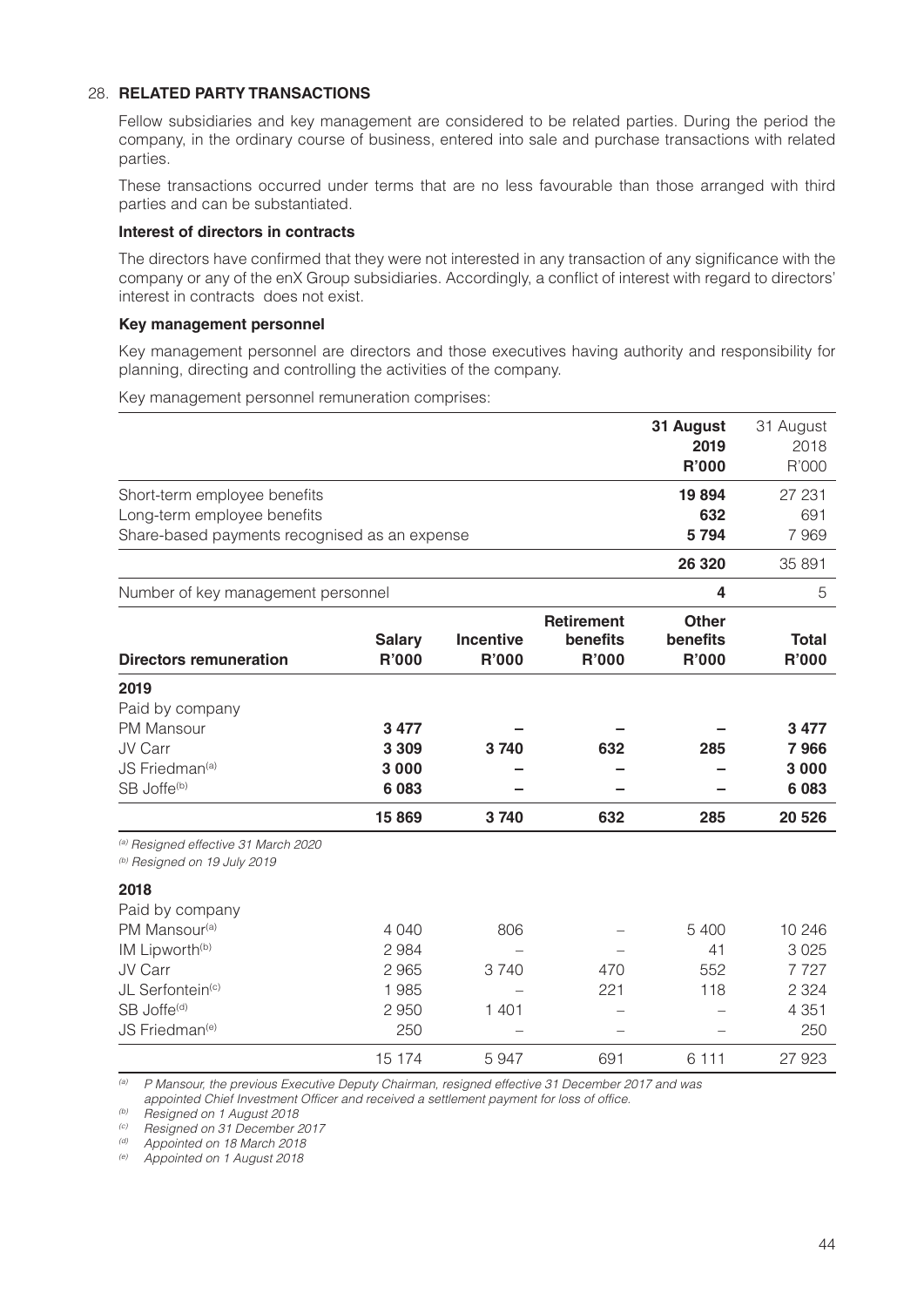## 28. RELATED PARTY TRANSACTIONS

Fellow subsidiaries and key management are considered to be related parties. During the period the company, in the ordinary course of business, entered into sale and purchase transactions with related parties.

These transactions occurred under terms that are no less favourable than those arranged with third parties and can be substantiated.

### Interest of directors in contracts

The directors have confirmed that they were not interested in any transaction of any significance with the company or any of the enX Group subsidiaries. Accordingly, a conflict of interest with regard to directors' interest in contracts does not exist.

### Key management personnel

Key management personnel are directors and those executives having authority and responsibility for planning, directing and controlling the activities of the company.

Key management personnel remuneration comprises:

| | **31 August 2019 R'000** | 31 August 2018 R'000 |
|---|---|---|
| Short-term employee benefits | **19 894** | 27 231 |
| Long-term employee benefits | **632** | 691 |
| Share-based payments recognised as an expense | **5 794** | 7 969 |
| | **26 320** | 35 891 |
| Number of key management personnel | **4** | 5 |

| **Directors remuneration** | **Salary R'000** | **Incentive R'000** | **Retirement benefits R'000** | **Other benefits R'000** | **Total R'000** |
|---|---|---|---|---|---|
| **2019** | | | | | |
| Paid by company | | | | | |
| PM Mansour | **3 477** | **–** | **–** | **–** | **3 477** |
| JV Carr | **3 309** | **3 740** | **632** | **285** | **7 966** |
| JS Friedman[(a)] | **3 000** | **–** | **–** | **–** | **3 000** |
| SB Joffe[(b)] | **6 083** | **–** | **–** | **–** | **6 083** |
| | **15 869** | **3 740** | **632** | **285** | **20 526** |

*[(a)] Resigned effective 31 March 2020*
*[(b)] Resigned on 19 July 2019*

| | Salary R'000 | Incentive R'000 | Retirement benefits R'000 | Other benefits R'000 | Total R'000 |
|---|---|---|---|---|---|
| **2018** | | | | | |
| Paid by company | | | | | |
| PM Mansour[(a)] | 4 040 | 806 | – | 5 400 | 10 246 |
| IM Lipworth[(b)] | 2 984 | – | – | 41 | 3 025 |
| JV Carr | 2 965 | 3 740 | 470 | 552 | 7 727 |
| JL Serfontein[(c)] | 1 985 | – | 221 | 118 | 2 324 |
| SB Joffe[(d)] | 2 950 | 1 401 | – | – | 4 351 |
| JS Friedman[(e)] | 250 | – | – | – | 250 |
| | 15 174 | 5 947 | 691 | 6 111 | 27 923 |

*[(a)] P Mansour, the previous Executive Deputy Chairman, resigned effective 31 December 2017 and was appointed Chief Investment Officer and received a settlement payment for loss of office.*
*[(b)] Resigned on 1 August 2018*
*[(c)] Resigned on 31 December 2017*
*[(d)] Appointed on 18 March 2018*
*[(e)] Appointed on 1 August 2018*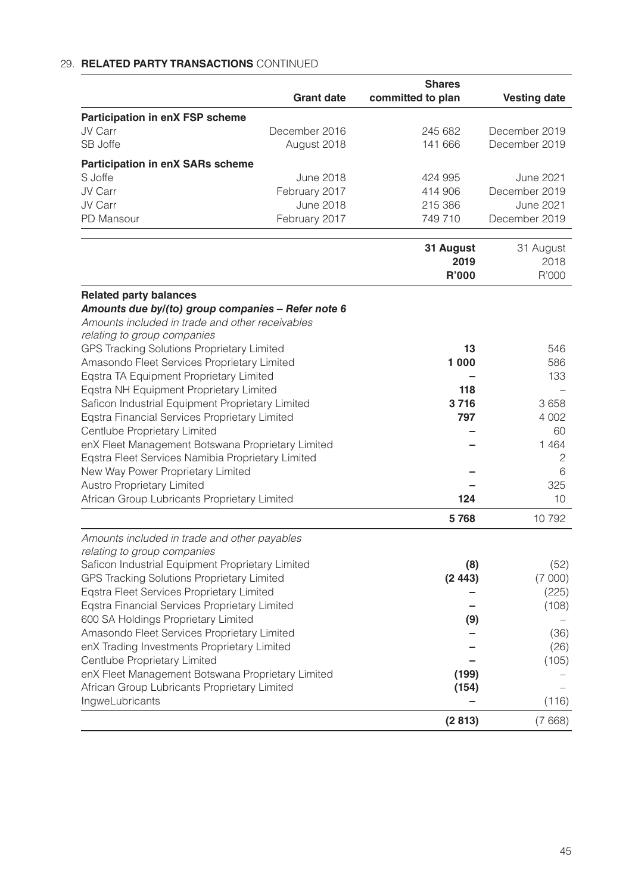## 29. RELATED PARTY TRANSACTIONS CONTINUED

| | Grant date | Shares committed to plan | Vesting date |
|---|---|---|---|
| **Participation in enX FSP scheme** | | | |
| JV Carr | December 2016 | 245 682 | December 2019 |
| SB Joffe | August 2018 | 141 666 | December 2019 |
| **Participation in enX SARs scheme** | | | |
| S Joffe | June 2018 | 424 995 | June 2021 |
| JV Carr | February 2017 | 414 906 | December 2019 |
| JV Carr | June 2018 | 215 386 | June 2021 |
| PD Mansour | February 2017 | 749 710 | December 2019 |

| | **31 August 2019 R'000** | 31 August 2018 R'000 |
|---|---|---|
| **Related party balances** | | |
| ***Amounts due by/(to) group companies – Refer note 6*** | | |
| *Amounts included in trade and other receivables relating to group companies* | | |
| GPS Tracking Solutions Proprietary Limited | **13** | 546 |
| Amasondo Fleet Services Proprietary Limited | **1 000** | 586 |
| Eqstra TA Equipment Proprietary Limited | **–** | 133 |
| Eqstra NH Equipment Proprietary Limited | **118** | – |
| Saficon Industrial Equipment Proprietary Limited | **3 716** | 3 658 |
| Eqstra Financial Services Proprietary Limited | **797** | 4 002 |
| Centlube Proprietary Limited | **–** | 60 |
| enX Fleet Management Botswana Proprietary Limited | **–** | 1 464 |
| Eqstra Fleet Services Namibia Proprietary Limited | | 2 |
| New Way Power Proprietary Limited | **–** | 6 |
| Austro Proprietary Limited | **–** | 325 |
| African Group Lubricants Proprietary Limited | **124** | 10 |
| | **5 768** | 10 792 |
| *Amounts included in trade and other payables relating to group companies* | | |
| Saficon Industrial Equipment Proprietary Limited | **(8)** | (52) |
| GPS Tracking Solutions Proprietary Limited | **(2 443)** | (7 000) |
| Eqstra Fleet Services Proprietary Limited | **–** | (225) |
| Eqstra Financial Services Proprietary Limited | **–** | (108) |
| 600 SA Holdings Proprietary Limited | **(9)** | – |
| Amasondo Fleet Services Proprietary Limited | **–** | (36) |
| enX Trading Investments Proprietary Limited | **–** | (26) |
| Centlube Proprietary Limited | **–** | (105) |
| enX Fleet Management Botswana Proprietary Limited | **(199)** | – |
| African Group Lubricants Proprietary Limited | **(154)** | – |
| IngweLubricants | **–** | (116) |
| | **(2 813)** | (7 668) |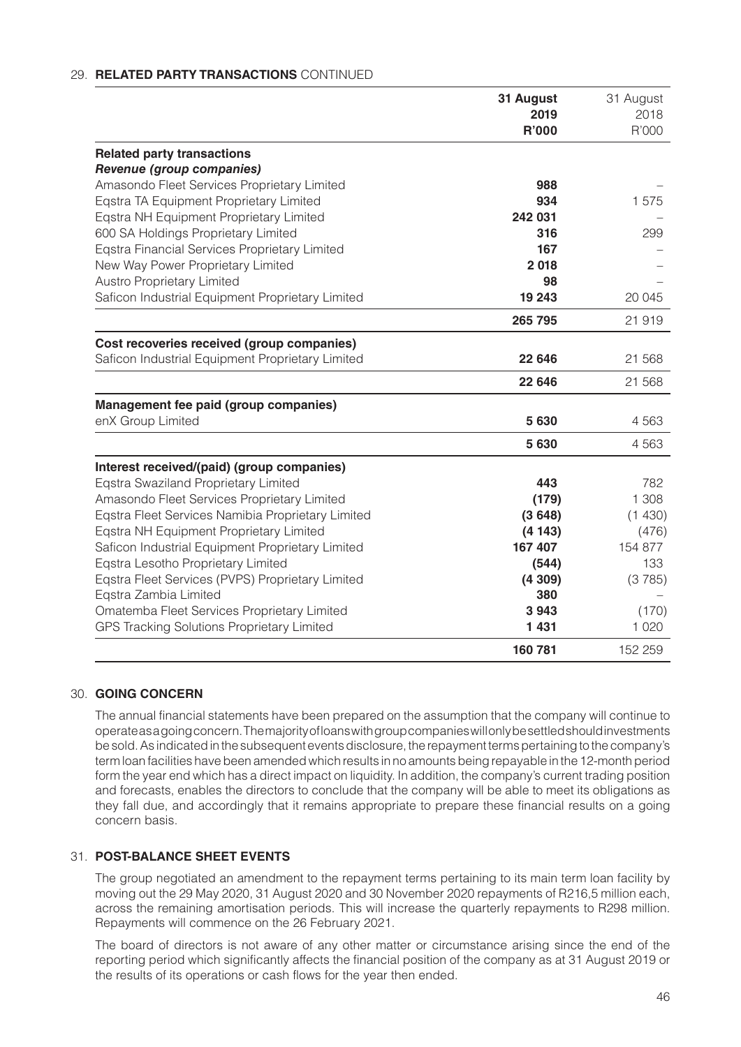## 29. RELATED PARTY TRANSACTIONS CONTINUED

| | 31 August 2019 R'000 | 31 August 2018 R'000 |
|---|---|---|
| **Related party transactions** | | |
| ***Revenue (group companies)*** | | |
| Amasondo Fleet Services Proprietary Limited | **988** | – |
| Eqstra TA Equipment Proprietary Limited | **934** | 1 575 |
| Eqstra NH Equipment Proprietary Limited | **242 031** | – |
| 600 SA Holdings Proprietary Limited | **316** | 299 |
| Eqstra Financial Services Proprietary Limited | **167** | – |
| New Way Power Proprietary Limited | **2 018** | – |
| Austro Proprietary Limited | **98** | – |
| Saficon Industrial Equipment Proprietary Limited | **19 243** | 20 045 |
| | **265 795** | 21 919 |
| **Cost recoveries received (group companies)** | | |
| Saficon Industrial Equipment Proprietary Limited | **22 646** | 21 568 |
| | **22 646** | 21 568 |
| **Management fee paid (group companies)** | | |
| enX Group Limited | **5 630** | 4 563 |
| | **5 630** | 4 563 |
| **Interest received/(paid) (group companies)** | | |
| Eqstra Swaziland Proprietary Limited | **443** | 782 |
| Amasondo Fleet Services Proprietary Limited | **(179)** | 1 308 |
| Eqstra Fleet Services Namibia Proprietary Limited | **(3 648)** | (1 430) |
| Eqstra NH Equipment Proprietary Limited | **(4 143)** | (476) |
| Saficon Industrial Equipment Proprietary Limited | **167 407** | 154 877 |
| Eqstra Lesotho Proprietary Limited | **(544)** | 133 |
| Eqstra Fleet Services (PVPS) Proprietary Limited | **(4 309)** | (3 785) |
| Eqstra Zambia Limited | **380** | – |
| Omatemba Fleet Services Proprietary Limited | **3 943** | (170) |
| GPS Tracking Solutions Proprietary Limited | **1 431** | 1 020 |
| | **160 781** | 152 259 |

## 30. GOING CONCERN

The annual financial statements have been prepared on the assumption that the company will continue to operate as a going concern. The majority of loans with group companies will only be settled should investments be sold. As indicated in the subsequent events disclosure, the repayment terms pertaining to the company's term loan facilities have been amended which results in no amounts being repayable in the 12-month period form the year end which has a direct impact on liquidity. In addition, the company's current trading position and forecasts, enables the directors to conclude that the company will be able to meet its obligations as they fall due, and accordingly that it remains appropriate to prepare these financial results on a going concern basis.

## 31. POST-BALANCE SHEET EVENTS

The group negotiated an amendment to the repayment terms pertaining to its main term loan facility by moving out the 29 May 2020, 31 August 2020 and 30 November 2020 repayments of R216,5 million each, across the remaining amortisation periods. This will increase the quarterly repayments to R298 million. Repayments will commence on the 26 February 2021.

The board of directors is not aware of any other matter or circumstance arising since the end of the reporting period which significantly affects the financial position of the company as at 31 August 2019 or the results of its operations or cash flows for the year then ended.